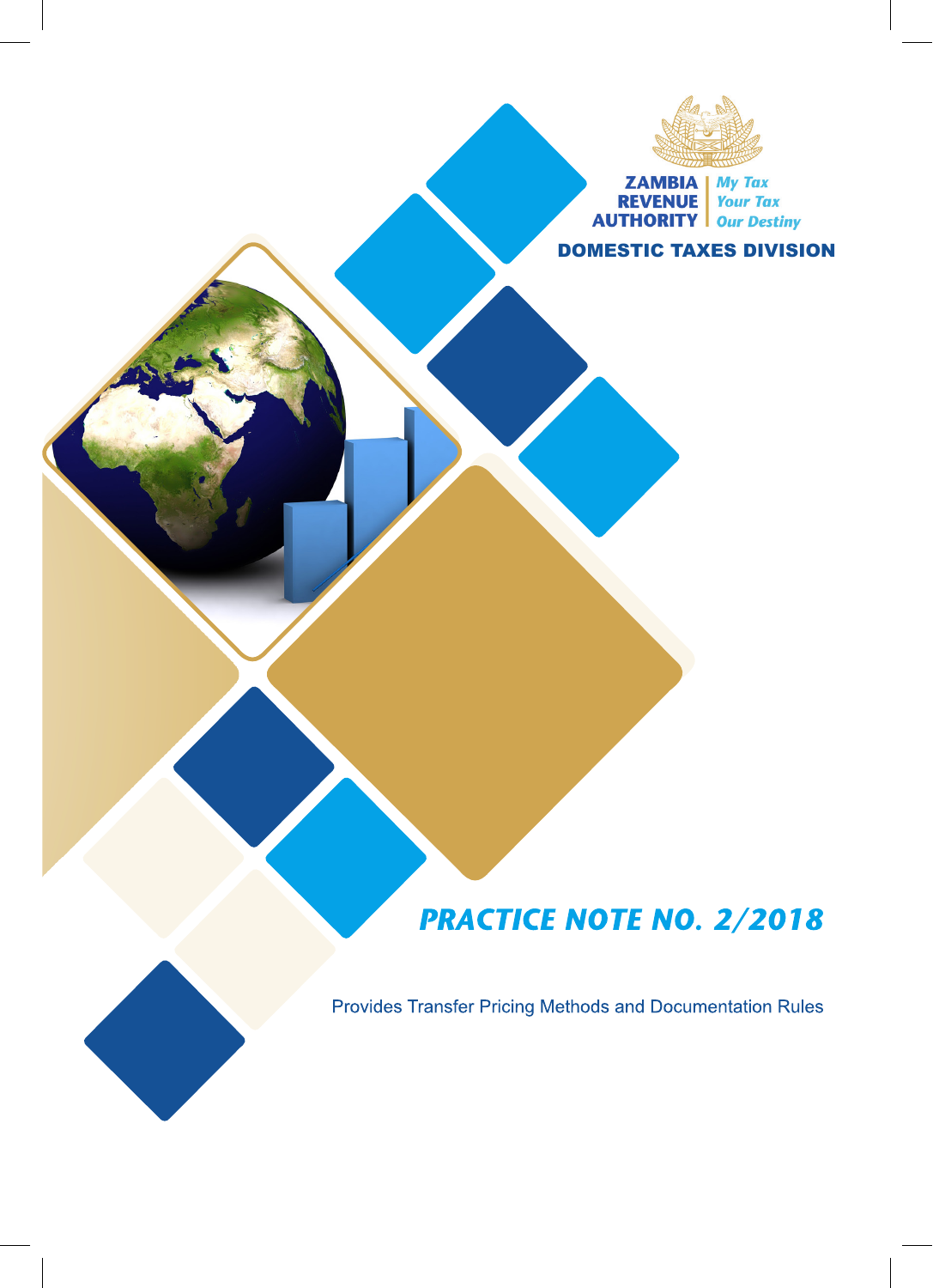ZAMBIA REVENUE AUTHORITY

*My Tax Your Tax Our Destiny*

**DOMESTIC TAXES DIVISION**

# PRACTICE NOTE NO. 2/2018

Provides Transfer Pricing Methods and Documentation Rules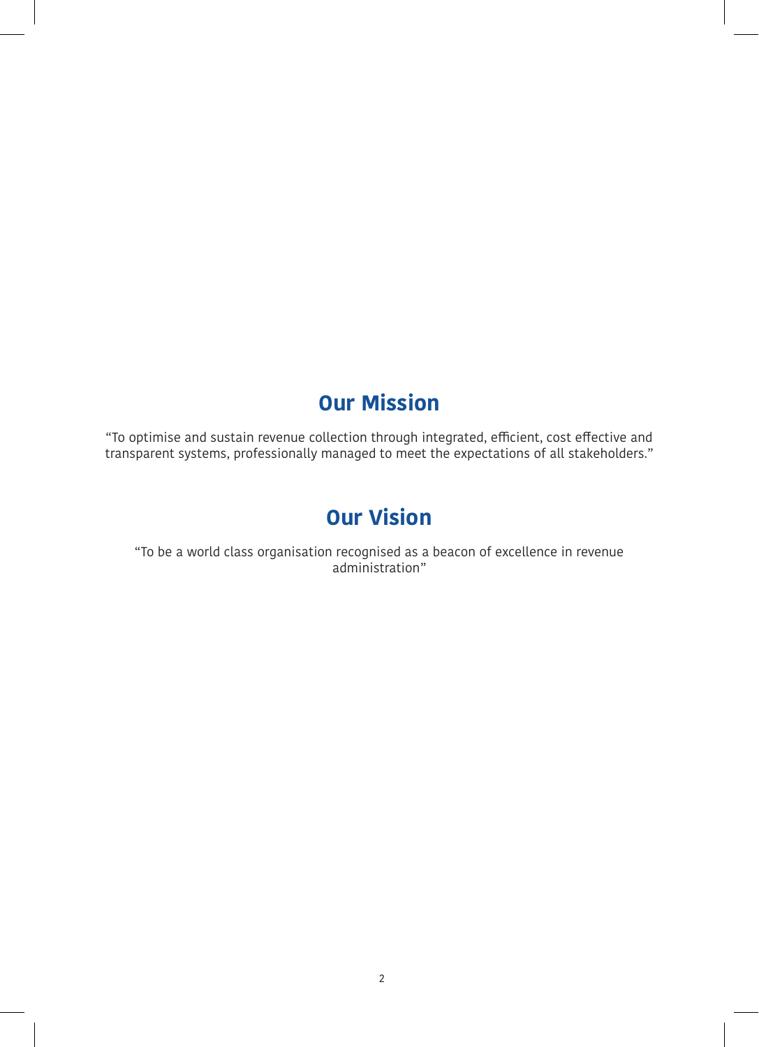## Our Mission

"To optimise and sustain revenue collection through integrated, efficient, cost effective and transparent systems, professionally managed to meet the expectations of all stakeholders."

## Our Vision

"To be a world class organisation recognised as a beacon of excellence in revenue administration"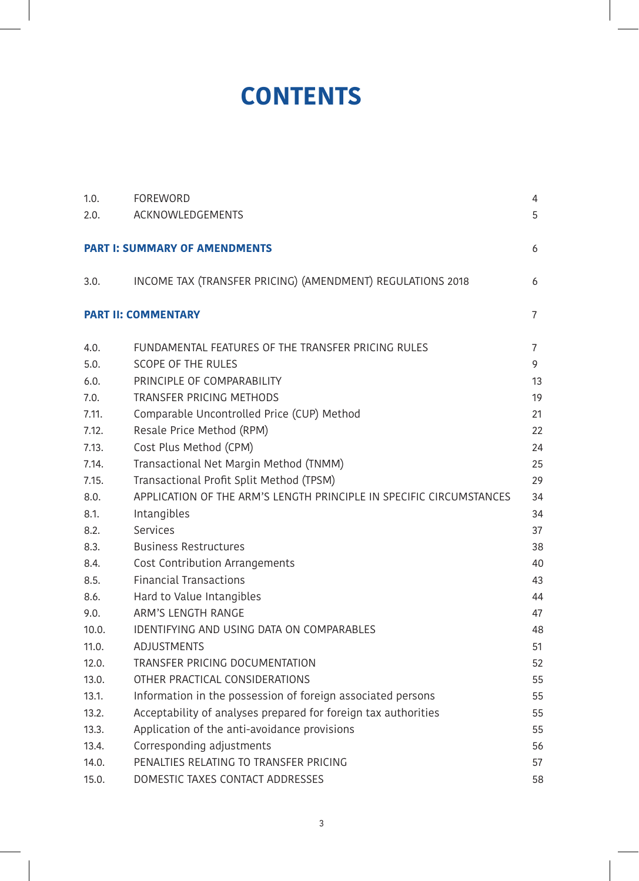# CONTENTS

| | | |
|---|---|---|
| 1.0. | FOREWORD | 4 |
| 2.0. | ACKNOWLEDGEMENTS | 5 |
| **PART I: SUMMARY OF AMENDMENTS** | | 6 |
| 3.0. | INCOME TAX (TRANSFER PRICING) (AMENDMENT) REGULATIONS 2018 | 6 |
| **PART II: COMMENTARY** | | 7 |
| 4.0. | FUNDAMENTAL FEATURES OF THE TRANSFER PRICING RULES | 7 |
| 5.0. | SCOPE OF THE RULES | 9 |
| 6.0. | PRINCIPLE OF COMPARABILITY | 13 |
| 7.0. | TRANSFER PRICING METHODS | 19 |
| 7.11. | Comparable Uncontrolled Price (CUP) Method | 21 |
| 7.12. | Resale Price Method (RPM) | 22 |
| 7.13. | Cost Plus Method (CPM) | 24 |
| 7.14. | Transactional Net Margin Method (TNMM) | 25 |
| 7.15. | Transactional Profit Split Method (TPSM) | 29 |
| 8.0. | APPLICATION OF THE ARM'S LENGTH PRINCIPLE IN SPECIFIC CIRCUMSTANCES | 34 |
| 8.1. | Intangibles | 34 |
| 8.2. | Services | 37 |
| 8.3. | Business Restructures | 38 |
| 8.4. | Cost Contribution Arrangements | 40 |
| 8.5. | Financial Transactions | 43 |
| 8.6. | Hard to Value Intangibles | 44 |
| 9.0. | ARM'S LENGTH RANGE | 47 |
| 10.0. | IDENTIFYING AND USING DATA ON COMPARABLES | 48 |
| 11.0. | ADJUSTMENTS | 51 |
| 12.0. | TRANSFER PRICING DOCUMENTATION | 52 |
| 13.0. | OTHER PRACTICAL CONSIDERATIONS | 55 |
| 13.1. | Information in the possession of foreign associated persons | 55 |
| 13.2. | Acceptability of analyses prepared for foreign tax authorities | 55 |
| 13.3. | Application of the anti-avoidance provisions | 55 |
| 13.4. | Corresponding adjustments | 56 |
| 14.0. | PENALTIES RELATING TO TRANSFER PRICING | 57 |
| 15.0. | DOMESTIC TAXES CONTACT ADDRESSES | 58 |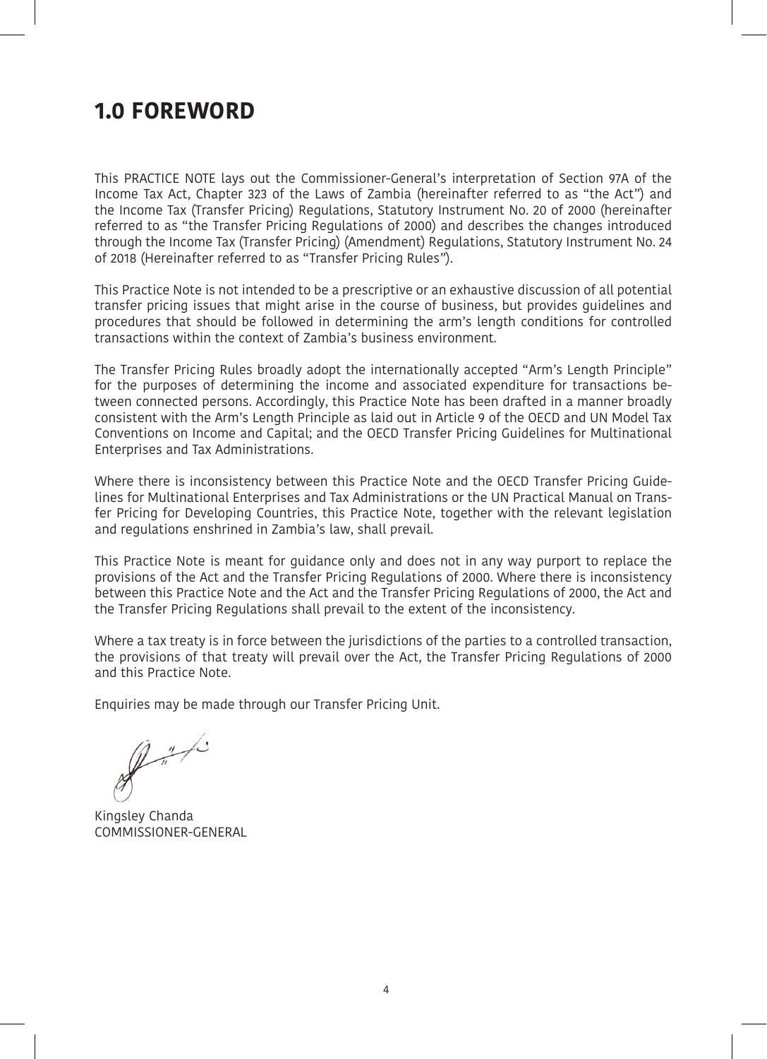# 1.0 FOREWORD

This PRACTICE NOTE lays out the Commissioner-General's interpretation of Section 97A of the Income Tax Act, Chapter 323 of the Laws of Zambia (hereinafter referred to as "the Act") and the Income Tax (Transfer Pricing) Regulations, Statutory Instrument No. 20 of 2000 (hereinafter referred to as "the Transfer Pricing Regulations of 2000) and describes the changes introduced through the Income Tax (Transfer Pricing) (Amendment) Regulations, Statutory Instrument No. 24 of 2018 (Hereinafter referred to as "Transfer Pricing Rules").

This Practice Note is not intended to be a prescriptive or an exhaustive discussion of all potential transfer pricing issues that might arise in the course of business, but provides guidelines and procedures that should be followed in determining the arm's length conditions for controlled transactions within the context of Zambia's business environment.

The Transfer Pricing Rules broadly adopt the internationally accepted "Arm's Length Principle" for the purposes of determining the income and associated expenditure for transactions between connected persons. Accordingly, this Practice Note has been drafted in a manner broadly consistent with the Arm's Length Principle as laid out in Article 9 of the OECD and UN Model Tax Conventions on Income and Capital; and the OECD Transfer Pricing Guidelines for Multinational Enterprises and Tax Administrations.

Where there is inconsistency between this Practice Note and the OECD Transfer Pricing Guidelines for Multinational Enterprises and Tax Administrations or the UN Practical Manual on Transfer Pricing for Developing Countries, this Practice Note, together with the relevant legislation and regulations enshrined in Zambia's law, shall prevail.

This Practice Note is meant for guidance only and does not in any way purport to replace the provisions of the Act and the Transfer Pricing Regulations of 2000. Where there is inconsistency between this Practice Note and the Act and the Transfer Pricing Regulations of 2000, the Act and the Transfer Pricing Regulations shall prevail to the extent of the inconsistency.

Where a tax treaty is in force between the jurisdictions of the parties to a controlled transaction, the provisions of that treaty will prevail over the Act, the Transfer Pricing Regulations of 2000 and this Practice Note.

Enquiries may be made through our Transfer Pricing Unit.

Kingsley Chanda
COMMISSIONER-GENERAL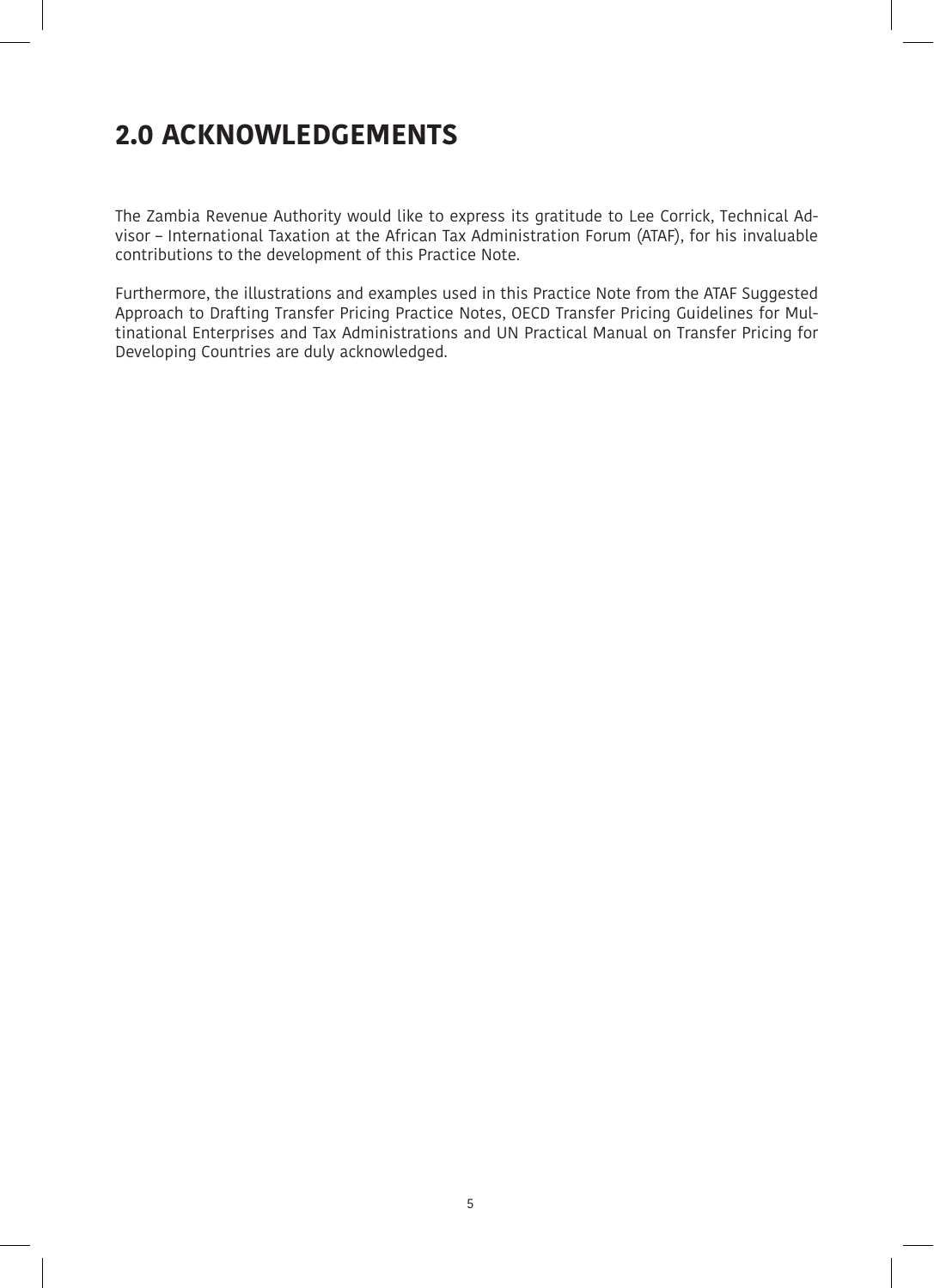## 2.0 ACKNOWLEDGEMENTS

The Zambia Revenue Authority would like to express its gratitude to Lee Corrick, Technical Advisor – International Taxation at the African Tax Administration Forum (ATAF), for his invaluable contributions to the development of this Practice Note.

Furthermore, the illustrations and examples used in this Practice Note from the ATAF Suggested Approach to Drafting Transfer Pricing Practice Notes, OECD Transfer Pricing Guidelines for Multinational Enterprises and Tax Administrations and UN Practical Manual on Transfer Pricing for Developing Countries are duly acknowledged.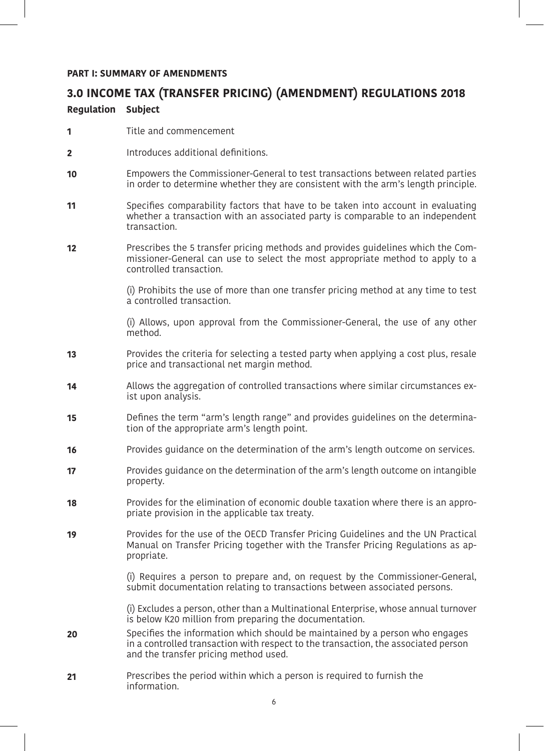**PART I: SUMMARY OF AMENDMENTS**

## 3.0 INCOME TAX (TRANSFER PRICING) (AMENDMENT) REGULATIONS 2018

| Regulation | Subject |
|---|---|
| **1** | Title and commencement |
| **2** | Introduces additional definitions. |
| **10** | Empowers the Commissioner-General to test transactions between related parties in order to determine whether they are consistent with the arm's length principle. |
| **11** | Specifies comparability factors that have to be taken into account in evaluating whether a transaction with an associated party is comparable to an independent transaction. |
| **12** | Prescribes the 5 transfer pricing methods and provides guidelines which the Commissioner-General can use to select the most appropriate method to apply to a controlled transaction.<br><br>(i) Prohibits the use of more than one transfer pricing method at any time to test a controlled transaction.<br><br>(i) Allows, upon approval from the Commissioner-General, the use of any other method. |
| **13** | Provides the criteria for selecting a tested party when applying a cost plus, resale price and transactional net margin method. |
| **14** | Allows the aggregation of controlled transactions where similar circumstances exist upon analysis. |
| **15** | Defines the term "arm's length range" and provides guidelines on the determination of the appropriate arm's length point. |
| **16** | Provides guidance on the determination of the arm's length outcome on services. |
| **17** | Provides guidance on the determination of the arm's length outcome on intangible property. |
| **18** | Provides for the elimination of economic double taxation where there is an appropriate provision in the applicable tax treaty. |
| **19** | Provides for the use of the OECD Transfer Pricing Guidelines and the UN Practical Manual on Transfer Pricing together with the Transfer Pricing Regulations as appropriate.<br><br>(i) Requires a person to prepare and, on request by the Commissioner-General, submit documentation relating to transactions between associated persons.<br><br>(i) Excludes a person, other than a Multinational Enterprise, whose annual turnover is below K20 million from preparing the documentation. |
| **20** | Specifies the information which should be maintained by a person who engages in a controlled transaction with respect to the transaction, the associated person and the transfer pricing method used. |
| **21** | Prescribes the period within which a person is required to furnish the information. |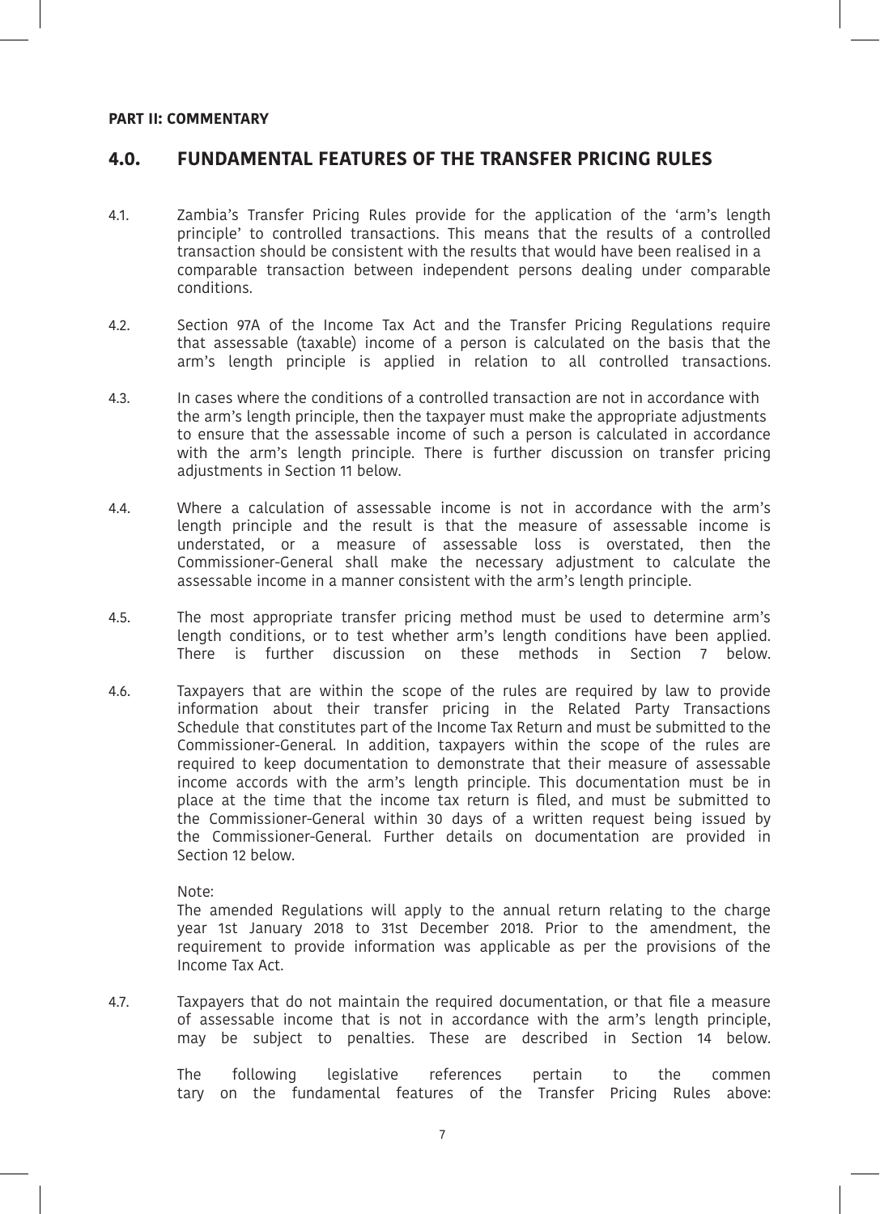**PART II: COMMENTARY**

## 4.0. FUNDAMENTAL FEATURES OF THE TRANSFER PRICING RULES

4.1. Zambia's Transfer Pricing Rules provide for the application of the 'arm's length principle' to controlled transactions. This means that the results of a controlled transaction should be consistent with the results that would have been realised in a comparable transaction between independent persons dealing under comparable conditions.

4.2. Section 97A of the Income Tax Act and the Transfer Pricing Regulations require that assessable (taxable) income of a person is calculated on the basis that the arm's length principle is applied in relation to all controlled transactions.

4.3. In cases where the conditions of a controlled transaction are not in accordance with the arm's length principle, then the taxpayer must make the appropriate adjustments to ensure that the assessable income of such a person is calculated in accordance with the arm's length principle. There is further discussion on transfer pricing adjustments in Section 11 below.

4.4. Where a calculation of assessable income is not in accordance with the arm's length principle and the result is that the measure of assessable income is understated, or a measure of assessable loss is overstated, then the Commissioner-General shall make the necessary adjustment to calculate the assessable income in a manner consistent with the arm's length principle.

4.5. The most appropriate transfer pricing method must be used to determine arm's length conditions, or to test whether arm's length conditions have been applied. There is further discussion on these methods in Section 7 below.

4.6. Taxpayers that are within the scope of the rules are required by law to provide information about their transfer pricing in the Related Party Transactions Schedule that constitutes part of the Income Tax Return and must be submitted to the Commissioner-General. In addition, taxpayers within the scope of the rules are required to keep documentation to demonstrate that their measure of assessable income accords with the arm's length principle. This documentation must be in place at the time that the income tax return is filed, and must be submitted to the Commissioner-General within 30 days of a written request being issued by the Commissioner-General. Further details on documentation are provided in Section 12 below.

Note:
The amended Regulations will apply to the annual return relating to the charge year 1st January 2018 to 31st December 2018. Prior to the amendment, the requirement to provide information was applicable as per the provisions of the Income Tax Act.

4.7. Taxpayers that do not maintain the required documentation, or that file a measure of assessable income that is not in accordance with the arm's length principle, may be subject to penalties. These are described in Section 14 below.

The following legislative references pertain to the commentary on the fundamental features of the Transfer Pricing Rules above: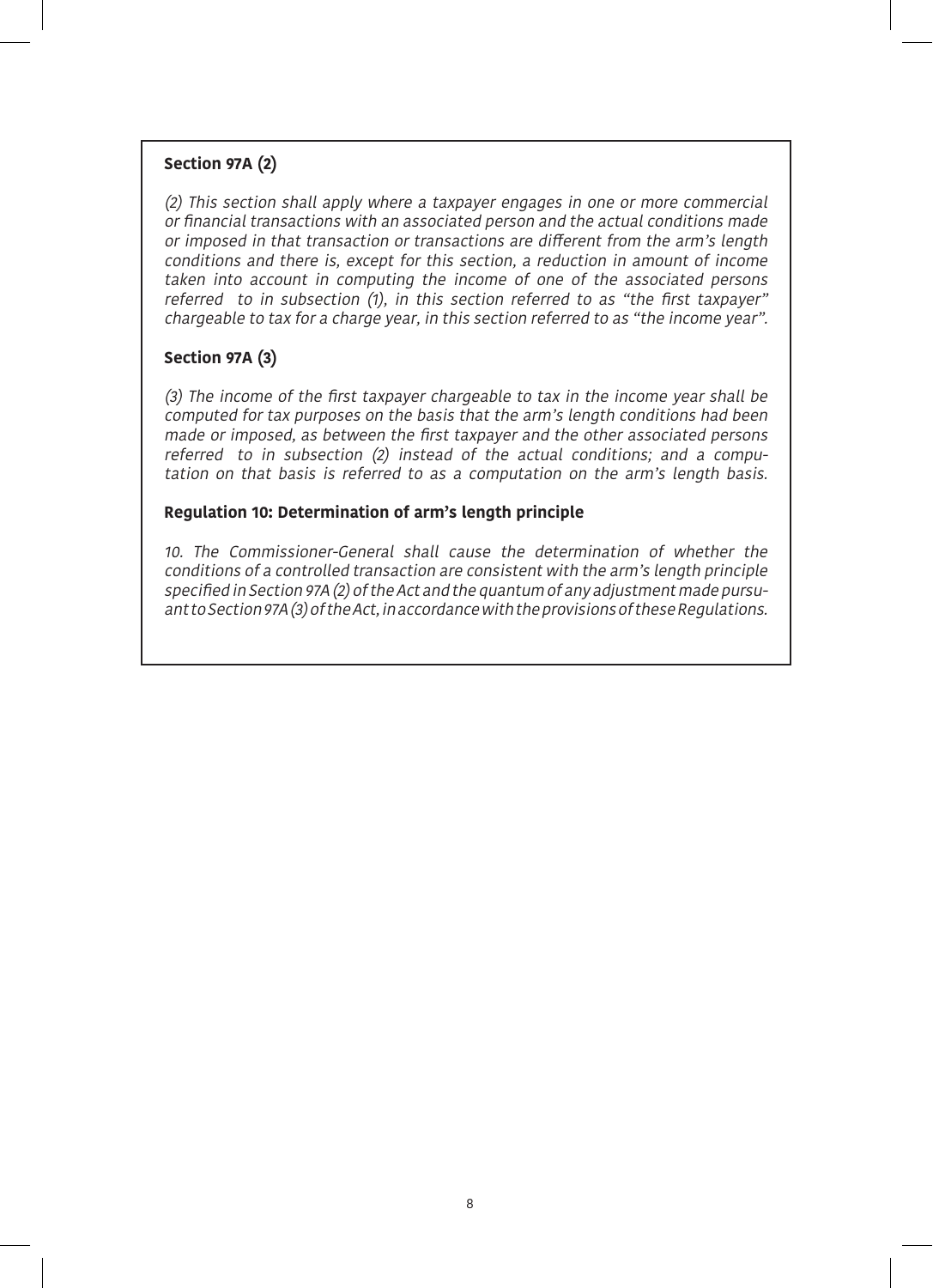**Section 97A (2)**

*(2) This section shall apply where a taxpayer engages in one or more commercial or financial transactions with an associated person and the actual conditions made or imposed in that transaction or transactions are different from the arm's length conditions and there is, except for this section, a reduction in amount of income taken into account in computing the income of one of the associated persons referred to in subsection (1), in this section referred to as "the first taxpayer" chargeable to tax for a charge year, in this section referred to as "the income year".*

**Section 97A (3)**

*(3) The income of the first taxpayer chargeable to tax in the income year shall be computed for tax purposes on the basis that the arm's length conditions had been made or imposed, as between the first taxpayer and the other associated persons referred to in subsection (2) instead of the actual conditions; and a computation on that basis is referred to as a computation on the arm's length basis.*

**Regulation 10: Determination of arm's length principle**

*10. The Commissioner-General shall cause the determination of whether the conditions of a controlled transaction are consistent with the arm's length principle specified in Section 97A (2) of the Act and the quantum of any adjustment made pursuant to Section 97A (3) of the Act, in accordance with the provisions of these Regulations.*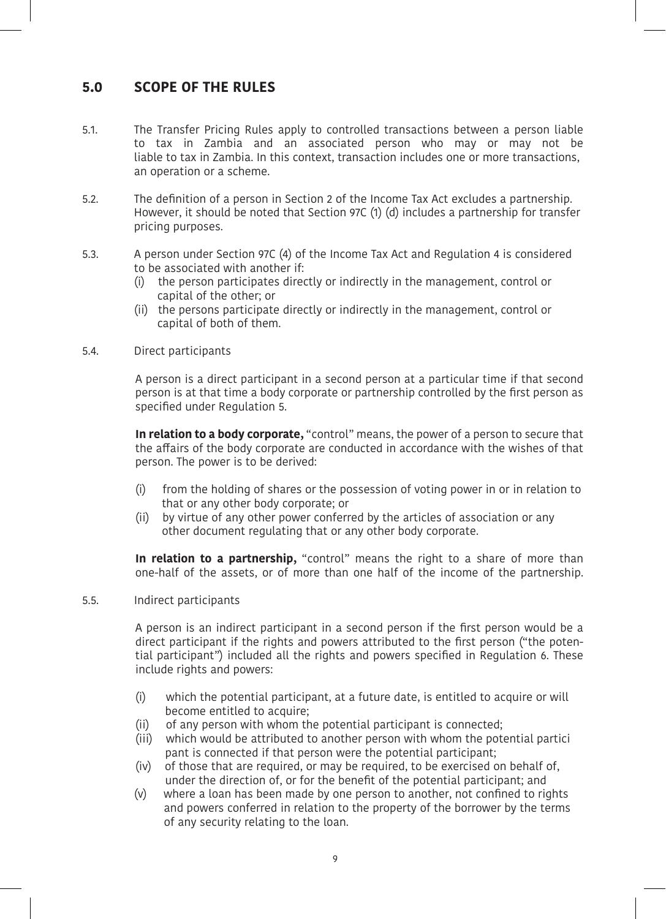## 5.0 SCOPE OF THE RULES

5.1. The Transfer Pricing Rules apply to controlled transactions between a person liable to tax in Zambia and an associated person who may or may not be liable to tax in Zambia. In this context, transaction includes one or more transactions, an operation or a scheme.

5.2. The definition of a person in Section 2 of the Income Tax Act excludes a partnership. However, it should be noted that Section 97C (1) (d) includes a partnership for transfer pricing purposes.

5.3. A person under Section 97C (4) of the Income Tax Act and Regulation 4 is considered to be associated with another if:

(i) the person participates directly or indirectly in the management, control or capital of the other; or
(ii) the persons participate directly or indirectly in the management, control or capital of both of them.

5.4. Direct participants

A person is a direct participant in a second person at a particular time if that second person is at that time a body corporate or partnership controlled by the first person as specified under Regulation 5.

**In relation to a body corporate,** "control" means, the power of a person to secure that the affairs of the body corporate are conducted in accordance with the wishes of that person. The power is to be derived:

(i) from the holding of shares or the possession of voting power in or in relation to that or any other body corporate; or
(ii) by virtue of any other power conferred by the articles of association or any other document regulating that or any other body corporate.

**In relation to a partnership,** "control" means the right to a share of more than one-half of the assets, or of more than one half of the income of the partnership.

5.5. Indirect participants

A person is an indirect participant in a second person if the first person would be a direct participant if the rights and powers attributed to the first person ("the potential participant") included all the rights and powers specified in Regulation 6. These include rights and powers:

(i) which the potential participant, at a future date, is entitled to acquire or will become entitled to acquire;
(ii) of any person with whom the potential participant is connected;
(iii) which would be attributed to another person with whom the potential participant is connected if that person were the potential participant;
(iv) of those that are required, or may be required, to be exercised on behalf of, under the direction of, or for the benefit of the potential participant; and
(v) where a loan has been made by one person to another, not confined to rights and powers conferred in relation to the property of the borrower by the terms of any security relating to the loan.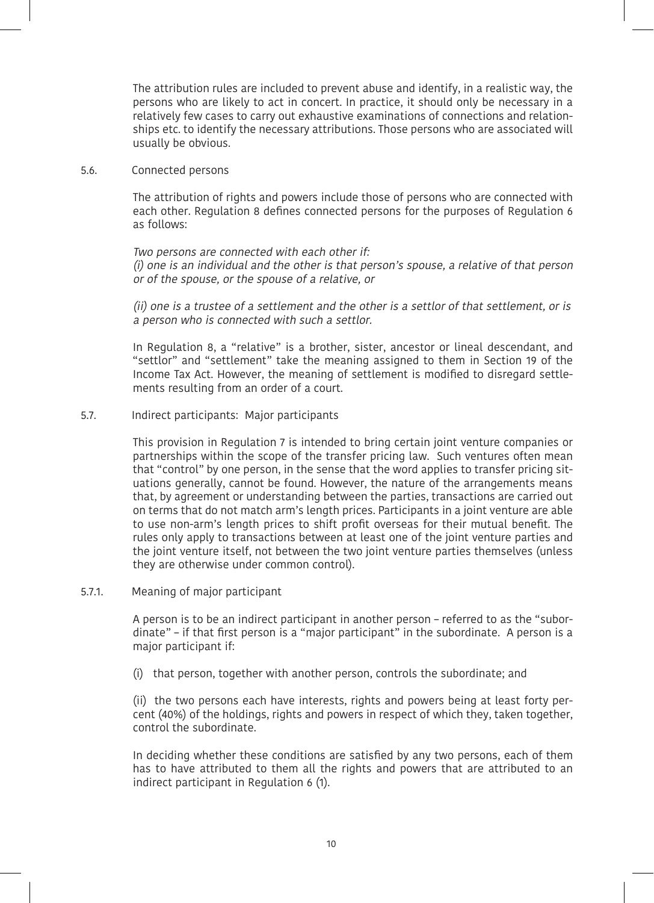The attribution rules are included to prevent abuse and identify, in a realistic way, the persons who are likely to act in concert. In practice, it should only be necessary in a relatively few cases to carry out exhaustive examinations of connections and relationships etc. to identify the necessary attributions. Those persons who are associated will usually be obvious.

### 5.6. Connected persons

The attribution of rights and powers include those of persons who are connected with each other. Regulation 8 defines connected persons for the purposes of Regulation 6 as follows:

*Two persons are connected with each other if:*
*(i) one is an individual and the other is that person's spouse, a relative of that person or of the spouse, or the spouse of a relative, or*

*(ii) one is a trustee of a settlement and the other is a settlor of that settlement, or is a person who is connected with such a settlor.*

In Regulation 8, a "relative" is a brother, sister, ancestor or lineal descendant, and "settlor" and "settlement" take the meaning assigned to them in Section 19 of the Income Tax Act. However, the meaning of settlement is modified to disregard settlements resulting from an order of a court.

### 5.7. Indirect participants: Major participants

This provision in Regulation 7 is intended to bring certain joint venture companies or partnerships within the scope of the transfer pricing law. Such ventures often mean that "control" by one person, in the sense that the word applies to transfer pricing situations generally, cannot be found. However, the nature of the arrangements means that, by agreement or understanding between the parties, transactions are carried out on terms that do not match arm's length prices. Participants in a joint venture are able to use non-arm's length prices to shift profit overseas for their mutual benefit. The rules only apply to transactions between at least one of the joint venture parties and the joint venture itself, not between the two joint venture parties themselves (unless they are otherwise under common control).

#### 5.7.1. Meaning of major participant

A person is to be an indirect participant in another person – referred to as the "subordinate" – if that first person is a "major participant" in the subordinate. A person is a major participant if:

(i) that person, together with another person, controls the subordinate; and

(ii) the two persons each have interests, rights and powers being at least forty percent (40%) of the holdings, rights and powers in respect of which they, taken together, control the subordinate.

In deciding whether these conditions are satisfied by any two persons, each of them has to have attributed to them all the rights and powers that are attributed to an indirect participant in Regulation 6 (1).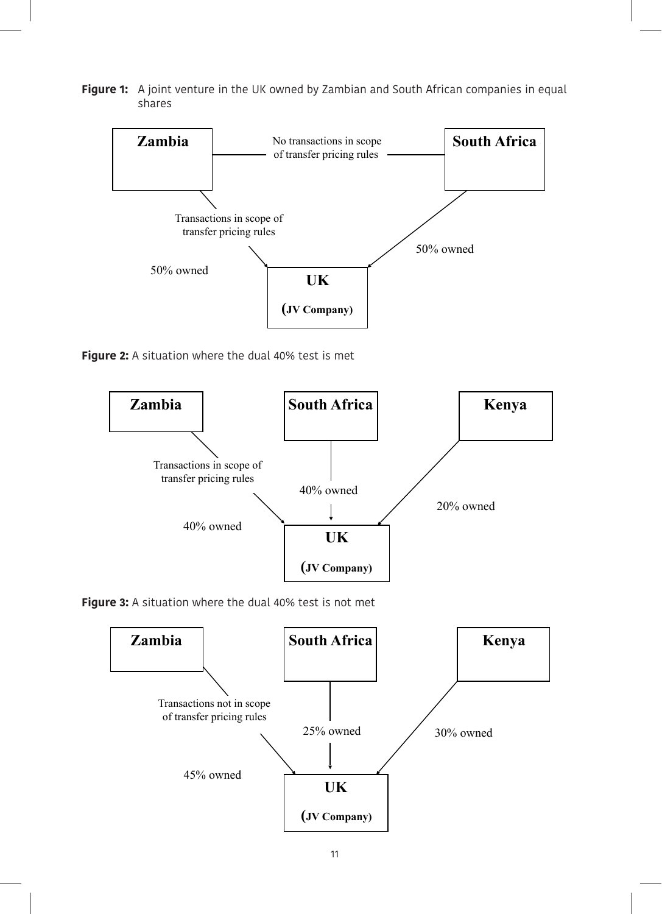**Figure 1:** A joint venture in the UK owned by Zambian and South African companies in equal shares

Zambia

No transactions in scope of transfer pricing rules

South Africa

Transactions in scope of transfer pricing rules

50% owned

50% owned

UK

(JV Company)

**Figure 2:** A situation where the dual 40% test is met

Zambia

South Africa

Kenya

Transactions in scope of transfer pricing rules

40% owned

40% owned

20% owned

UK

(JV Company)

**Figure 3:** A situation where the dual 40% test is not met

Zambia

South Africa

Kenya

Transactions not in scope of transfer pricing rules

25% owned

30% owned

45% owned

UK

(JV Company)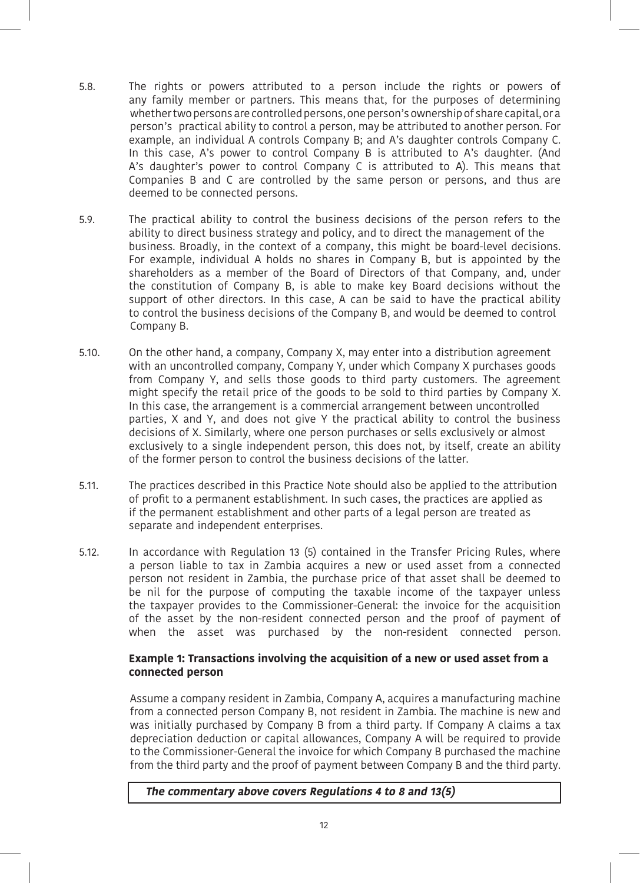5.8. The rights or powers attributed to a person include the rights or powers of any family member or partners. This means that, for the purposes of determining whether two persons are controlled persons, one person's ownership of share capital, or a person's practical ability to control a person, may be attributed to another person. For example, an individual A controls Company B; and A's daughter controls Company C. In this case, A's power to control Company B is attributed to A's daughter. (And A's daughter's power to control Company C is attributed to A). This means that Companies B and C are controlled by the same person or persons, and thus are deemed to be connected persons.

5.9. The practical ability to control the business decisions of the person refers to the ability to direct business strategy and policy, and to direct the management of the business. Broadly, in the context of a company, this might be board-level decisions. For example, individual A holds no shares in Company B, but is appointed by the shareholders as a member of the Board of Directors of that Company, and, under the constitution of Company B, is able to make key Board decisions without the support of other directors. In this case, A can be said to have the practical ability to control the business decisions of the Company B, and would be deemed to control Company B.

5.10. On the other hand, a company, Company X, may enter into a distribution agreement with an uncontrolled company, Company Y, under which Company X purchases goods from Company Y, and sells those goods to third party customers. The agreement might specify the retail price of the goods to be sold to third parties by Company X. In this case, the arrangement is a commercial arrangement between uncontrolled parties, X and Y, and does not give Y the practical ability to control the business decisions of X. Similarly, where one person purchases or sells exclusively or almost exclusively to a single independent person, this does not, by itself, create an ability of the former person to control the business decisions of the latter.

5.11. The practices described in this Practice Note should also be applied to the attribution of profit to a permanent establishment. In such cases, the practices are applied as if the permanent establishment and other parts of a legal person are treated as separate and independent enterprises.

5.12. In accordance with Regulation 13 (5) contained in the Transfer Pricing Rules, where a person liable to tax in Zambia acquires a new or used asset from a connected person not resident in Zambia, the purchase price of that asset shall be deemed to be nil for the purpose of computing the taxable income of the taxpayer unless the taxpayer provides to the Commissioner-General: the invoice for the acquisition of the asset by the non-resident connected person and the proof of payment of when the asset was purchased by the non-resident connected person.

**Example 1: Transactions involving the acquisition of a new or used asset from a connected person**

Assume a company resident in Zambia, Company A, acquires a manufacturing machine from a connected person Company B, not resident in Zambia. The machine is new and was initially purchased by Company B from a third party. If Company A claims a tax depreciation deduction or capital allowances, Company A will be required to provide to the Commissioner-General the invoice for which Company B purchased the machine from the third party and the proof of payment between Company B and the third party.

***The commentary above covers Regulations 4 to 8 and 13(5)***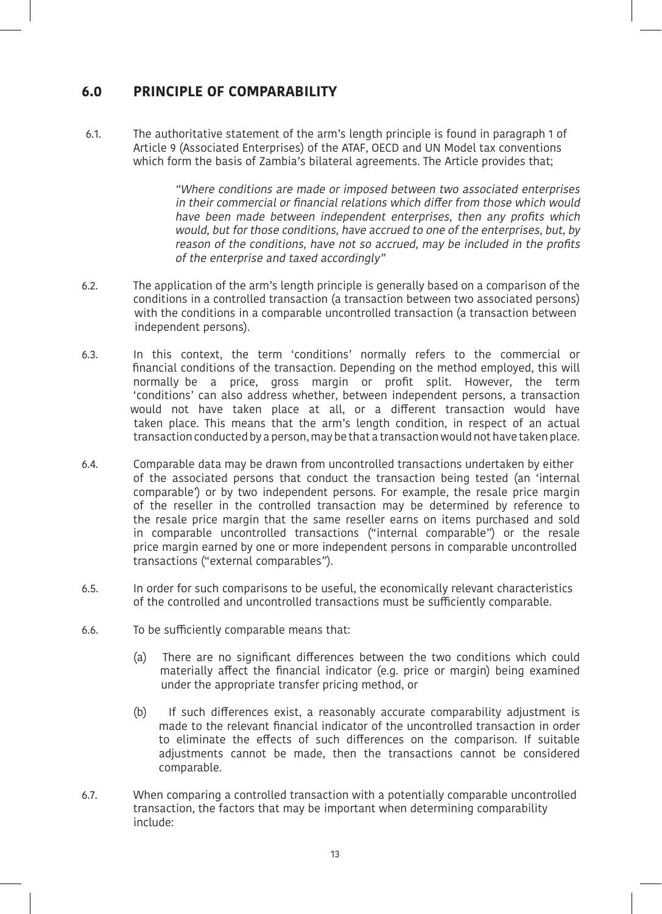## 6.0 PRINCIPLE OF COMPARABILITY

6.1. The authoritative statement of the arm's length principle is found in paragraph 1 of Article 9 (Associated Enterprises) of the ATAF, OECD and UN Model tax conventions which form the basis of Zambia's bilateral agreements. The Article provides that;

> *"Where conditions are made or imposed between two associated enterprises in their commercial or financial relations which differ from those which would have been made between independent enterprises, then any profits which would, but for those conditions, have accrued to one of the enterprises, but, by reason of the conditions, have not so accrued, may be included in the profits of the enterprise and taxed accordingly"*

6.2. The application of the arm's length principle is generally based on a comparison of the conditions in a controlled transaction (a transaction between two associated persons) with the conditions in a comparable uncontrolled transaction (a transaction between independent persons).

6.3. In this context, the term 'conditions' normally refers to the commercial or financial conditions of the transaction. Depending on the method employed, this will normally be a price, gross margin or profit split. However, the term 'conditions' can also address whether, between independent persons, a transaction would not have taken place at all, or a different transaction would have taken place. This means that the arm's length condition, in respect of an actual transaction conducted by a person, may be that a transaction would not have taken place.

6.4. Comparable data may be drawn from uncontrolled transactions undertaken by either of the associated persons that conduct the transaction being tested (an 'internal comparable') or by two independent persons. For example, the resale price margin of the reseller in the controlled transaction may be determined by reference to the resale price margin that the same reseller earns on items purchased and sold in comparable uncontrolled transactions ("internal comparable") or the resale price margin earned by one or more independent persons in comparable uncontrolled transactions ("external comparables").

6.5. In order for such comparisons to be useful, the economically relevant characteristics of the controlled and uncontrolled transactions must be sufficiently comparable.

6.6. To be sufficiently comparable means that:

(a) There are no significant differences between the two conditions which could materially affect the financial indicator (e.g. price or margin) being examined under the appropriate transfer pricing method, or

(b) If such differences exist, a reasonably accurate comparability adjustment is made to the relevant financial indicator of the uncontrolled transaction in order to eliminate the effects of such differences on the comparison. If suitable adjustments cannot be made, then the transactions cannot be considered comparable.

6.7. When comparing a controlled transaction with a potentially comparable uncontrolled transaction, the factors that may be important when determining comparability include: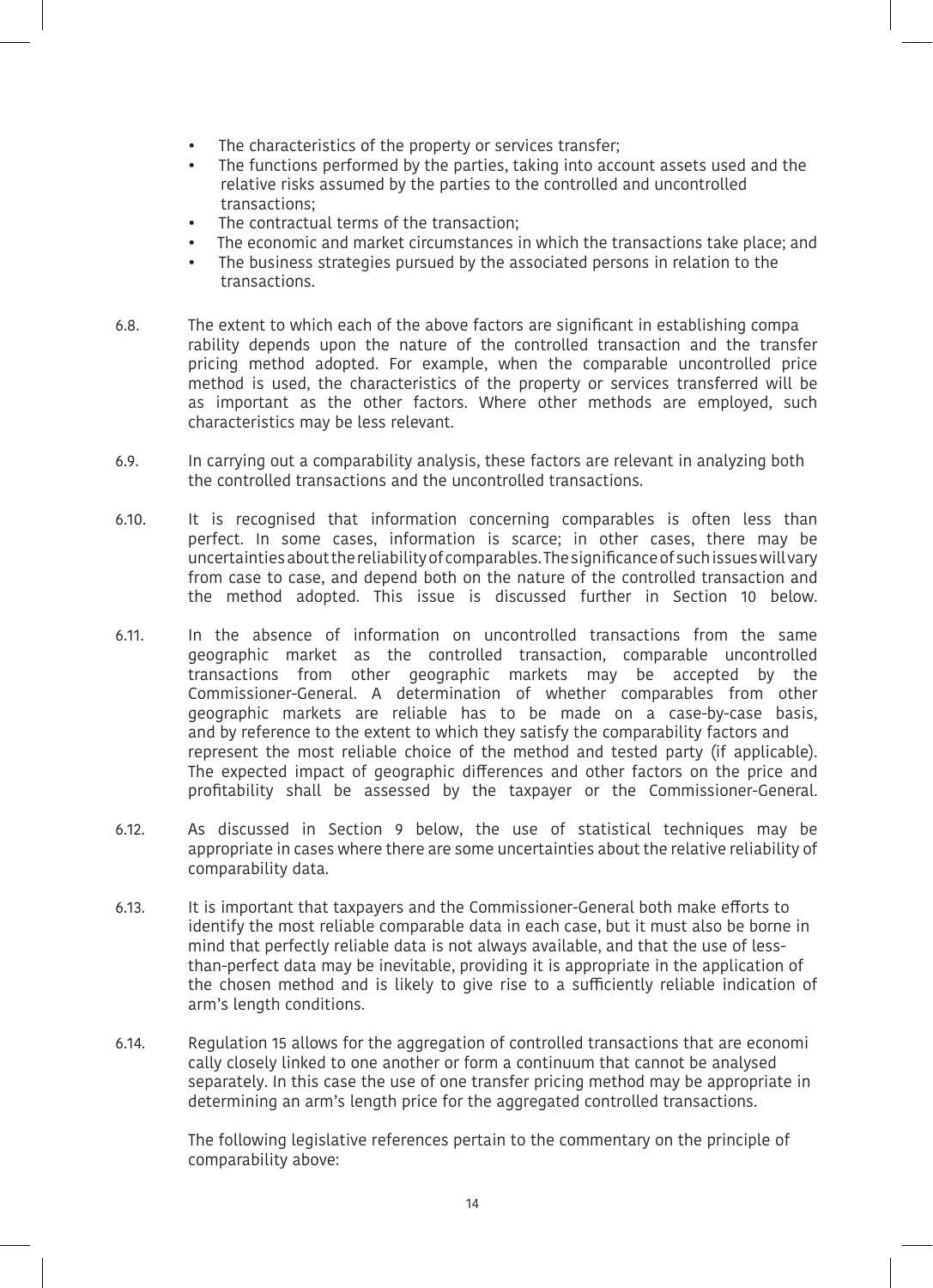- The characteristics of the property or services transfer;
- The functions performed by the parties, taking into account assets used and the relative risks assumed by the parties to the controlled and uncontrolled transactions;
- The contractual terms of the transaction;
- The economic and market circumstances in which the transactions take place; and
- The business strategies pursued by the associated persons in relation to the transactions.

6.8. The extent to which each of the above factors are significant in establishing compa rability depends upon the nature of the controlled transaction and the transfer pricing method adopted. For example, when the comparable uncontrolled price method is used, the characteristics of the property or services transferred will be as important as the other factors. Where other methods are employed, such characteristics may be less relevant.

6.9. In carrying out a comparability analysis, these factors are relevant in analyzing both the controlled transactions and the uncontrolled transactions.

6.10. It is recognised that information concerning comparables is often less than perfect. In some cases, information is scarce; in other cases, there may be uncertainties about the reliability of comparables. The significance of such issues will vary from case to case, and depend both on the nature of the controlled transaction and the method adopted. This issue is discussed further in Section 10 below.

6.11. In the absence of information on uncontrolled transactions from the same geographic market as the controlled transaction, comparable uncontrolled transactions from other geographic markets may be accepted by the Commissioner-General. A determination of whether comparables from other geographic markets are reliable has to be made on a case-by-case basis, and by reference to the extent to which they satisfy the comparability factors and represent the most reliable choice of the method and tested party (if applicable). The expected impact of geographic differences and other factors on the price and profitability shall be assessed by the taxpayer or the Commissioner-General.

6.12. As discussed in Section 9 below, the use of statistical techniques may be appropriate in cases where there are some uncertainties about the relative reliability of comparability data.

6.13. It is important that taxpayers and the Commissioner-General both make efforts to identify the most reliable comparable data in each case, but it must also be borne in mind that perfectly reliable data is not always available, and that the use of less-than-perfect data may be inevitable, providing it is appropriate in the application of the chosen method and is likely to give rise to a sufficiently reliable indication of arm's length conditions.

6.14. Regulation 15 allows for the aggregation of controlled transactions that are economi cally closely linked to one another or form a continuum that cannot be analysed separately. In this case the use of one transfer pricing method may be appropriate in determining an arm's length price for the aggregated controlled transactions.

The following legislative references pertain to the commentary on the principle of comparability above: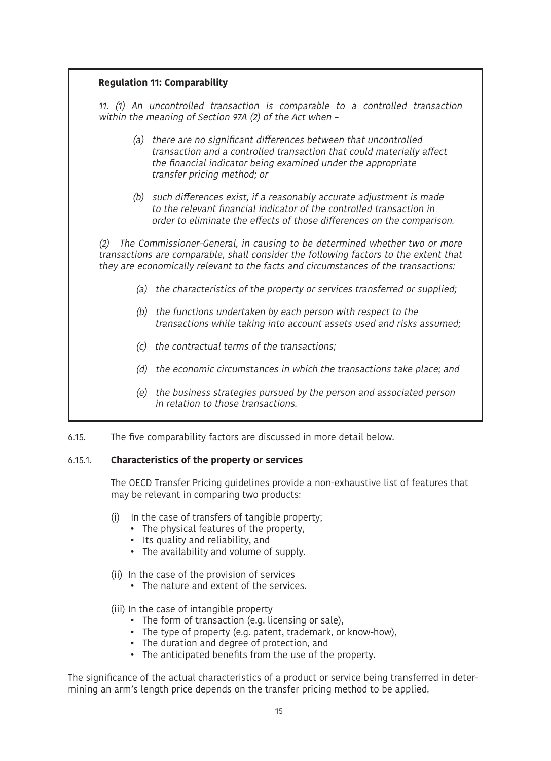**Regulation 11: Comparability**

*11. (1) An uncontrolled transaction is comparable to a controlled transaction within the meaning of Section 97A (2) of the Act when –*

> *(a) there are no significant differences between that uncontrolled transaction and a controlled transaction that could materially affect the financial indicator being examined under the appropriate transfer pricing method; or*
>
> *(b) such differences exist, if a reasonably accurate adjustment is made to the relevant financial indicator of the controlled transaction in order to eliminate the effects of those differences on the comparison.*

*(2) The Commissioner-General, in causing to be determined whether two or more transactions are comparable, shall consider the following factors to the extent that they are economically relevant to the facts and circumstances of the transactions:*

> *(a) the characteristics of the property or services transferred or supplied;*
>
> *(b) the functions undertaken by each person with respect to the transactions while taking into account assets used and risks assumed;*
>
> *(c) the contractual terms of the transactions;*
>
> *(d) the economic circumstances in which the transactions take place; and*
>
> *(e) the business strategies pursued by the person and associated person in relation to those transactions.*

6.15. The five comparability factors are discussed in more detail below.

6.15.1. **Characteristics of the property or services**

The OECD Transfer Pricing guidelines provide a non-exhaustive list of features that may be relevant in comparing two products:

(i) In the case of transfers of tangible property;
- The physical features of the property,
- Its quality and reliability, and
- The availability and volume of supply.

(ii) In the case of the provision of services
- The nature and extent of the services.

(iii) In the case of intangible property
- The form of transaction (e.g. licensing or sale),
- The type of property (e.g. patent, trademark, or know-how),
- The duration and degree of protection, and
- The anticipated benefits from the use of the property.

The significance of the actual characteristics of a product or service being transferred in determining an arm's length price depends on the transfer pricing method to be applied.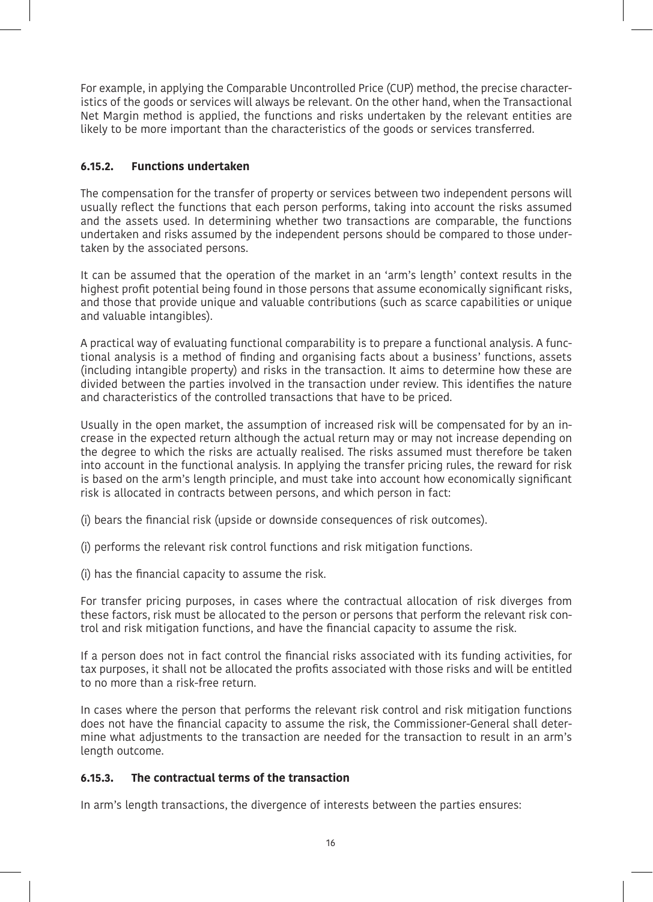For example, in applying the Comparable Uncontrolled Price (CUP) method, the precise characteristics of the goods or services will always be relevant. On the other hand, when the Transactional Net Margin method is applied, the functions and risks undertaken by the relevant entities are likely to be more important than the characteristics of the goods or services transferred.

#### 6.15.2. Functions undertaken

The compensation for the transfer of property or services between two independent persons will usually reflect the functions that each person performs, taking into account the risks assumed and the assets used. In determining whether two transactions are comparable, the functions undertaken and risks assumed by the independent persons should be compared to those undertaken by the associated persons.

It can be assumed that the operation of the market in an 'arm's length' context results in the highest profit potential being found in those persons that assume economically significant risks, and those that provide unique and valuable contributions (such as scarce capabilities or unique and valuable intangibles).

A practical way of evaluating functional comparability is to prepare a functional analysis. A functional analysis is a method of finding and organising facts about a business' functions, assets (including intangible property) and risks in the transaction. It aims to determine how these are divided between the parties involved in the transaction under review. This identifies the nature and characteristics of the controlled transactions that have to be priced.

Usually in the open market, the assumption of increased risk will be compensated for by an increase in the expected return although the actual return may or may not increase depending on the degree to which the risks are actually realised. The risks assumed must therefore be taken into account in the functional analysis. In applying the transfer pricing rules, the reward for risk is based on the arm's length principle, and must take into account how economically significant risk is allocated in contracts between persons, and which person in fact:

(i) bears the financial risk (upside or downside consequences of risk outcomes).

(i) performs the relevant risk control functions and risk mitigation functions.

(i) has the financial capacity to assume the risk.

For transfer pricing purposes, in cases where the contractual allocation of risk diverges from these factors, risk must be allocated to the person or persons that perform the relevant risk control and risk mitigation functions, and have the financial capacity to assume the risk.

If a person does not in fact control the financial risks associated with its funding activities, for tax purposes, it shall not be allocated the profits associated with those risks and will be entitled to no more than a risk-free return.

In cases where the person that performs the relevant risk control and risk mitigation functions does not have the financial capacity to assume the risk, the Commissioner-General shall determine what adjustments to the transaction are needed for the transaction to result in an arm's length outcome.

#### 6.15.3. The contractual terms of the transaction

In arm's length transactions, the divergence of interests between the parties ensures: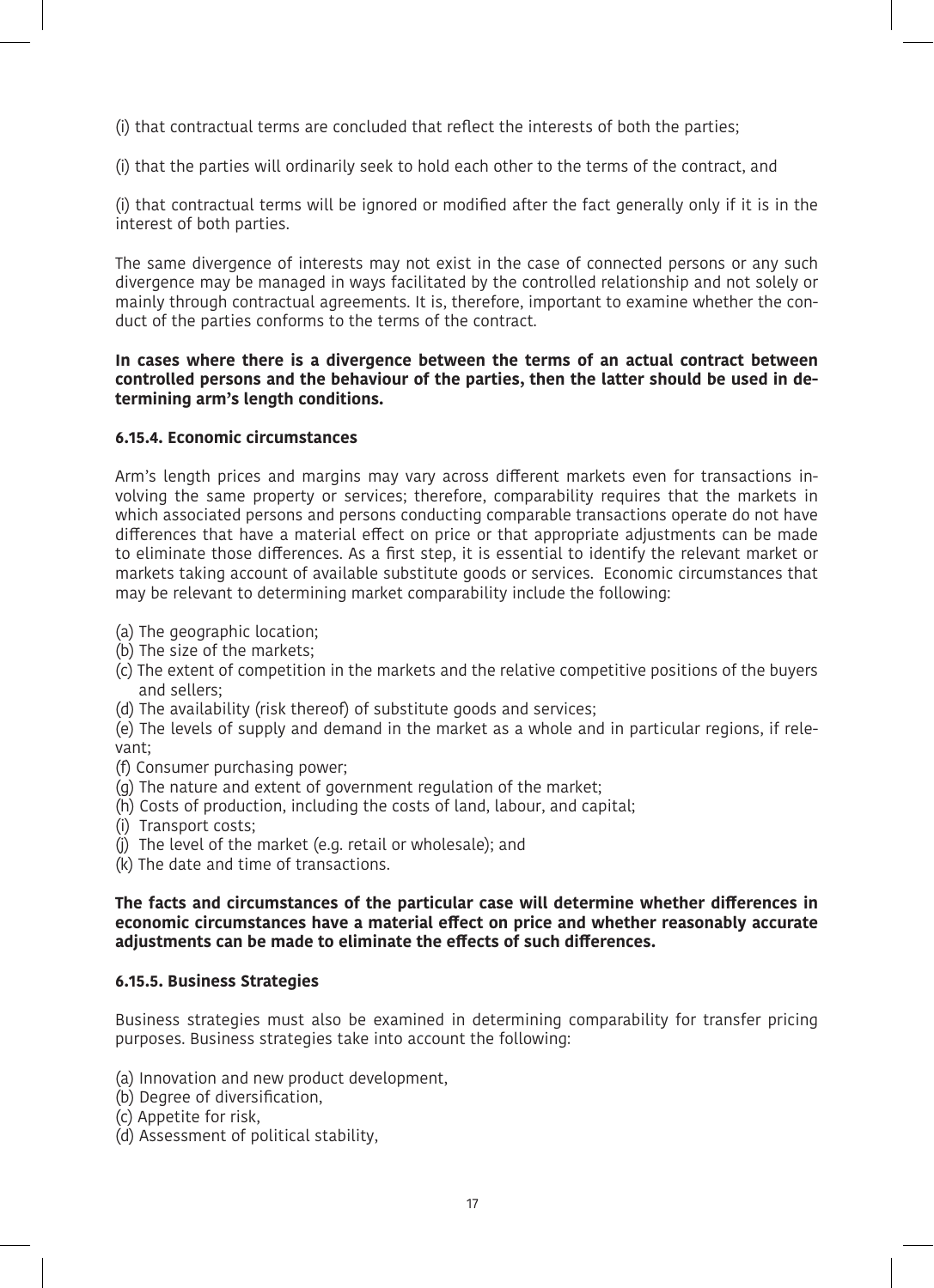(i) that contractual terms are concluded that reflect the interests of both the parties;

(i) that the parties will ordinarily seek to hold each other to the terms of the contract, and

(i) that contractual terms will be ignored or modified after the fact generally only if it is in the interest of both parties.

The same divergence of interests may not exist in the case of connected persons or any such divergence may be managed in ways facilitated by the controlled relationship and not solely or mainly through contractual agreements. It is, therefore, important to examine whether the conduct of the parties conforms to the terms of the contract.

**In cases where there is a divergence between the terms of an actual contract between controlled persons and the behaviour of the parties, then the latter should be used in determining arm's length conditions.**

#### 6.15.4. Economic circumstances

Arm's length prices and margins may vary across different markets even for transactions involving the same property or services; therefore, comparability requires that the markets in which associated persons and persons conducting comparable transactions operate do not have differences that have a material effect on price or that appropriate adjustments can be made to eliminate those differences. As a first step, it is essential to identify the relevant market or markets taking account of available substitute goods or services. Economic circumstances that may be relevant to determining market comparability include the following:

(a) The geographic location;
(b) The size of the markets;
(c) The extent of competition in the markets and the relative competitive positions of the buyers and sellers;
(d) The availability (risk thereof) of substitute goods and services;
(e) The levels of supply and demand in the market as a whole and in particular regions, if relevant;
(f) Consumer purchasing power;
(g) The nature and extent of government regulation of the market;
(h) Costs of production, including the costs of land, labour, and capital;
(i) Transport costs;
(j) The level of the market (e.g. retail or wholesale); and
(k) The date and time of transactions.

**The facts and circumstances of the particular case will determine whether differences in economic circumstances have a material effect on price and whether reasonably accurate adjustments can be made to eliminate the effects of such differences.**

#### 6.15.5. Business Strategies

Business strategies must also be examined in determining comparability for transfer pricing purposes. Business strategies take into account the following:

(a) Innovation and new product development,
(b) Degree of diversification,
(c) Appetite for risk,
(d) Assessment of political stability,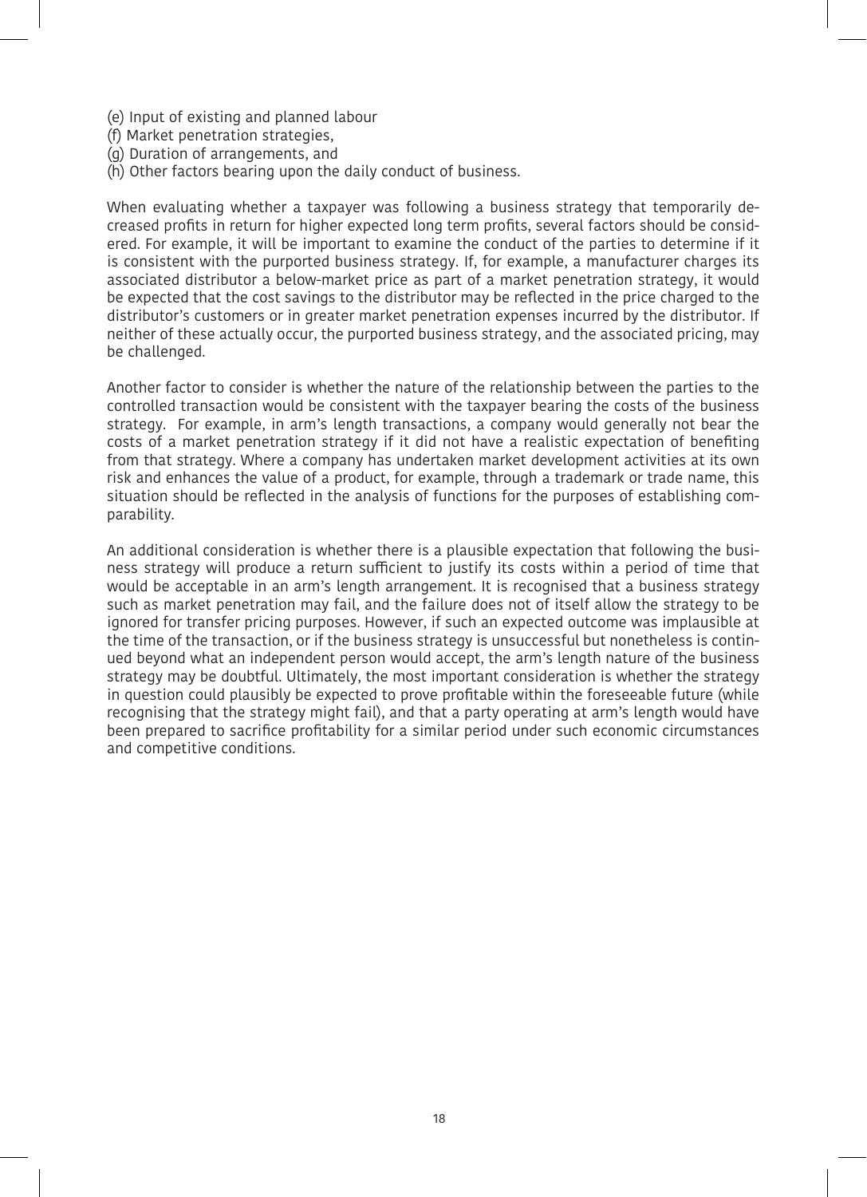(e) Input of existing and planned labour
(f) Market penetration strategies,
(g) Duration of arrangements, and
(h) Other factors bearing upon the daily conduct of business.

When evaluating whether a taxpayer was following a business strategy that temporarily decreased profits in return for higher expected long term profits, several factors should be considered. For example, it will be important to examine the conduct of the parties to determine if it is consistent with the purported business strategy. If, for example, a manufacturer charges its associated distributor a below-market price as part of a market penetration strategy, it would be expected that the cost savings to the distributor may be reflected in the price charged to the distributor's customers or in greater market penetration expenses incurred by the distributor. If neither of these actually occur, the purported business strategy, and the associated pricing, may be challenged.

Another factor to consider is whether the nature of the relationship between the parties to the controlled transaction would be consistent with the taxpayer bearing the costs of the business strategy. For example, in arm's length transactions, a company would generally not bear the costs of a market penetration strategy if it did not have a realistic expectation of benefiting from that strategy. Where a company has undertaken market development activities at its own risk and enhances the value of a product, for example, through a trademark or trade name, this situation should be reflected in the analysis of functions for the purposes of establishing comparability.

An additional consideration is whether there is a plausible expectation that following the business strategy will produce a return sufficient to justify its costs within a period of time that would be acceptable in an arm's length arrangement. It is recognised that a business strategy such as market penetration may fail, and the failure does not of itself allow the strategy to be ignored for transfer pricing purposes. However, if such an expected outcome was implausible at the time of the transaction, or if the business strategy is unsuccessful but nonetheless is continued beyond what an independent person would accept, the arm's length nature of the business strategy may be doubtful. Ultimately, the most important consideration is whether the strategy in question could plausibly be expected to prove profitable within the foreseeable future (while recognising that the strategy might fail), and that a party operating at arm's length would have been prepared to sacrifice profitability for a similar period under such economic circumstances and competitive conditions.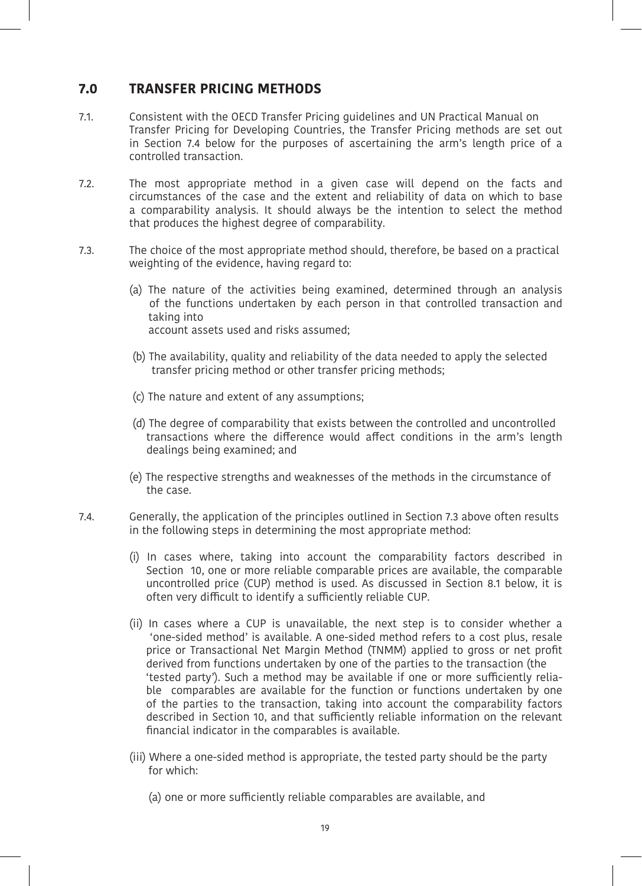## 7.0 TRANSFER PRICING METHODS

7.1. Consistent with the OECD Transfer Pricing guidelines and UN Practical Manual on Transfer Pricing for Developing Countries, the Transfer Pricing methods are set out in Section 7.4 below for the purposes of ascertaining the arm's length price of a controlled transaction.

7.2. The most appropriate method in a given case will depend on the facts and circumstances of the case and the extent and reliability of data on which to base a comparability analysis. It should always be the intention to select the method that produces the highest degree of comparability.

7.3. The choice of the most appropriate method should, therefore, be based on a practical weighting of the evidence, having regard to:

(a) The nature of the activities being examined, determined through an analysis of the functions undertaken by each person in that controlled transaction and taking into account assets used and risks assumed;

(b) The availability, quality and reliability of the data needed to apply the selected transfer pricing method or other transfer pricing methods;

(c) The nature and extent of any assumptions;

(d) The degree of comparability that exists between the controlled and uncontrolled transactions where the difference would affect conditions in the arm's length dealings being examined; and

(e) The respective strengths and weaknesses of the methods in the circumstance of the case.

7.4. Generally, the application of the principles outlined in Section 7.3 above often results in the following steps in determining the most appropriate method:

(i) In cases where, taking into account the comparability factors described in Section 10, one or more reliable comparable prices are available, the comparable uncontrolled price (CUP) method is used. As discussed in Section 8.1 below, it is often very difficult to identify a sufficiently reliable CUP.

(ii) In cases where a CUP is unavailable, the next step is to consider whether a 'one-sided method' is available. A one-sided method refers to a cost plus, resale price or Transactional Net Margin Method (TNMM) applied to gross or net profit derived from functions undertaken by one of the parties to the transaction (the 'tested party'). Such a method may be available if one or more sufficiently reliable comparables are available for the function or functions undertaken by one of the parties to the transaction, taking into account the comparability factors described in Section 10, and that sufficiently reliable information on the relevant financial indicator in the comparables is available.

(iii) Where a one-sided method is appropriate, the tested party should be the party for which:

(a) one or more sufficiently reliable comparables are available, and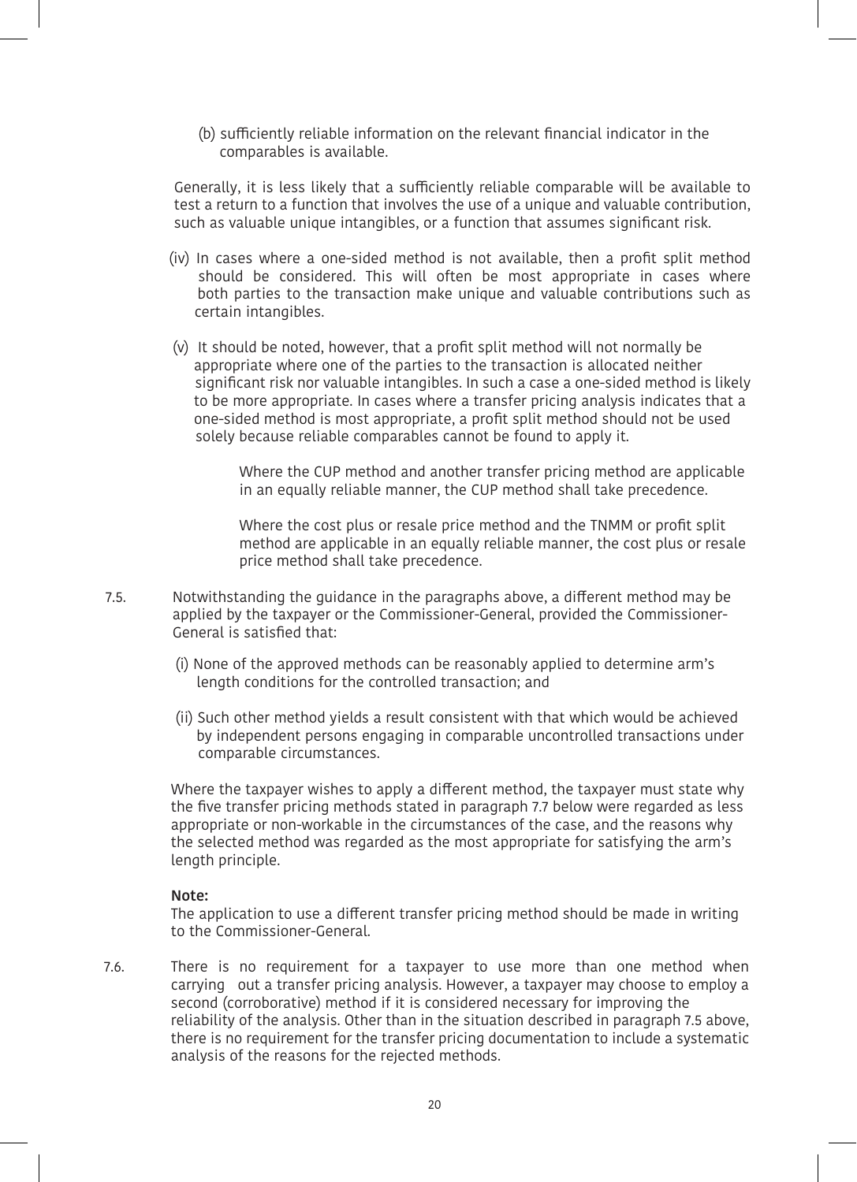(b) sufficiently reliable information on the relevant financial indicator in the comparables is available.

Generally, it is less likely that a sufficiently reliable comparable will be available to test a return to a function that involves the use of a unique and valuable contribution, such as valuable unique intangibles, or a function that assumes significant risk.

(iv) In cases where a one-sided method is not available, then a profit split method should be considered. This will often be most appropriate in cases where both parties to the transaction make unique and valuable contributions such as certain intangibles.

(v) It should be noted, however, that a profit split method will not normally be appropriate where one of the parties to the transaction is allocated neither significant risk nor valuable intangibles. In such a case a one-sided method is likely to be more appropriate. In cases where a transfer pricing analysis indicates that a one-sided method is most appropriate, a profit split method should not be used solely because reliable comparables cannot be found to apply it.

Where the CUP method and another transfer pricing method are applicable in an equally reliable manner, the CUP method shall take precedence.

Where the cost plus or resale price method and the TNMM or profit split method are applicable in an equally reliable manner, the cost plus or resale price method shall take precedence.

7.5. Notwithstanding the guidance in the paragraphs above, a different method may be applied by the taxpayer or the Commissioner-General, provided the Commissioner-General is satisfied that:

(i) None of the approved methods can be reasonably applied to determine arm's length conditions for the controlled transaction; and

(ii) Such other method yields a result consistent with that which would be achieved by independent persons engaging in comparable uncontrolled transactions under comparable circumstances.

Where the taxpayer wishes to apply a different method, the taxpayer must state why the five transfer pricing methods stated in paragraph 7.7 below were regarded as less appropriate or non-workable in the circumstances of the case, and the reasons why the selected method was regarded as the most appropriate for satisfying the arm's length principle.

**Note:**
The application to use a different transfer pricing method should be made in writing to the Commissioner-General.

7.6. There is no requirement for a taxpayer to use more than one method when carrying out a transfer pricing analysis. However, a taxpayer may choose to employ a second (corroborative) method if it is considered necessary for improving the reliability of the analysis. Other than in the situation described in paragraph 7.5 above, there is no requirement for the transfer pricing documentation to include a systematic analysis of the reasons for the rejected methods.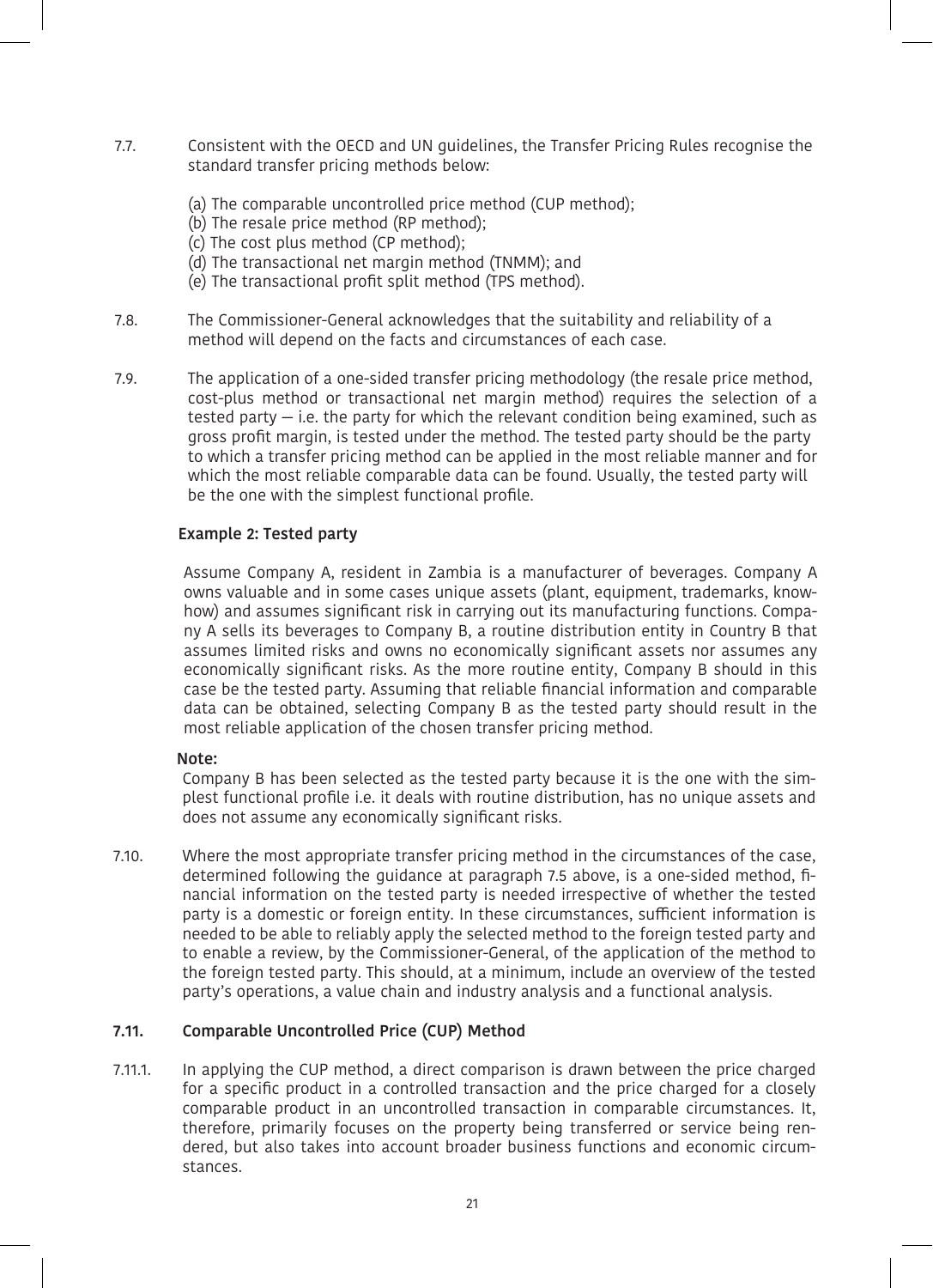7.7. Consistent with the OECD and UN guidelines, the Transfer Pricing Rules recognise the standard transfer pricing methods below:

(a) The comparable uncontrolled price method (CUP method);
(b) The resale price method (RP method);
(c) The cost plus method (CP method);
(d) The transactional net margin method (TNMM); and
(e) The transactional profit split method (TPS method).

7.8. The Commissioner-General acknowledges that the suitability and reliability of a method will depend on the facts and circumstances of each case.

7.9. The application of a one-sided transfer pricing methodology (the resale price method, cost-plus method or transactional net margin method) requires the selection of a tested party — i.e. the party for which the relevant condition being examined, such as gross profit margin, is tested under the method. The tested party should be the party to which a transfer pricing method can be applied in the most reliable manner and for which the most reliable comparable data can be found. Usually, the tested party will be the one with the simplest functional profile.

**Example 2: Tested party**

Assume Company A, resident in Zambia is a manufacturer of beverages. Company A owns valuable and in some cases unique assets (plant, equipment, trademarks, know-how) and assumes significant risk in carrying out its manufacturing functions. Company A sells its beverages to Company B, a routine distribution entity in Country B that assumes limited risks and owns no economically significant assets nor assumes any economically significant risks. As the more routine entity, Company B should in this case be the tested party. Assuming that reliable financial information and comparable data can be obtained, selecting Company B as the tested party should result in the most reliable application of the chosen transfer pricing method.

**Note:**
Company B has been selected as the tested party because it is the one with the simplest functional profile i.e. it deals with routine distribution, has no unique assets and does not assume any economically significant risks.

7.10. Where the most appropriate transfer pricing method in the circumstances of the case, determined following the guidance at paragraph 7.5 above, is a one-sided method, financial information on the tested party is needed irrespective of whether the tested party is a domestic or foreign entity. In these circumstances, sufficient information is needed to be able to reliably apply the selected method to the foreign tested party and to enable a review, by the Commissioner-General, of the application of the method to the foreign tested party. This should, at a minimum, include an overview of the tested party's operations, a value chain and industry analysis and a functional analysis.

### 7.11. Comparable Uncontrolled Price (CUP) Method

7.11.1. In applying the CUP method, a direct comparison is drawn between the price charged for a specific product in a controlled transaction and the price charged for a closely comparable product in an uncontrolled transaction in comparable circumstances. It, therefore, primarily focuses on the property being transferred or service being rendered, but also takes into account broader business functions and economic circumstances.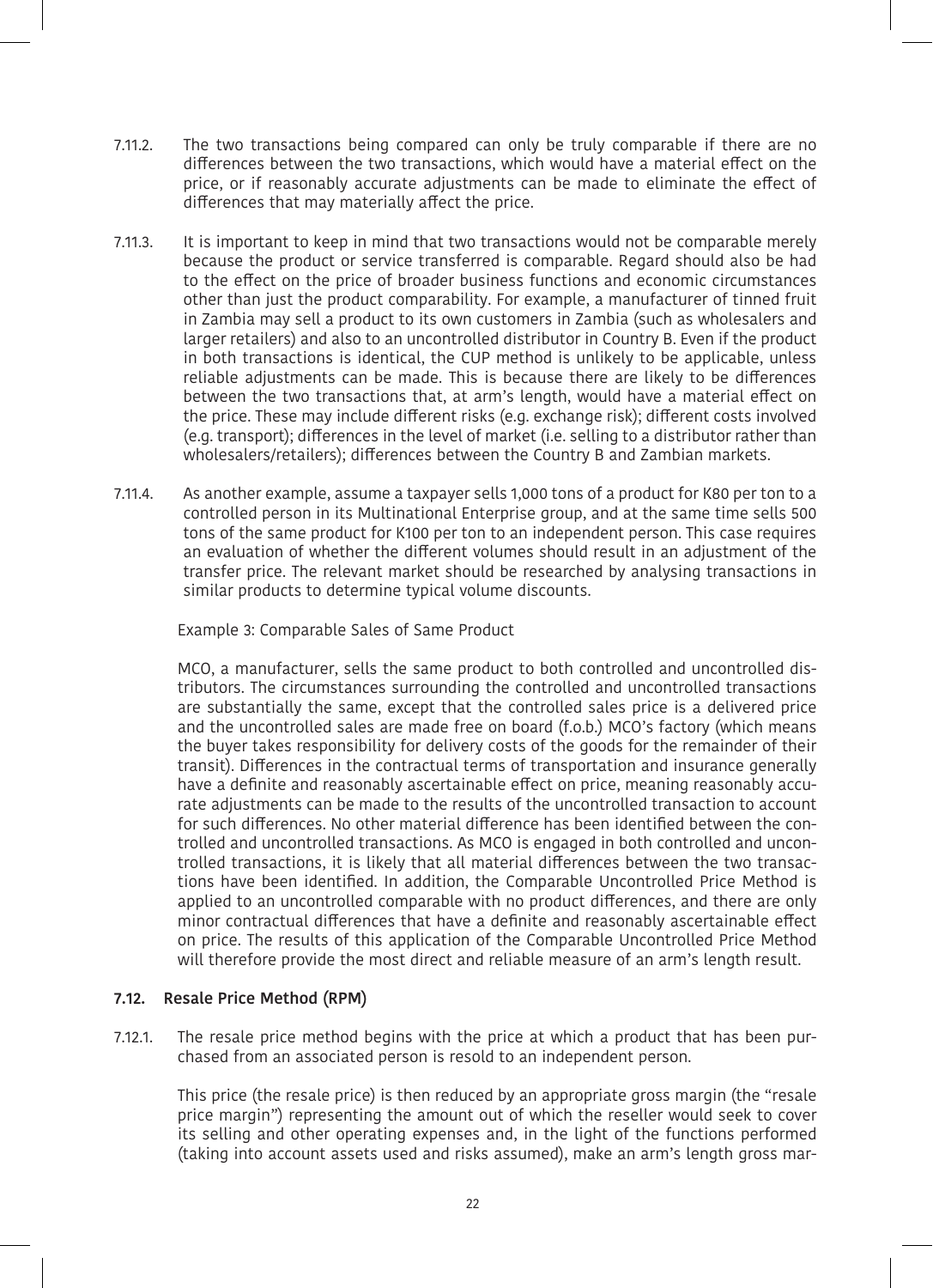7.11.2. The two transactions being compared can only be truly comparable if there are no differences between the two transactions, which would have a material effect on the price, or if reasonably accurate adjustments can be made to eliminate the effect of differences that may materially affect the price.

7.11.3. It is important to keep in mind that two transactions would not be comparable merely because the product or service transferred is comparable. Regard should also be had to the effect on the price of broader business functions and economic circumstances other than just the product comparability. For example, a manufacturer of tinned fruit in Zambia may sell a product to its own customers in Zambia (such as wholesalers and larger retailers) and also to an uncontrolled distributor in Country B. Even if the product in both transactions is identical, the CUP method is unlikely to be applicable, unless reliable adjustments can be made. This is because there are likely to be differences between the two transactions that, at arm's length, would have a material effect on the price. These may include different risks (e.g. exchange risk); different costs involved (e.g. transport); differences in the level of market (i.e. selling to a distributor rather than wholesalers/retailers); differences between the Country B and Zambian markets.

7.11.4. As another example, assume a taxpayer sells 1,000 tons of a product for K80 per ton to a controlled person in its Multinational Enterprise group, and at the same time sells 500 tons of the same product for K100 per ton to an independent person. This case requires an evaluation of whether the different volumes should result in an adjustment of the transfer price. The relevant market should be researched by analysing transactions in similar products to determine typical volume discounts.

Example 3: Comparable Sales of Same Product

MCO, a manufacturer, sells the same product to both controlled and uncontrolled distributors. The circumstances surrounding the controlled and uncontrolled transactions are substantially the same, except that the controlled sales price is a delivered price and the uncontrolled sales are made free on board (f.o.b.) MCO's factory (which means the buyer takes responsibility for delivery costs of the goods for the remainder of their transit). Differences in the contractual terms of transportation and insurance generally have a definite and reasonably ascertainable effect on price, meaning reasonably accurate adjustments can be made to the results of the uncontrolled transaction to account for such differences. No other material difference has been identified between the controlled and uncontrolled transactions. As MCO is engaged in both controlled and uncontrolled transactions, it is likely that all material differences between the two transactions have been identified. In addition, the Comparable Uncontrolled Price Method is applied to an uncontrolled comparable with no product differences, and there are only minor contractual differences that have a definite and reasonably ascertainable effect on price. The results of this application of the Comparable Uncontrolled Price Method will therefore provide the most direct and reliable measure of an arm's length result.

### 7.12. Resale Price Method (RPM)

7.12.1. The resale price method begins with the price at which a product that has been purchased from an associated person is resold to an independent person.

This price (the resale price) is then reduced by an appropriate gross margin (the "resale price margin") representing the amount out of which the reseller would seek to cover its selling and other operating expenses and, in the light of the functions performed (taking into account assets used and risks assumed), make an arm's length gross mar-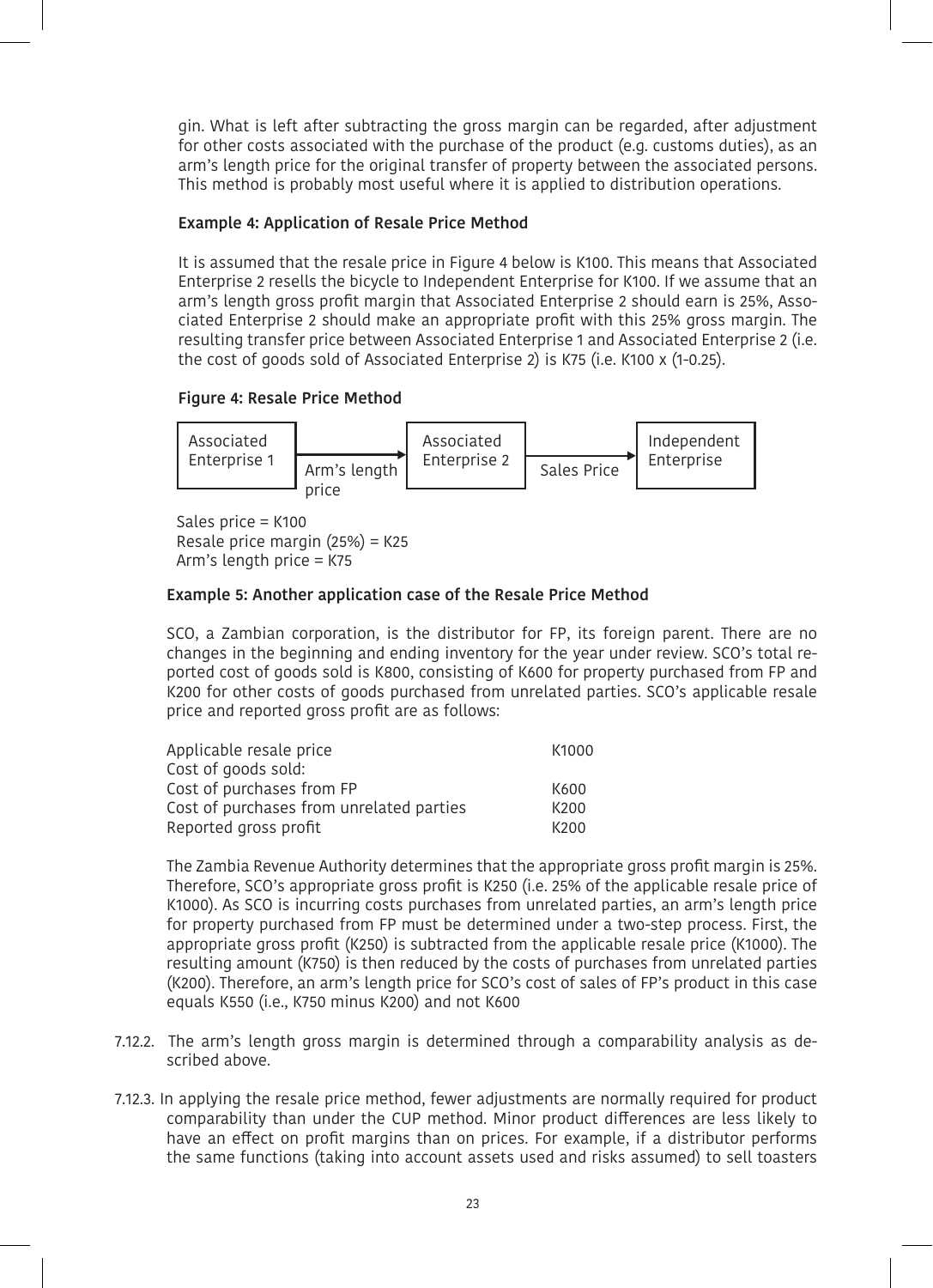gin. What is left after subtracting the gross margin can be regarded, after adjustment for other costs associated with the purchase of the product (e.g. customs duties), as an arm's length price for the original transfer of property between the associated persons. This method is probably most useful where it is applied to distribution operations.

**Example 4: Application of Resale Price Method**

It is assumed that the resale price in Figure 4 below is K100. This means that Associated Enterprise 2 resells the bicycle to Independent Enterprise for K100. If we assume that an arm's length gross profit margin that Associated Enterprise 2 should earn is 25%, Associated Enterprise 2 should make an appropriate profit with this 25% gross margin. The resulting transfer price between Associated Enterprise 1 and Associated Enterprise 2 (i.e. the cost of goods sold of Associated Enterprise 2) is K75 (i.e. K100 x (1-0.25).

**Figure 4: Resale Price Method**

Associated Enterprise 1 → (Arm's length price) → Associated Enterprise 2 → (Sales Price) → Independent Enterprise

Sales price = K100
Resale price margin (25%) = K25
Arm's length price = K75

**Example 5: Another application case of the Resale Price Method**

SCO, a Zambian corporation, is the distributor for FP, its foreign parent. There are no changes in the beginning and ending inventory for the year under review. SCO's total reported cost of goods sold is K800, consisting of K600 for property purchased from FP and K200 for other costs of goods purchased from unrelated parties. SCO's applicable resale price and reported gross profit are as follows:

| | |
|---|---|
| Applicable resale price | K1000 |
| Cost of goods sold: | |
| Cost of purchases from FP | K600 |
| Cost of purchases from unrelated parties | K200 |
| Reported gross profit | K200 |

The Zambia Revenue Authority determines that the appropriate gross profit margin is 25%. Therefore, SCO's appropriate gross profit is K250 (i.e. 25% of the applicable resale price of K1000). As SCO is incurring costs purchases from unrelated parties, an arm's length price for property purchased from FP must be determined under a two-step process. First, the appropriate gross profit (K250) is subtracted from the applicable resale price (K1000). The resulting amount (K750) is then reduced by the costs of purchases from unrelated parties (K200). Therefore, an arm's length price for SCO's cost of sales of FP's product in this case equals K550 (i.e., K750 minus K200) and not K600

7.12.2. The arm's length gross margin is determined through a comparability analysis as described above.

7.12.3. In applying the resale price method, fewer adjustments are normally required for product comparability than under the CUP method. Minor product differences are less likely to have an effect on profit margins than on prices. For example, if a distributor performs the same functions (taking into account assets used and risks assumed) to sell toasters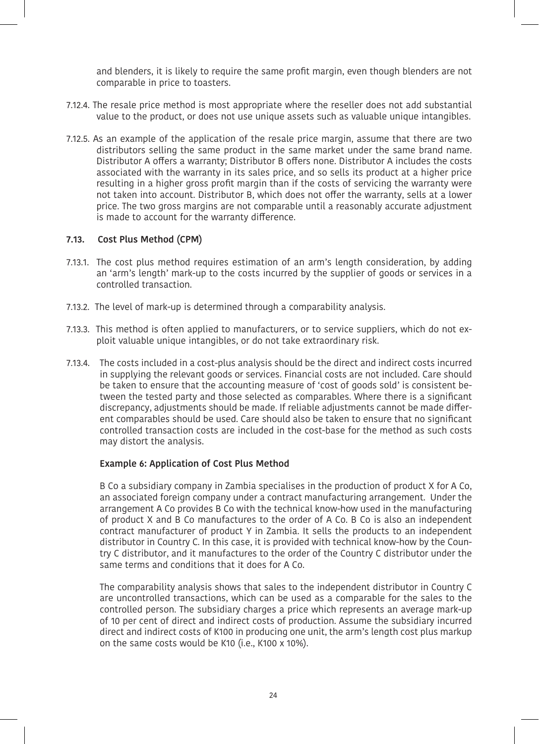and blenders, it is likely to require the same profit margin, even though blenders are not comparable in price to toasters.

7.12.4. The resale price method is most appropriate where the reseller does not add substantial value to the product, or does not use unique assets such as valuable unique intangibles.

7.12.5. As an example of the application of the resale price margin, assume that there are two distributors selling the same product in the same market under the same brand name. Distributor A offers a warranty; Distributor B offers none. Distributor A includes the costs associated with the warranty in its sales price, and so sells its product at a higher price resulting in a higher gross profit margin than if the costs of servicing the warranty were not taken into account. Distributor B, which does not offer the warranty, sells at a lower price. The two gross margins are not comparable until a reasonably accurate adjustment is made to account for the warranty difference.

### 7.13. Cost Plus Method (CPM)

7.13.1. The cost plus method requires estimation of an arm's length consideration, by adding an 'arm's length' mark-up to the costs incurred by the supplier of goods or services in a controlled transaction.

7.13.2. The level of mark-up is determined through a comparability analysis.

7.13.3. This method is often applied to manufacturers, or to service suppliers, which do not exploit valuable unique intangibles, or do not take extraordinary risk.

7.13.4. The costs included in a cost-plus analysis should be the direct and indirect costs incurred in supplying the relevant goods or services. Financial costs are not included. Care should be taken to ensure that the accounting measure of 'cost of goods sold' is consistent between the tested party and those selected as comparables. Where there is a significant discrepancy, adjustments should be made. If reliable adjustments cannot be made different comparables should be used. Care should also be taken to ensure that no significant controlled transaction costs are included in the cost-base for the method as such costs may distort the analysis.

**Example 6: Application of Cost Plus Method**

B Co a subsidiary company in Zambia specialises in the production of product X for A Co, an associated foreign company under a contract manufacturing arrangement. Under the arrangement A Co provides B Co with the technical know-how used in the manufacturing of product X and B Co manufactures to the order of A Co. B Co is also an independent contract manufacturer of product Y in Zambia. It sells the products to an independent distributor in Country C. In this case, it is provided with technical know-how by the Country C distributor, and it manufactures to the order of the Country C distributor under the same terms and conditions that it does for A Co.

The comparability analysis shows that sales to the independent distributor in Country C are uncontrolled transactions, which can be used as a comparable for the sales to the controlled person. The subsidiary charges a price which represents an average mark-up of 10 per cent of direct and indirect costs of production. Assume the subsidiary incurred direct and indirect costs of K100 in producing one unit, the arm's length cost plus markup on the same costs would be K10 (i.e., K100 x 10%).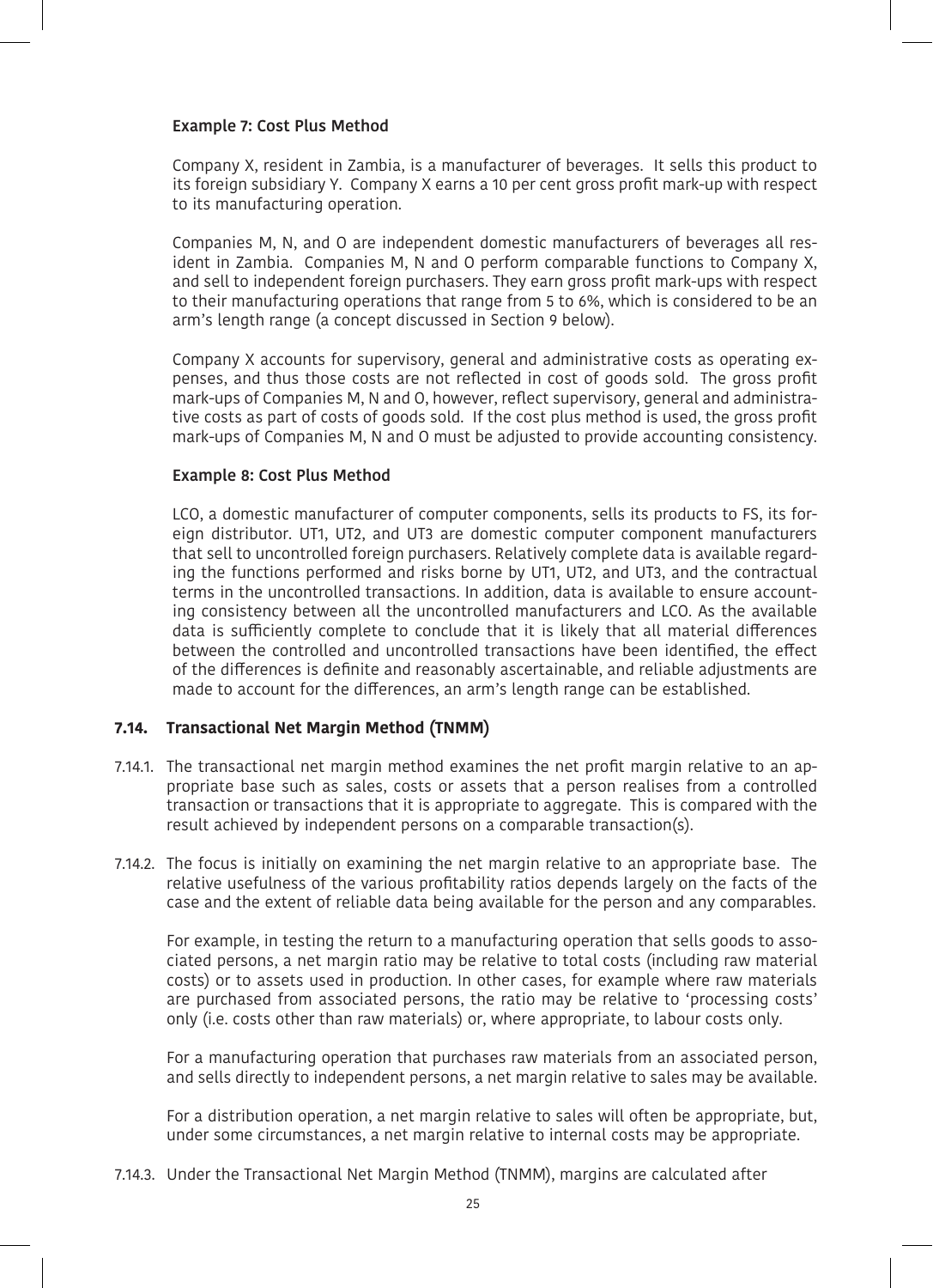**Example 7: Cost Plus Method**

Company X, resident in Zambia, is a manufacturer of beverages. It sells this product to its foreign subsidiary Y. Company X earns a 10 per cent gross profit mark-up with respect to its manufacturing operation.

Companies M, N, and O are independent domestic manufacturers of beverages all resident in Zambia. Companies M, N and O perform comparable functions to Company X, and sell to independent foreign purchasers. They earn gross profit mark-ups with respect to their manufacturing operations that range from 5 to 6%, which is considered to be an arm's length range (a concept discussed in Section 9 below).

Company X accounts for supervisory, general and administrative costs as operating expenses, and thus those costs are not reflected in cost of goods sold. The gross profit mark-ups of Companies M, N and O, however, reflect supervisory, general and administrative costs as part of costs of goods sold. If the cost plus method is used, the gross profit mark-ups of Companies M, N and O must be adjusted to provide accounting consistency.

**Example 8: Cost Plus Method**

LCO, a domestic manufacturer of computer components, sells its products to FS, its foreign distributor. UT1, UT2, and UT3 are domestic computer component manufacturers that sell to uncontrolled foreign purchasers. Relatively complete data is available regarding the functions performed and risks borne by UT1, UT2, and UT3, and the contractual terms in the uncontrolled transactions. In addition, data is available to ensure accounting consistency between all the uncontrolled manufacturers and LCO. As the available data is sufficiently complete to conclude that it is likely that all material differences between the controlled and uncontrolled transactions have been identified, the effect of the differences is definite and reasonably ascertainable, and reliable adjustments are made to account for the differences, an arm's length range can be established.

### 7.14. Transactional Net Margin Method (TNMM)

7.14.1. The transactional net margin method examines the net profit margin relative to an appropriate base such as sales, costs or assets that a person realises from a controlled transaction or transactions that it is appropriate to aggregate. This is compared with the result achieved by independent persons on a comparable transaction(s).

7.14.2. The focus is initially on examining the net margin relative to an appropriate base. The relative usefulness of the various profitability ratios depends largely on the facts of the case and the extent of reliable data being available for the person and any comparables.

For example, in testing the return to a manufacturing operation that sells goods to associated persons, a net margin ratio may be relative to total costs (including raw material costs) or to assets used in production. In other cases, for example where raw materials are purchased from associated persons, the ratio may be relative to 'processing costs' only (i.e. costs other than raw materials) or, where appropriate, to labour costs only.

For a manufacturing operation that purchases raw materials from an associated person, and sells directly to independent persons, a net margin relative to sales may be available.

For a distribution operation, a net margin relative to sales will often be appropriate, but, under some circumstances, a net margin relative to internal costs may be appropriate.

7.14.3. Under the Transactional Net Margin Method (TNMM), margins are calculated after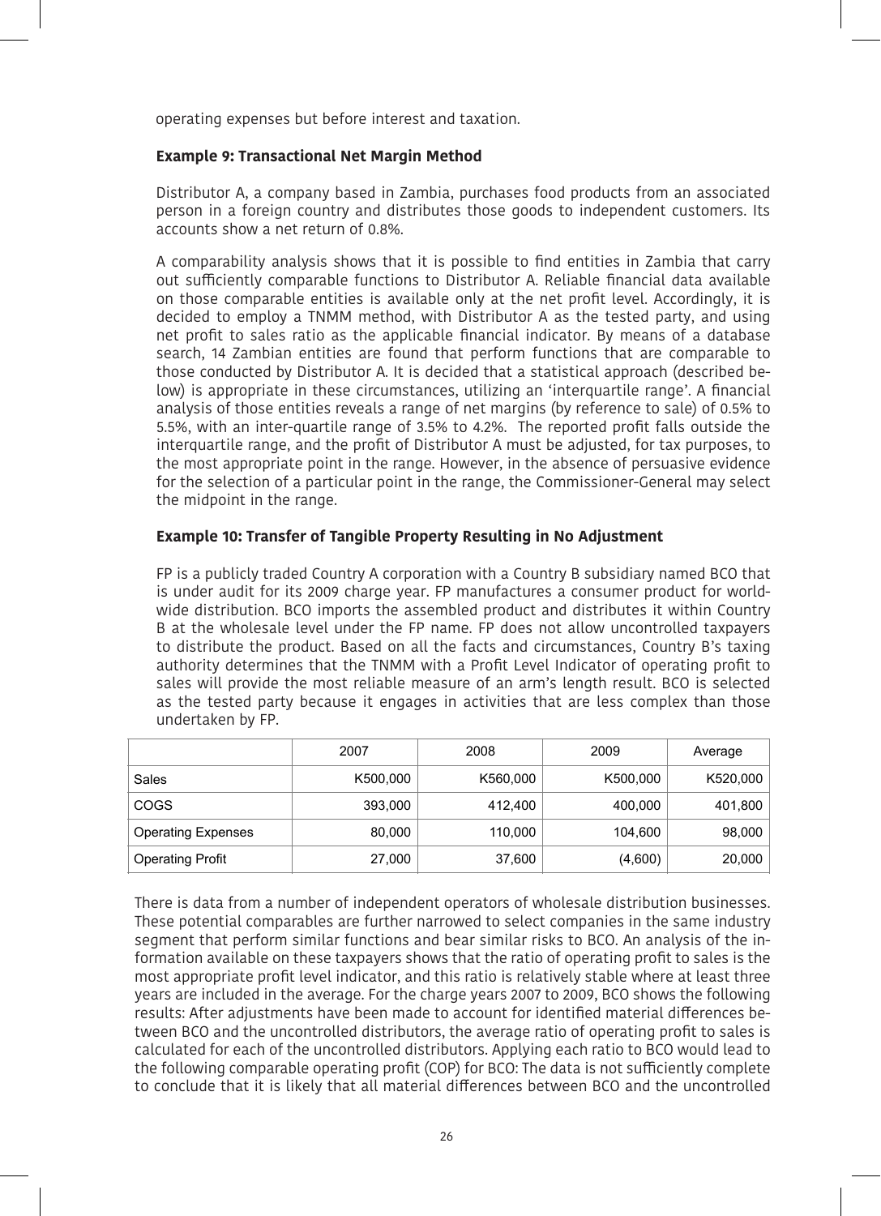operating expenses but before interest and taxation.

**Example 9: Transactional Net Margin Method**

Distributor A, a company based in Zambia, purchases food products from an associated person in a foreign country and distributes those goods to independent customers. Its accounts show a net return of 0.8%.

A comparability analysis shows that it is possible to find entities in Zambia that carry out sufficiently comparable functions to Distributor A. Reliable financial data available on those comparable entities is available only at the net profit level. Accordingly, it is decided to employ a TNMM method, with Distributor A as the tested party, and using net profit to sales ratio as the applicable financial indicator. By means of a database search, 14 Zambian entities are found that perform functions that are comparable to those conducted by Distributor A. It is decided that a statistical approach (described below) is appropriate in these circumstances, utilizing an 'interquartile range'. A financial analysis of those entities reveals a range of net margins (by reference to sale) of 0.5% to 5.5%, with an inter-quartile range of 3.5% to 4.2%. The reported profit falls outside the interquartile range, and the profit of Distributor A must be adjusted, for tax purposes, to the most appropriate point in the range. However, in the absence of persuasive evidence for the selection of a particular point in the range, the Commissioner-General may select the midpoint in the range.

**Example 10: Transfer of Tangible Property Resulting in No Adjustment**

FP is a publicly traded Country A corporation with a Country B subsidiary named BCO that is under audit for its 2009 charge year. FP manufactures a consumer product for worldwide distribution. BCO imports the assembled product and distributes it within Country B at the wholesale level under the FP name. FP does not allow uncontrolled taxpayers to distribute the product. Based on all the facts and circumstances, Country B's taxing authority determines that the TNMM with a Profit Level Indicator of operating profit to sales will provide the most reliable measure of an arm's length result. BCO is selected as the tested party because it engages in activities that are less complex than those undertaken by FP.

| | 2007 | 2008 | 2009 | Average |
|---|---|---|---|---|
| Sales | K500,000 | K560,000 | K500,000 | K520,000 |
| COGS | 393,000 | 412,400 | 400,000 | 401,800 |
| Operating Expenses | 80,000 | 110,000 | 104,600 | 98,000 |
| Operating Profit | 27,000 | 37,600 | (4,600) | 20,000 |

There is data from a number of independent operators of wholesale distribution businesses. These potential comparables are further narrowed to select companies in the same industry segment that perform similar functions and bear similar risks to BCO. An analysis of the information available on these taxpayers shows that the ratio of operating profit to sales is the most appropriate profit level indicator, and this ratio is relatively stable where at least three years are included in the average. For the charge years 2007 to 2009, BCO shows the following results: After adjustments have been made to account for identified material differences between BCO and the uncontrolled distributors, the average ratio of operating profit to sales is calculated for each of the uncontrolled distributors. Applying each ratio to BCO would lead to the following comparable operating profit (COP) for BCO: The data is not sufficiently complete to conclude that it is likely that all material differences between BCO and the uncontrolled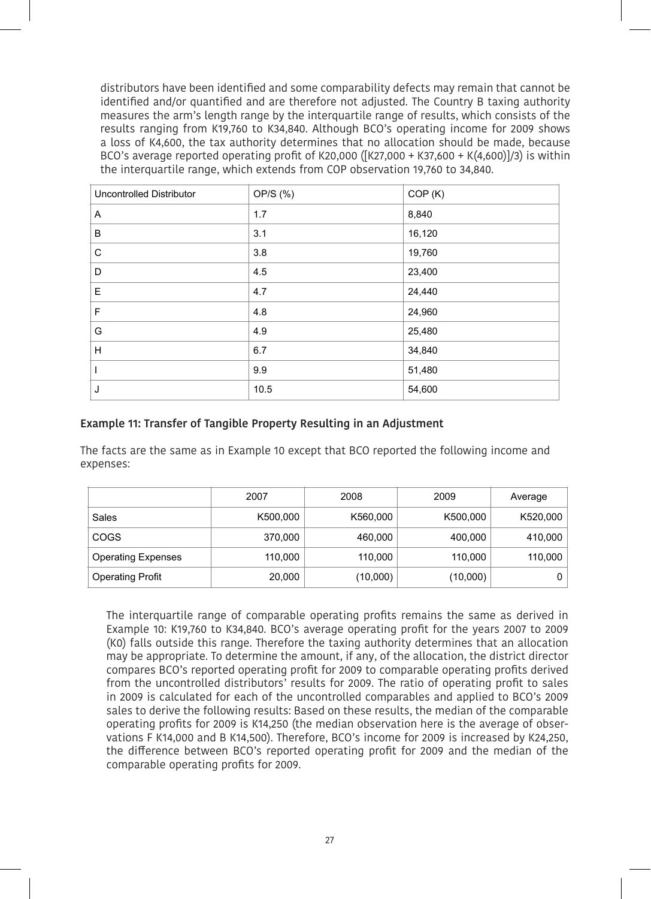distributors have been identified and some comparability defects may remain that cannot be identified and/or quantified and are therefore not adjusted. The Country B taxing authority measures the arm's length range by the interquartile range of results, which consists of the results ranging from K19,760 to K34,840. Although BCO's operating income for 2009 shows a loss of K4,600, the tax authority determines that no allocation should be made, because BCO's average reported operating profit of K20,000 ([K27,000 + K37,600 + K(4,600)]/3) is within the interquartile range, which extends from COP observation 19,760 to 34,840.

| Uncontrolled Distributor | OP/S (%) | COP (K) |
|---|---|---|
| A | 1.7 | 8,840 |
| B | 3.1 | 16,120 |
| C | 3.8 | 19,760 |
| D | 4.5 | 23,400 |
| E | 4.7 | 24,440 |
| F | 4.8 | 24,960 |
| G | 4.9 | 25,480 |
| H | 6.7 | 34,840 |
| I | 9.9 | 51,480 |
| J | 10.5 | 54,600 |

### Example 11: Transfer of Tangible Property Resulting in an Adjustment

The facts are the same as in Example 10 except that BCO reported the following income and expenses:

| | 2007 | 2008 | 2009 | Average |
|---|---|---|---|---|
| Sales | K500,000 | K560,000 | K500,000 | K520,000 |
| COGS | 370,000 | 460,000 | 400,000 | 410,000 |
| Operating Expenses | 110,000 | 110,000 | 110,000 | 110,000 |
| Operating Profit | 20,000 | (10,000) | (10,000) | 0 |

The interquartile range of comparable operating profits remains the same as derived in Example 10: K19,760 to K34,840. BCO's average operating profit for the years 2007 to 2009 (K0) falls outside this range. Therefore the taxing authority determines that an allocation may be appropriate. To determine the amount, if any, of the allocation, the district director compares BCO's reported operating profit for 2009 to comparable operating profits derived from the uncontrolled distributors' results for 2009. The ratio of operating profit to sales in 2009 is calculated for each of the uncontrolled comparables and applied to BCO's 2009 sales to derive the following results: Based on these results, the median of the comparable operating profits for 2009 is K14,250 (the median observation here is the average of observations F K14,000 and B K14,500). Therefore, BCO's income for 2009 is increased by K24,250, the difference between BCO's reported operating profit for 2009 and the median of the comparable operating profits for 2009.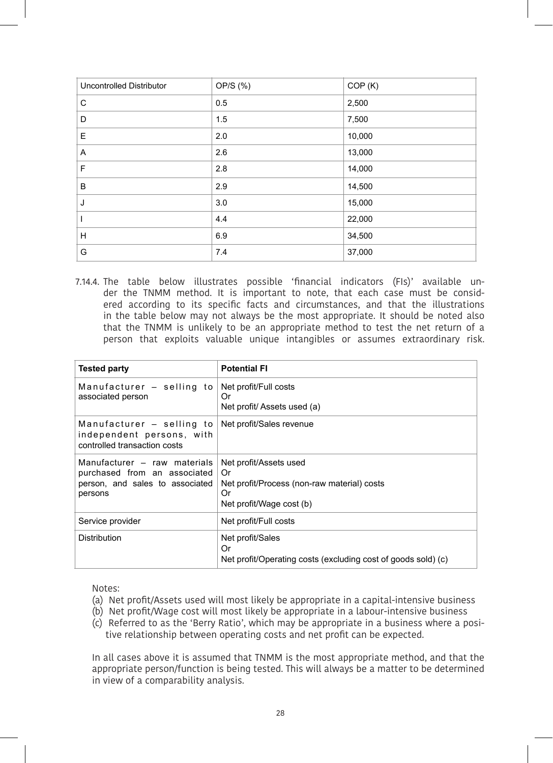| Uncontrolled Distributor | OP/S (%) | COP (K) |
|---|---|---|
| C | 0.5 | 2,500 |
| D | 1.5 | 7,500 |
| E | 2.0 | 10,000 |
| A | 2.6 | 13,000 |
| F | 2.8 | 14,000 |
| B | 2.9 | 14,500 |
| J | 3.0 | 15,000 |
| I | 4.4 | 22,000 |
| H | 6.9 | 34,500 |
| G | 7.4 | 37,000 |

7.14.4. The table below illustrates possible 'financial indicators (FIs)' available under the TNMM method. It is important to note, that each case must be considered according to its specific facts and circumstances, and that the illustrations in the table below may not always be the most appropriate. It should be noted also that the TNMM is unlikely to be an appropriate method to test the net return of a person that exploits valuable unique intangibles or assumes extraordinary risk.

| **Tested party** | **Potential FI** |
|---|---|
| Manufacturer – selling to associated person | Net profit/Full costs<br>Or<br>Net profit/ Assets used (a) |
| Manufacturer – selling to independent persons, with controlled transaction costs | Net profit/Sales revenue |
| Manufacturer – raw materials purchased from an associated person, and sales to associated persons | Net profit/Assets used<br>Or<br>Net profit/Process (non-raw material) costs<br>Or<br>Net profit/Wage cost (b) |
| Service provider | Net profit/Full costs |
| Distribution | Net profit/Sales<br>Or<br>Net profit/Operating costs (excluding cost of goods sold) (c) |

Notes:

(a) Net profit/Assets used will most likely be appropriate in a capital-intensive business

(b) Net profit/Wage cost will most likely be appropriate in a labour-intensive business

(c) Referred to as the 'Berry Ratio', which may be appropriate in a business where a positive relationship between operating costs and net profit can be expected.

In all cases above it is assumed that TNMM is the most appropriate method, and that the appropriate person/function is being tested. This will always be a matter to be determined in view of a comparability analysis.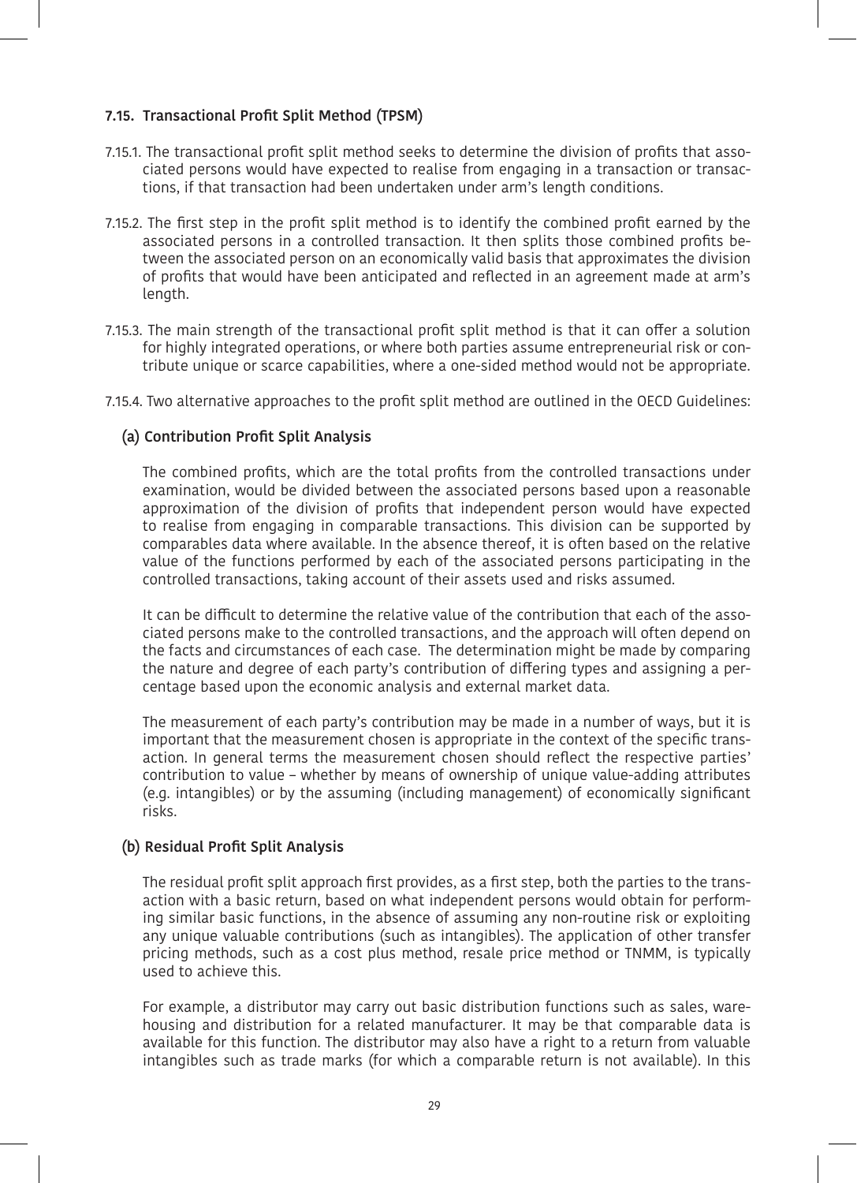### 7.15. Transactional Profit Split Method (TPSM)

7.15.1. The transactional profit split method seeks to determine the division of profits that associated persons would have expected to realise from engaging in a transaction or transactions, if that transaction had been undertaken under arm's length conditions.

7.15.2. The first step in the profit split method is to identify the combined profit earned by the associated persons in a controlled transaction. It then splits those combined profits between the associated person on an economically valid basis that approximates the division of profits that would have been anticipated and reflected in an agreement made at arm's length.

7.15.3. The main strength of the transactional profit split method is that it can offer a solution for highly integrated operations, or where both parties assume entrepreneurial risk or contribute unique or scarce capabilities, where a one-sided method would not be appropriate.

7.15.4. Two alternative approaches to the profit split method are outlined in the OECD Guidelines:

#### (a) Contribution Profit Split Analysis

The combined profits, which are the total profits from the controlled transactions under examination, would be divided between the associated persons based upon a reasonable approximation of the division of profits that independent person would have expected to realise from engaging in comparable transactions. This division can be supported by comparables data where available. In the absence thereof, it is often based on the relative value of the functions performed by each of the associated persons participating in the controlled transactions, taking account of their assets used and risks assumed.

It can be difficult to determine the relative value of the contribution that each of the associated persons make to the controlled transactions, and the approach will often depend on the facts and circumstances of each case. The determination might be made by comparing the nature and degree of each party's contribution of differing types and assigning a percentage based upon the economic analysis and external market data.

The measurement of each party's contribution may be made in a number of ways, but it is important that the measurement chosen is appropriate in the context of the specific transaction. In general terms the measurement chosen should reflect the respective parties' contribution to value – whether by means of ownership of unique value-adding attributes (e.g. intangibles) or by the assuming (including management) of economically significant risks.

#### (b) Residual Profit Split Analysis

The residual profit split approach first provides, as a first step, both the parties to the transaction with a basic return, based on what independent persons would obtain for performing similar basic functions, in the absence of assuming any non-routine risk or exploiting any unique valuable contributions (such as intangibles). The application of other transfer pricing methods, such as a cost plus method, resale price method or TNMM, is typically used to achieve this.

For example, a distributor may carry out basic distribution functions such as sales, warehousing and distribution for a related manufacturer. It may be that comparable data is available for this function. The distributor may also have a right to a return from valuable intangibles such as trade marks (for which a comparable return is not available). In this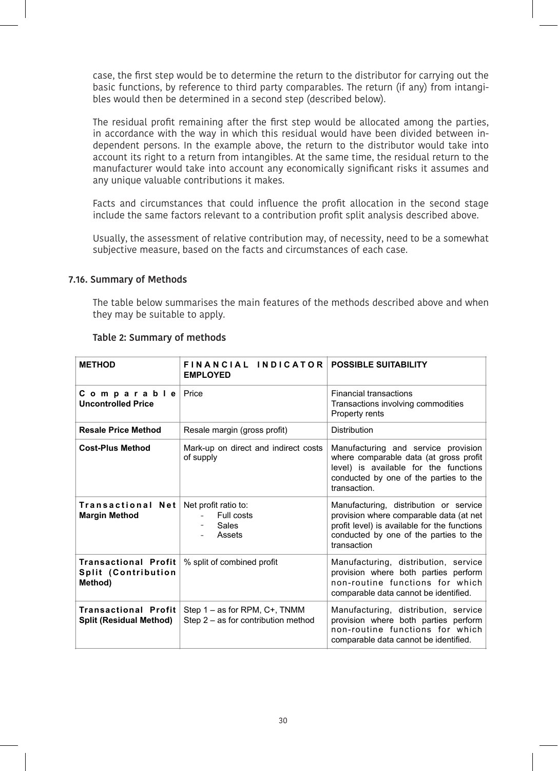case, the first step would be to determine the return to the distributor for carrying out the basic functions, by reference to third party comparables. The return (if any) from intangibles would then be determined in a second step (described below).

The residual profit remaining after the first step would be allocated among the parties, in accordance with the way in which this residual would have been divided between independent persons. In the example above, the return to the distributor would take into account its right to a return from intangibles. At the same time, the residual return to the manufacturer would take into account any economically significant risks it assumes and any unique valuable contributions it makes.

Facts and circumstances that could influence the profit allocation in the second stage include the same factors relevant to a contribution profit split analysis described above.

Usually, the assessment of relative contribution may, of necessity, need to be a somewhat subjective measure, based on the facts and circumstances of each case.

### 7.16. Summary of Methods

The table below summarises the main features of the methods described above and when they may be suitable to apply.

**Table 2: Summary of methods**

| METHOD | FINANCIAL INDICATOR EMPLOYED | POSSIBLE SUITABILITY |
|---|---|---|
| **Comparable Uncontrolled Price** | Price | Financial transactions<br>Transactions involving commodities<br>Property rents |
| **Resale Price Method** | Resale margin (gross profit) | Distribution |
| **Cost-Plus Method** | Mark-up on direct and indirect costs of supply | Manufacturing and service provision where comparable data (at gross profit level) is available for the functions conducted by one of the parties to the transaction. |
| **Transactional Net Margin Method** | Net profit ratio to:<br>- Full costs<br>- Sales<br>- Assets | Manufacturing, distribution or service provision where comparable data (at net profit level) is available for the functions conducted by one of the parties to the transaction |
| **Transactional Profit Split (Contribution Method)** | % split of combined profit | Manufacturing, distribution, service provision where both parties perform non-routine functions for which comparable data cannot be identified. |
| **Transactional Profit Split (Residual Method)** | Step 1 – as for RPM, C+, TNMM<br>Step 2 – as for contribution method | Manufacturing, distribution, service provision where both parties perform non-routine functions for which comparable data cannot be identified. |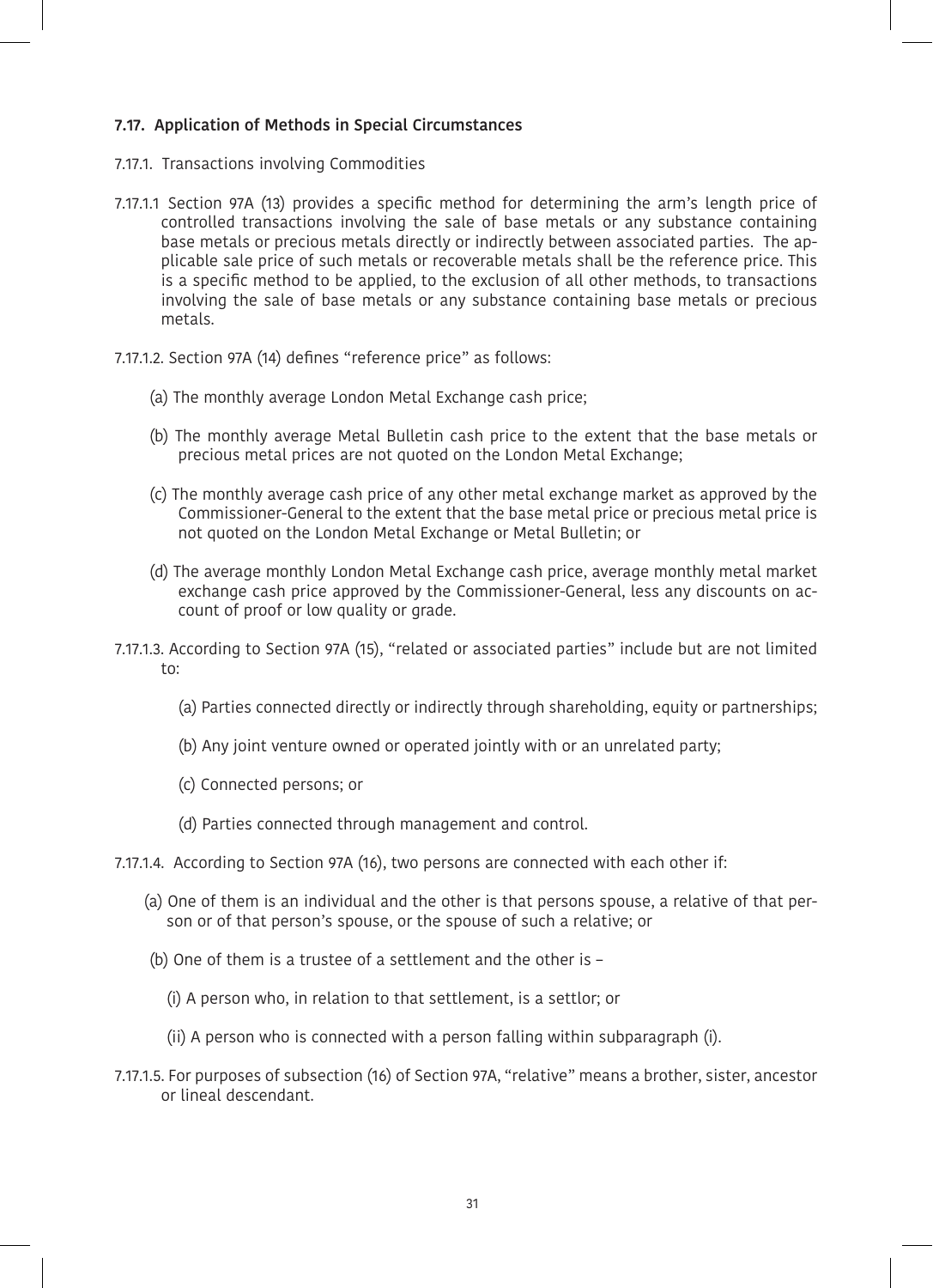### 7.17. Application of Methods in Special Circumstances

7.17.1. Transactions involving Commodities

7.17.1.1 Section 97A (13) provides a specific method for determining the arm's length price of controlled transactions involving the sale of base metals or any substance containing base metals or precious metals directly or indirectly between associated parties. The applicable sale price of such metals or recoverable metals shall be the reference price. This is a specific method to be applied, to the exclusion of all other methods, to transactions involving the sale of base metals or any substance containing base metals or precious metals.

7.17.1.2. Section 97A (14) defines "reference price" as follows:

(a) The monthly average London Metal Exchange cash price;

(b) The monthly average Metal Bulletin cash price to the extent that the base metals or precious metal prices are not quoted on the London Metal Exchange;

(c) The monthly average cash price of any other metal exchange market as approved by the Commissioner-General to the extent that the base metal price or precious metal price is not quoted on the London Metal Exchange or Metal Bulletin; or

(d) The average monthly London Metal Exchange cash price, average monthly metal market exchange cash price approved by the Commissioner-General, less any discounts on account of proof or low quality or grade.

7.17.1.3. According to Section 97A (15), "related or associated parties" include but are not limited to:

(a) Parties connected directly or indirectly through shareholding, equity or partnerships;

(b) Any joint venture owned or operated jointly with or an unrelated party;

(c) Connected persons; or

(d) Parties connected through management and control.

7.17.1.4. According to Section 97A (16), two persons are connected with each other if:

(a) One of them is an individual and the other is that persons spouse, a relative of that person or of that person's spouse, or the spouse of such a relative; or

(b) One of them is a trustee of a settlement and the other is –

(i) A person who, in relation to that settlement, is a settlor; or

(ii) A person who is connected with a person falling within subparagraph (i).

7.17.1.5. For purposes of subsection (16) of Section 97A, "relative" means a brother, sister, ancestor or lineal descendant.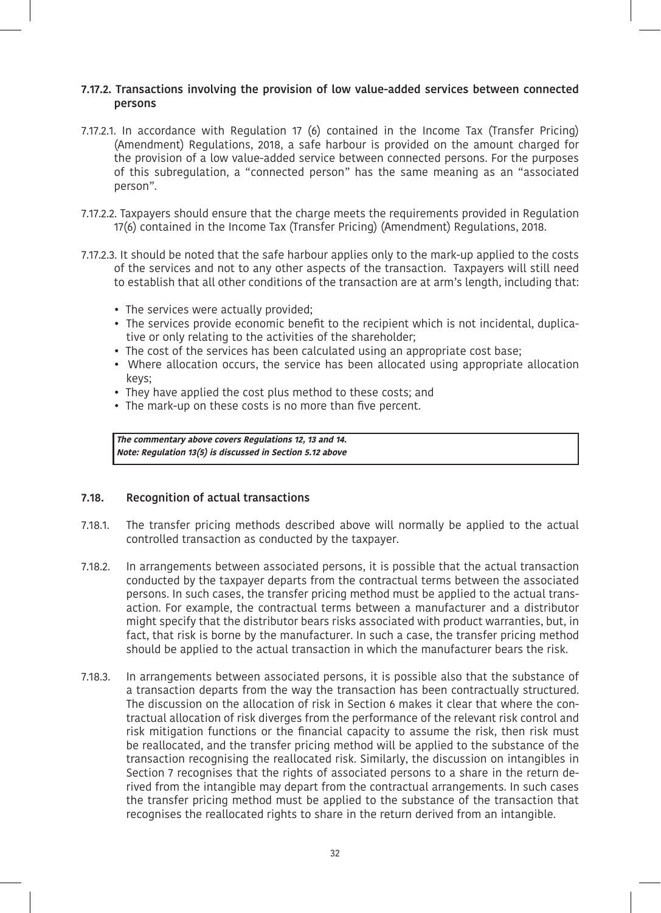### 7.17.2. Transactions involving the provision of low value-added services between connected persons

7.17.2.1. In accordance with Regulation 17 (6) contained in the Income Tax (Transfer Pricing) (Amendment) Regulations, 2018, a safe harbour is provided on the amount charged for the provision of a low value-added service between connected persons. For the purposes of this subregulation, a "connected person" has the same meaning as an "associated person".

7.17.2.2. Taxpayers should ensure that the charge meets the requirements provided in Regulation 17(6) contained in the Income Tax (Transfer Pricing) (Amendment) Regulations, 2018.

7.17.2.3. It should be noted that the safe harbour applies only to the mark-up applied to the costs of the services and not to any other aspects of the transaction. Taxpayers will still need to establish that all other conditions of the transaction are at arm's length, including that:

- The services were actually provided;
- The services provide economic benefit to the recipient which is not incidental, duplicative or only relating to the activities of the shareholder;
- The cost of the services has been calculated using an appropriate cost base;
- Where allocation occurs, the service has been allocated using appropriate allocation keys;
- They have applied the cost plus method to these costs; and
- The mark-up on these costs is no more than five percent.

***The commentary above covers Regulations 12, 13 and 14.***
***Note: Regulation 13(5) is discussed in Section 5.12 above***

### 7.18. Recognition of actual transactions

7.18.1. The transfer pricing methods described above will normally be applied to the actual controlled transaction as conducted by the taxpayer.

7.18.2. In arrangements between associated persons, it is possible that the actual transaction conducted by the taxpayer departs from the contractual terms between the associated persons. In such cases, the transfer pricing method must be applied to the actual transaction. For example, the contractual terms between a manufacturer and a distributor might specify that the distributor bears risks associated with product warranties, but, in fact, that risk is borne by the manufacturer. In such a case, the transfer pricing method should be applied to the actual transaction in which the manufacturer bears the risk.

7.18.3. In arrangements between associated persons, it is possible also that the substance of a transaction departs from the way the transaction has been contractually structured. The discussion on the allocation of risk in Section 6 makes it clear that where the contractual allocation of risk diverges from the performance of the relevant risk control and risk mitigation functions or the financial capacity to assume the risk, then risk must be reallocated, and the transfer pricing method will be applied to the substance of the transaction recognising the reallocated risk. Similarly, the discussion on intangibles in Section 7 recognises that the rights of associated persons to a share in the return derived from the intangible may depart from the contractual arrangements. In such cases the transfer pricing method must be applied to the substance of the transaction that recognises the reallocated rights to share in the return derived from an intangible.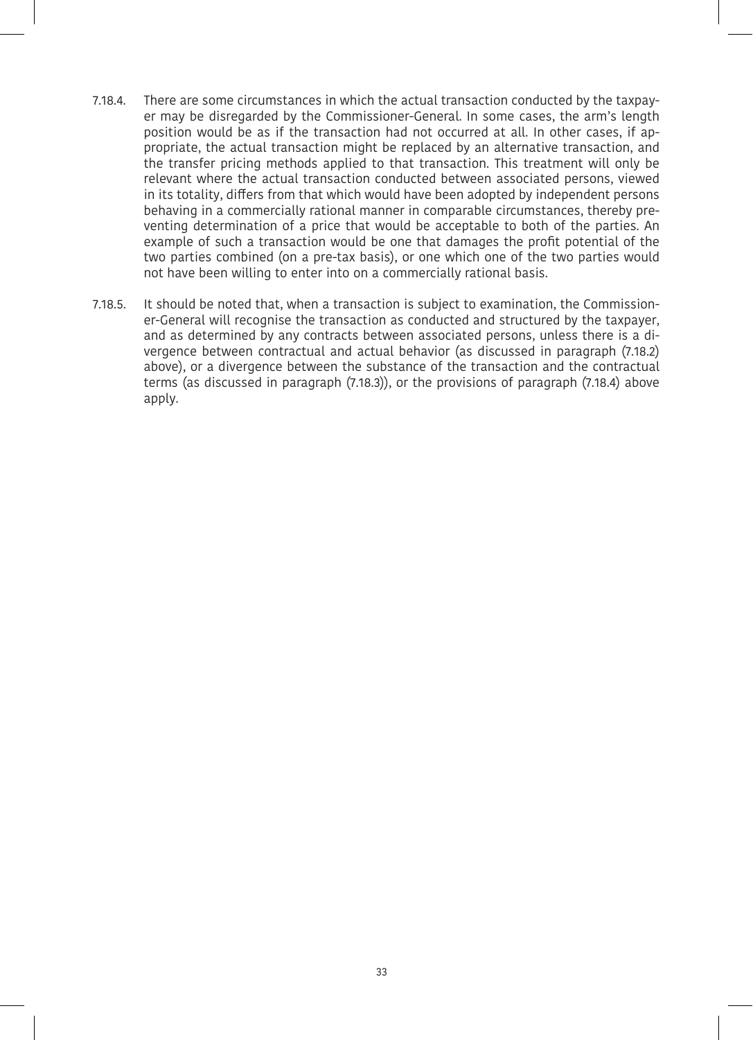7.18.4. There are some circumstances in which the actual transaction conducted by the taxpayer may be disregarded by the Commissioner-General. In some cases, the arm's length position would be as if the transaction had not occurred at all. In other cases, if appropriate, the actual transaction might be replaced by an alternative transaction, and the transfer pricing methods applied to that transaction. This treatment will only be relevant where the actual transaction conducted between associated persons, viewed in its totality, differs from that which would have been adopted by independent persons behaving in a commercially rational manner in comparable circumstances, thereby preventing determination of a price that would be acceptable to both of the parties. An example of such a transaction would be one that damages the profit potential of the two parties combined (on a pre-tax basis), or one which one of the two parties would not have been willing to enter into on a commercially rational basis.

7.18.5. It should be noted that, when a transaction is subject to examination, the Commissioner-General will recognise the transaction as conducted and structured by the taxpayer, and as determined by any contracts between associated persons, unless there is a divergence between contractual and actual behavior (as discussed in paragraph (7.18.2) above), or a divergence between the substance of the transaction and the contractual terms (as discussed in paragraph (7.18.3)), or the provisions of paragraph (7.18.4) above apply.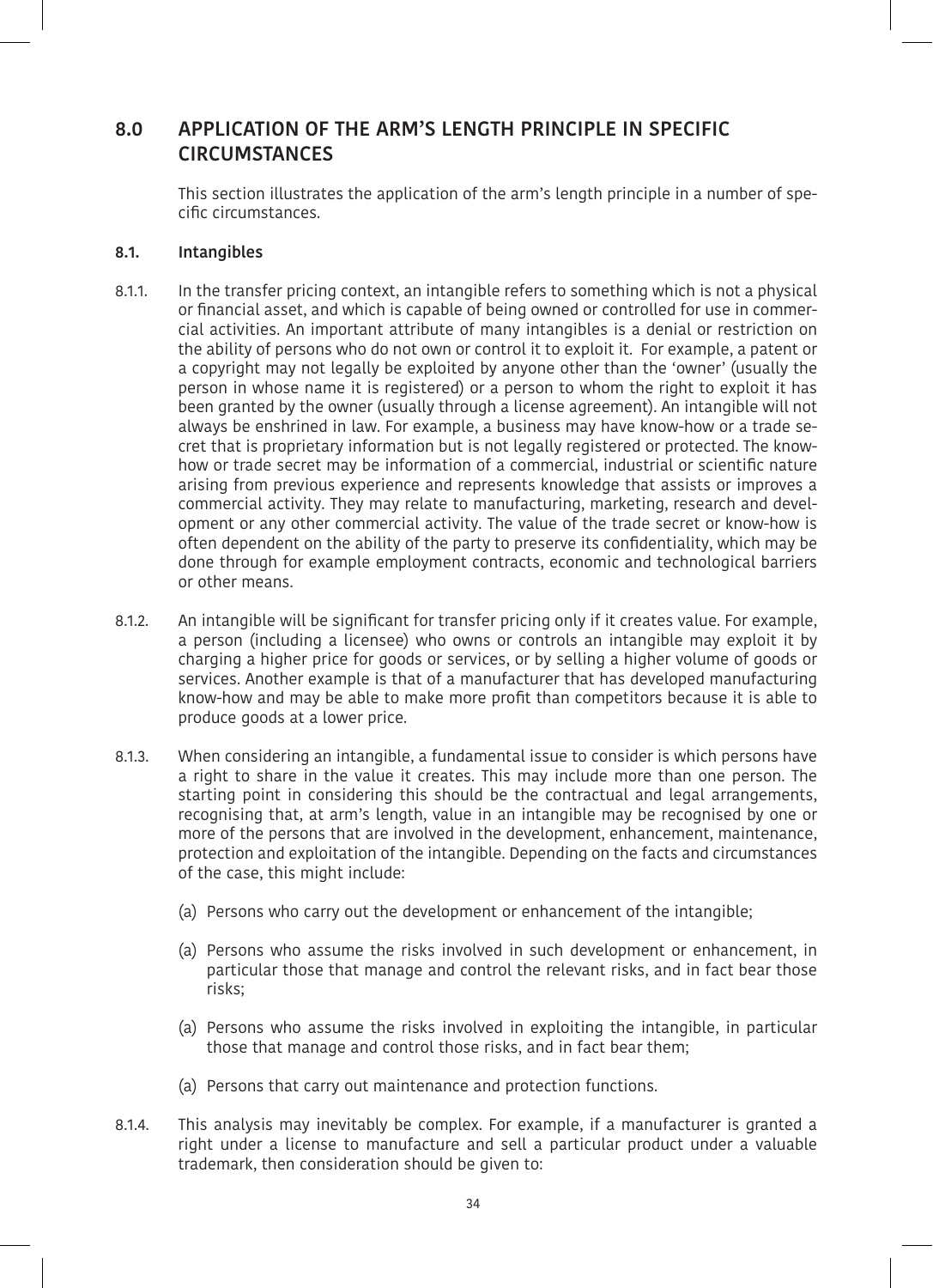## 8.0 APPLICATION OF THE ARM'S LENGTH PRINCIPLE IN SPECIFIC CIRCUMSTANCES

This section illustrates the application of the arm's length principle in a number of specific circumstances.

### 8.1. Intangibles

8.1.1. In the transfer pricing context, an intangible refers to something which is not a physical or financial asset, and which is capable of being owned or controlled for use in commercial activities. An important attribute of many intangibles is a denial or restriction on the ability of persons who do not own or control it to exploit it. For example, a patent or a copyright may not legally be exploited by anyone other than the 'owner' (usually the person in whose name it is registered) or a person to whom the right to exploit it has been granted by the owner (usually through a license agreement). An intangible will not always be enshrined in law. For example, a business may have know-how or a trade secret that is proprietary information but is not legally registered or protected. The know-how or trade secret may be information of a commercial, industrial or scientific nature arising from previous experience and represents knowledge that assists or improves a commercial activity. They may relate to manufacturing, marketing, research and development or any other commercial activity. The value of the trade secret or know-how is often dependent on the ability of the party to preserve its confidentiality, which may be done through for example employment contracts, economic and technological barriers or other means.

8.1.2. An intangible will be significant for transfer pricing only if it creates value. For example, a person (including a licensee) who owns or controls an intangible may exploit it by charging a higher price for goods or services, or by selling a higher volume of goods or services. Another example is that of a manufacturer that has developed manufacturing know-how and may be able to make more profit than competitors because it is able to produce goods at a lower price.

8.1.3. When considering an intangible, a fundamental issue to consider is which persons have a right to share in the value it creates. This may include more than one person. The starting point in considering this should be the contractual and legal arrangements, recognising that, at arm's length, value in an intangible may be recognised by one or more of the persons that are involved in the development, enhancement, maintenance, protection and exploitation of the intangible. Depending on the facts and circumstances of the case, this might include:

(a) Persons who carry out the development or enhancement of the intangible;

(a) Persons who assume the risks involved in such development or enhancement, in particular those that manage and control the relevant risks, and in fact bear those risks;

(a) Persons who assume the risks involved in exploiting the intangible, in particular those that manage and control those risks, and in fact bear them;

(a) Persons that carry out maintenance and protection functions.

8.1.4. This analysis may inevitably be complex. For example, if a manufacturer is granted a right under a license to manufacture and sell a particular product under a valuable trademark, then consideration should be given to: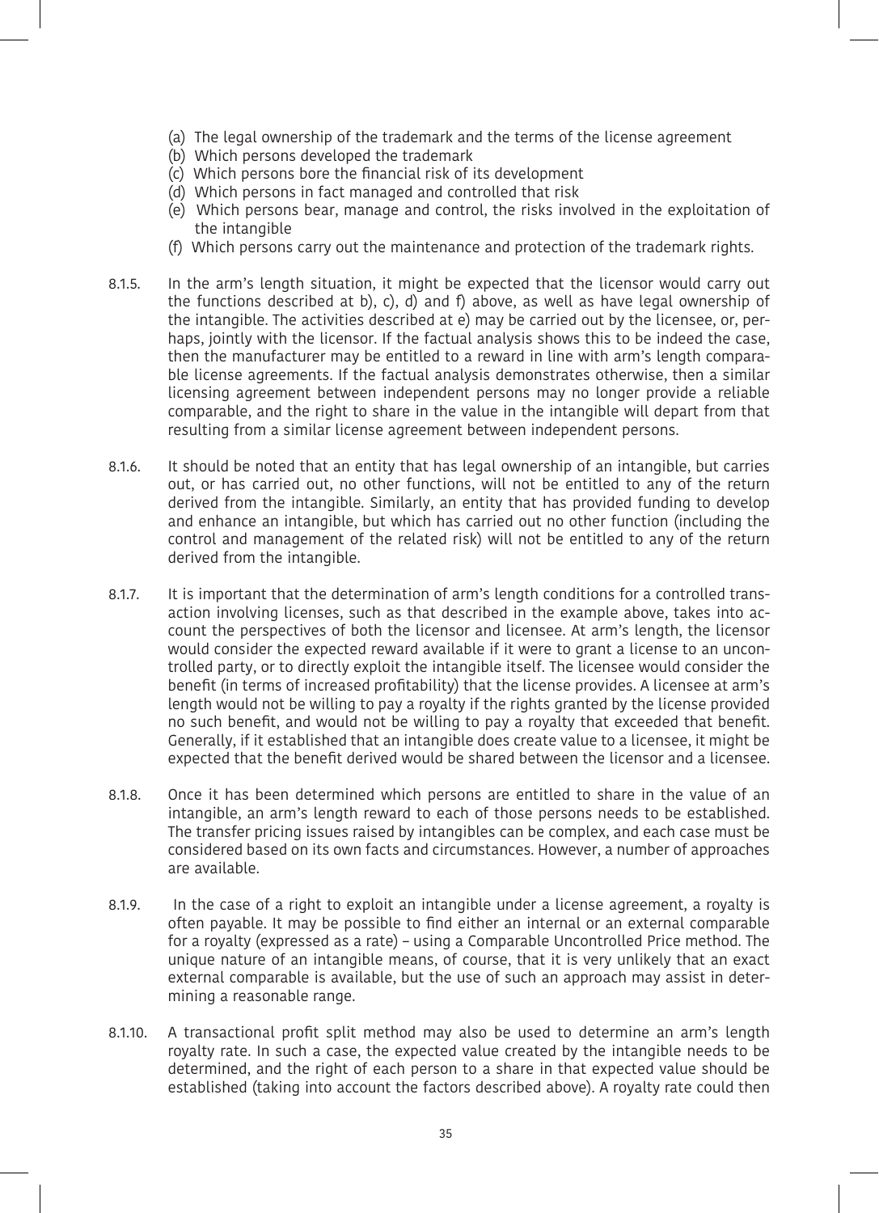(a) The legal ownership of the trademark and the terms of the license agreement
(b) Which persons developed the trademark
(c) Which persons bore the financial risk of its development
(d) Which persons in fact managed and controlled that risk
(e) Which persons bear, manage and control, the risks involved in the exploitation of the intangible
(f) Which persons carry out the maintenance and protection of the trademark rights.

8.1.5. In the arm's length situation, it might be expected that the licensor would carry out the functions described at b), c), d) and f) above, as well as have legal ownership of the intangible. The activities described at e) may be carried out by the licensee, or, perhaps, jointly with the licensor. If the factual analysis shows this to be indeed the case, then the manufacturer may be entitled to a reward in line with arm's length comparable license agreements. If the factual analysis demonstrates otherwise, then a similar licensing agreement between independent persons may no longer provide a reliable comparable, and the right to share in the value in the intangible will depart from that resulting from a similar license agreement between independent persons.

8.1.6. It should be noted that an entity that has legal ownership of an intangible, but carries out, or has carried out, no other functions, will not be entitled to any of the return derived from the intangible. Similarly, an entity that has provided funding to develop and enhance an intangible, but which has carried out no other function (including the control and management of the related risk) will not be entitled to any of the return derived from the intangible.

8.1.7. It is important that the determination of arm's length conditions for a controlled transaction involving licenses, such as that described in the example above, takes into account the perspectives of both the licensor and licensee. At arm's length, the licensor would consider the expected reward available if it were to grant a license to an uncontrolled party, or to directly exploit the intangible itself. The licensee would consider the benefit (in terms of increased profitability) that the license provides. A licensee at arm's length would not be willing to pay a royalty if the rights granted by the license provided no such benefit, and would not be willing to pay a royalty that exceeded that benefit. Generally, if it established that an intangible does create value to a licensee, it might be expected that the benefit derived would be shared between the licensor and a licensee.

8.1.8. Once it has been determined which persons are entitled to share in the value of an intangible, an arm's length reward to each of those persons needs to be established. The transfer pricing issues raised by intangibles can be complex, and each case must be considered based on its own facts and circumstances. However, a number of approaches are available.

8.1.9. In the case of a right to exploit an intangible under a license agreement, a royalty is often payable. It may be possible to find either an internal or an external comparable for a royalty (expressed as a rate) – using a Comparable Uncontrolled Price method. The unique nature of an intangible means, of course, that it is very unlikely that an exact external comparable is available, but the use of such an approach may assist in determining a reasonable range.

8.1.10. A transactional profit split method may also be used to determine an arm's length royalty rate. In such a case, the expected value created by the intangible needs to be determined, and the right of each person to a share in that expected value should be established (taking into account the factors described above). A royalty rate could then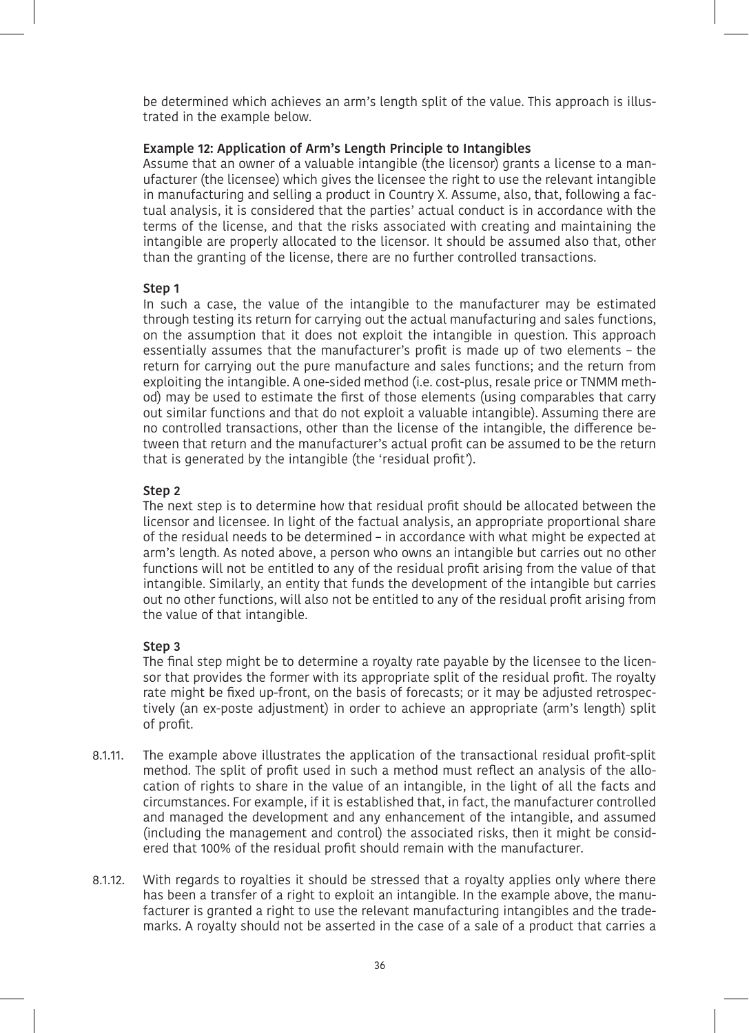be determined which achieves an arm's length split of the value. This approach is illustrated in the example below.

**Example 12: Application of Arm's Length Principle to Intangibles**

Assume that an owner of a valuable intangible (the licensor) grants a license to a manufacturer (the licensee) which gives the licensee the right to use the relevant intangible in manufacturing and selling a product in Country X. Assume, also, that, following a factual analysis, it is considered that the parties' actual conduct is in accordance with the terms of the license, and that the risks associated with creating and maintaining the intangible are properly allocated to the licensor. It should be assumed also that, other than the granting of the license, there are no further controlled transactions.

**Step 1**

In such a case, the value of the intangible to the manufacturer may be estimated through testing its return for carrying out the actual manufacturing and sales functions, on the assumption that it does not exploit the intangible in question. This approach essentially assumes that the manufacturer's profit is made up of two elements – the return for carrying out the pure manufacture and sales functions; and the return from exploiting the intangible. A one-sided method (i.e. cost-plus, resale price or TNMM method) may be used to estimate the first of those elements (using comparables that carry out similar functions and that do not exploit a valuable intangible). Assuming there are no controlled transactions, other than the license of the intangible, the difference between that return and the manufacturer's actual profit can be assumed to be the return that is generated by the intangible (the 'residual profit').

**Step 2**

The next step is to determine how that residual profit should be allocated between the licensor and licensee. In light of the factual analysis, an appropriate proportional share of the residual needs to be determined – in accordance with what might be expected at arm's length. As noted above, a person who owns an intangible but carries out no other functions will not be entitled to any of the residual profit arising from the value of that intangible. Similarly, an entity that funds the development of the intangible but carries out no other functions, will also not be entitled to any of the residual profit arising from the value of that intangible.

**Step 3**

The final step might be to determine a royalty rate payable by the licensee to the licensor that provides the former with its appropriate split of the residual profit. The royalty rate might be fixed up-front, on the basis of forecasts; or it may be adjusted retrospectively (an ex-poste adjustment) in order to achieve an appropriate (arm's length) split of profit.

8.1.11. The example above illustrates the application of the transactional residual profit-split method. The split of profit used in such a method must reflect an analysis of the allocation of rights to share in the value of an intangible, in the light of all the facts and circumstances. For example, if it is established that, in fact, the manufacturer controlled and managed the development and any enhancement of the intangible, and assumed (including the management and control) the associated risks, then it might be considered that 100% of the residual profit should remain with the manufacturer.

8.1.12. With regards to royalties it should be stressed that a royalty applies only where there has been a transfer of a right to exploit an intangible. In the example above, the manufacturer is granted a right to use the relevant manufacturing intangibles and the trademarks. A royalty should not be asserted in the case of a sale of a product that carries a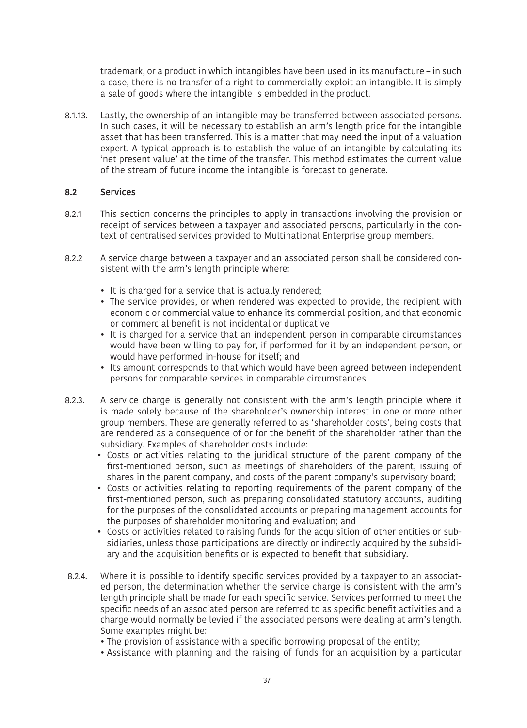trademark, or a product in which intangibles have been used in its manufacture – in such a case, there is no transfer of a right to commercially exploit an intangible. It is simply a sale of goods where the intangible is embedded in the product.

8.1.13. Lastly, the ownership of an intangible may be transferred between associated persons. In such cases, it will be necessary to establish an arm's length price for the intangible asset that has been transferred. This is a matter that may need the input of a valuation expert. A typical approach is to establish the value of an intangible by calculating its 'net present value' at the time of the transfer. This method estimates the current value of the stream of future income the intangible is forecast to generate.

### 8.2 Services

8.2.1 This section concerns the principles to apply in transactions involving the provision or receipt of services between a taxpayer and associated persons, particularly in the context of centralised services provided to Multinational Enterprise group members.

8.2.2 A service charge between a taxpayer and an associated person shall be considered consistent with the arm's length principle where:

- It is charged for a service that is actually rendered;
- The service provides, or when rendered was expected to provide, the recipient with economic or commercial value to enhance its commercial position, and that economic or commercial benefit is not incidental or duplicative
- It is charged for a service that an independent person in comparable circumstances would have been willing to pay for, if performed for it by an independent person, or would have performed in-house for itself; and
- Its amount corresponds to that which would have been agreed between independent persons for comparable services in comparable circumstances.

8.2.3. A service charge is generally not consistent with the arm's length principle where it is made solely because of the shareholder's ownership interest in one or more other group members. These are generally referred to as 'shareholder costs', being costs that are rendered as a consequence of or for the benefit of the shareholder rather than the subsidiary. Examples of shareholder costs include:

- Costs or activities relating to the juridical structure of the parent company of the first-mentioned person, such as meetings of shareholders of the parent, issuing of shares in the parent company, and costs of the parent company's supervisory board;
- Costs or activities relating to reporting requirements of the parent company of the first-mentioned person, such as preparing consolidated statutory accounts, auditing for the purposes of the consolidated accounts or preparing management accounts for the purposes of shareholder monitoring and evaluation; and
- Costs or activities related to raising funds for the acquisition of other entities or subsidiaries, unless those participations are directly or indirectly acquired by the subsidiary and the acquisition benefits or is expected to benefit that subsidiary.

8.2.4. Where it is possible to identify specific services provided by a taxpayer to an associated person, the determination whether the service charge is consistent with the arm's length principle shall be made for each specific service. Services performed to meet the specific needs of an associated person are referred to as specific benefit activities and a charge would normally be levied if the associated persons were dealing at arm's length. Some examples might be:

- The provision of assistance with a specific borrowing proposal of the entity;
- Assistance with planning and the raising of funds for an acquisition by a particular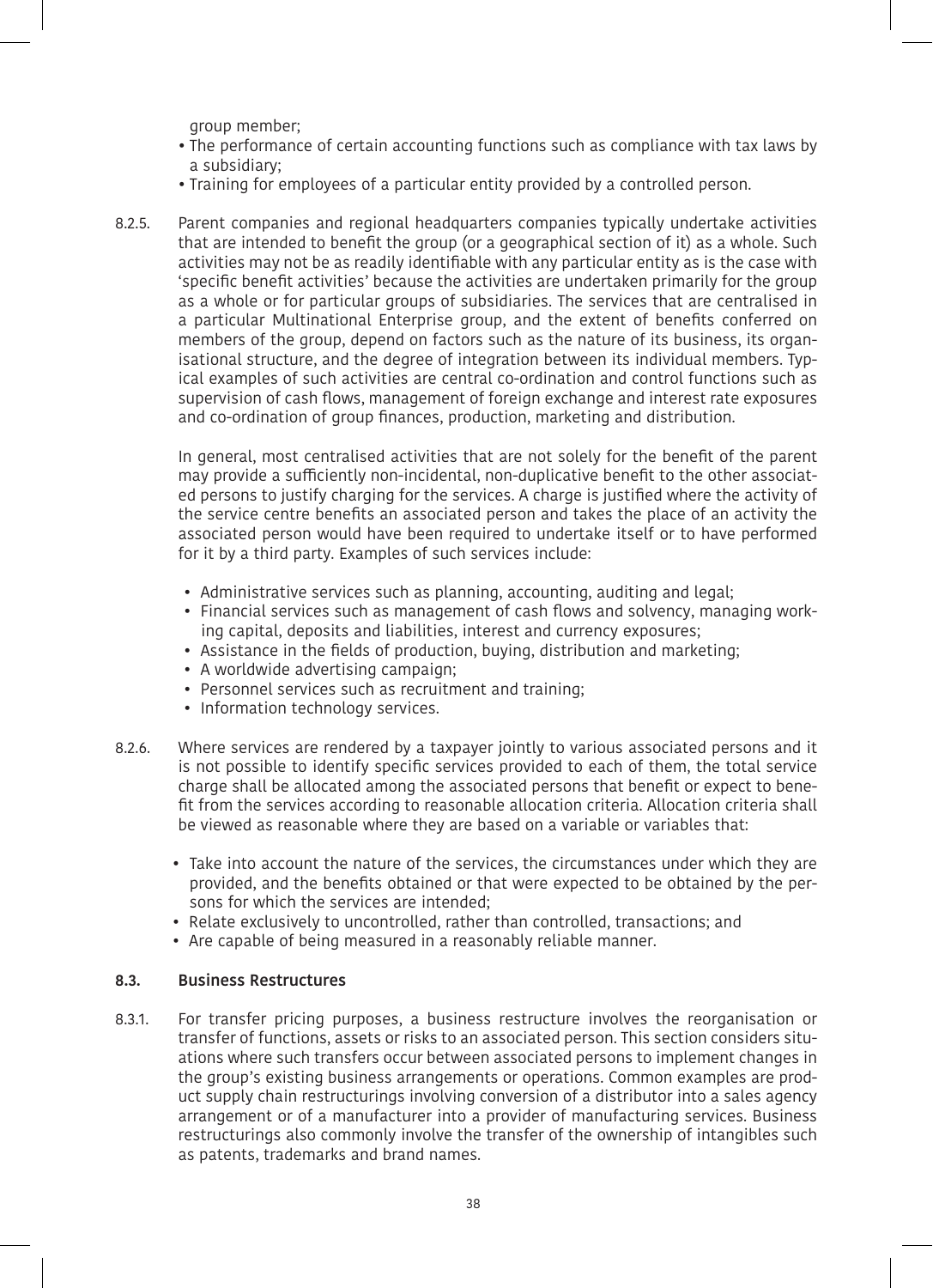group member;

- The performance of certain accounting functions such as compliance with tax laws by a subsidiary;
- Training for employees of a particular entity provided by a controlled person.

8.2.5. Parent companies and regional headquarters companies typically undertake activities that are intended to benefit the group (or a geographical section of it) as a whole. Such activities may not be as readily identifiable with any particular entity as is the case with 'specific benefit activities' because the activities are undertaken primarily for the group as a whole or for particular groups of subsidiaries. The services that are centralised in a particular Multinational Enterprise group, and the extent of benefits conferred on members of the group, depend on factors such as the nature of its business, its organisational structure, and the degree of integration between its individual members. Typical examples of such activities are central co-ordination and control functions such as supervision of cash flows, management of foreign exchange and interest rate exposures and co-ordination of group finances, production, marketing and distribution.

In general, most centralised activities that are not solely for the benefit of the parent may provide a sufficiently non-incidental, non-duplicative benefit to the other associated persons to justify charging for the services. A charge is justified where the activity of the service centre benefits an associated person and takes the place of an activity the associated person would have been required to undertake itself or to have performed for it by a third party. Examples of such services include:

- Administrative services such as planning, accounting, auditing and legal;
- Financial services such as management of cash flows and solvency, managing working capital, deposits and liabilities, interest and currency exposures;
- Assistance in the fields of production, buying, distribution and marketing;
- A worldwide advertising campaign;
- Personnel services such as recruitment and training;
- Information technology services.

8.2.6. Where services are rendered by a taxpayer jointly to various associated persons and it is not possible to identify specific services provided to each of them, the total service charge shall be allocated among the associated persons that benefit or expect to benefit from the services according to reasonable allocation criteria. Allocation criteria shall be viewed as reasonable where they are based on a variable or variables that:

- Take into account the nature of the services, the circumstances under which they are provided, and the benefits obtained or that were expected to be obtained by the persons for which the services are intended;
- Relate exclusively to uncontrolled, rather than controlled, transactions; and
- Are capable of being measured in a reasonably reliable manner.

### 8.3. Business Restructures

8.3.1. For transfer pricing purposes, a business restructure involves the reorganisation or transfer of functions, assets or risks to an associated person. This section considers situations where such transfers occur between associated persons to implement changes in the group's existing business arrangements or operations. Common examples are product supply chain restructurings involving conversion of a distributor into a sales agency arrangement or of a manufacturer into a provider of manufacturing services. Business restructurings also commonly involve the transfer of the ownership of intangibles such as patents, trademarks and brand names.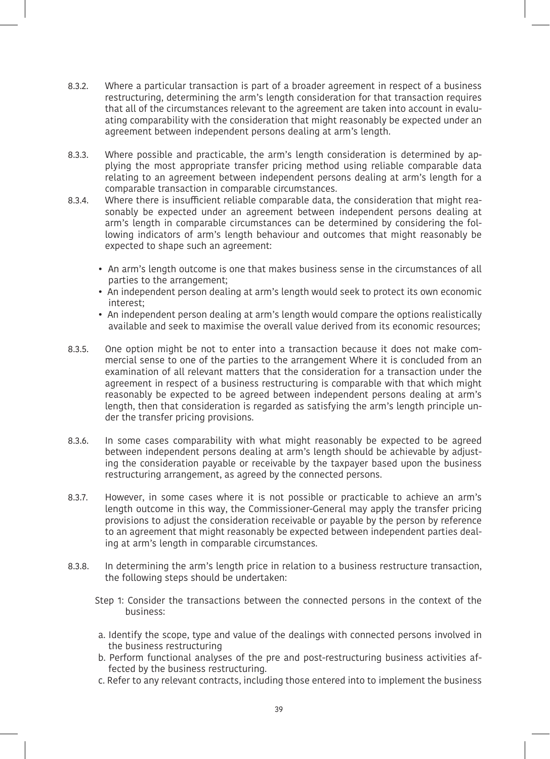8.3.2. Where a particular transaction is part of a broader agreement in respect of a business restructuring, determining the arm's length consideration for that transaction requires that all of the circumstances relevant to the agreement are taken into account in evaluating comparability with the consideration that might reasonably be expected under an agreement between independent persons dealing at arm's length.

8.3.3. Where possible and practicable, the arm's length consideration is determined by applying the most appropriate transfer pricing method using reliable comparable data relating to an agreement between independent persons dealing at arm's length for a comparable transaction in comparable circumstances.

8.3.4. Where there is insufficient reliable comparable data, the consideration that might reasonably be expected under an agreement between independent persons dealing at arm's length in comparable circumstances can be determined by considering the following indicators of arm's length behaviour and outcomes that might reasonably be expected to shape such an agreement:

- An arm's length outcome is one that makes business sense in the circumstances of all parties to the arrangement;
- An independent person dealing at arm's length would seek to protect its own economic interest;
- An independent person dealing at arm's length would compare the options realistically available and seek to maximise the overall value derived from its economic resources;

8.3.5. One option might be not to enter into a transaction because it does not make commercial sense to one of the parties to the arrangement Where it is concluded from an examination of all relevant matters that the consideration for a transaction under the agreement in respect of a business restructuring is comparable with that which might reasonably be expected to be agreed between independent persons dealing at arm's length, then that consideration is regarded as satisfying the arm's length principle under the transfer pricing provisions.

8.3.6. In some cases comparability with what might reasonably be expected to be agreed between independent persons dealing at arm's length should be achievable by adjusting the consideration payable or receivable by the taxpayer based upon the business restructuring arrangement, as agreed by the connected persons.

8.3.7. However, in some cases where it is not possible or practicable to achieve an arm's length outcome in this way, the Commissioner-General may apply the transfer pricing provisions to adjust the consideration receivable or payable by the person by reference to an agreement that might reasonably be expected between independent parties dealing at arm's length in comparable circumstances.

8.3.8. In determining the arm's length price in relation to a business restructure transaction, the following steps should be undertaken:

Step 1: Consider the transactions between the connected persons in the context of the business:

a. Identify the scope, type and value of the dealings with connected persons involved in the business restructuring
b. Perform functional analyses of the pre and post-restructuring business activities affected by the business restructuring.
c. Refer to any relevant contracts, including those entered into to implement the business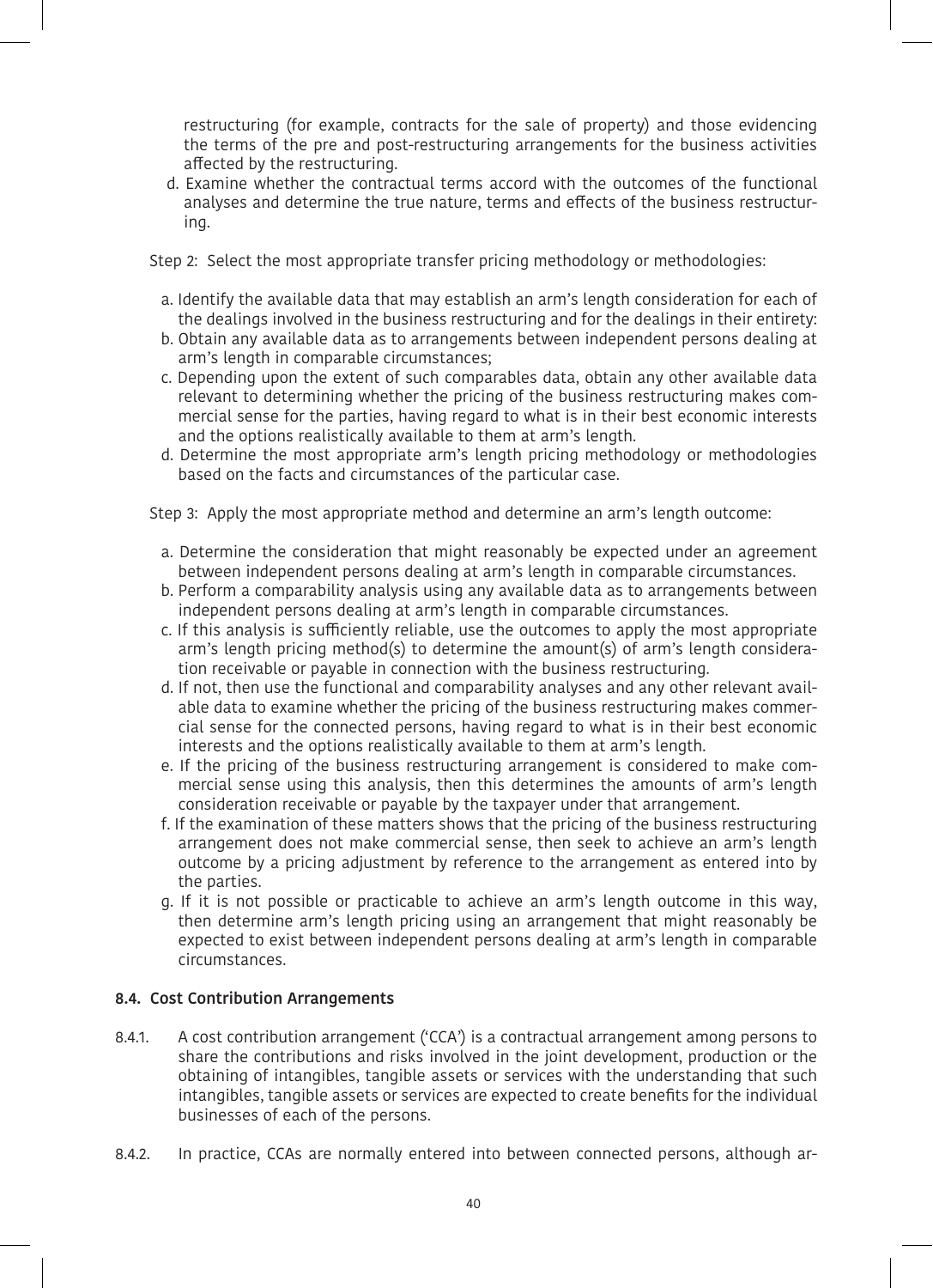restructuring (for example, contracts for the sale of property) and those evidencing the terms of the pre and post-restructuring arrangements for the business activities affected by the restructuring.

d. Examine whether the contractual terms accord with the outcomes of the functional analyses and determine the true nature, terms and effects of the business restructuring.

Step 2: Select the most appropriate transfer pricing methodology or methodologies:

a. Identify the available data that may establish an arm's length consideration for each of the dealings involved in the business restructuring and for the dealings in their entirety:
b. Obtain any available data as to arrangements between independent persons dealing at arm's length in comparable circumstances;
c. Depending upon the extent of such comparables data, obtain any other available data relevant to determining whether the pricing of the business restructuring makes commercial sense for the parties, having regard to what is in their best economic interests and the options realistically available to them at arm's length.
d. Determine the most appropriate arm's length pricing methodology or methodologies based on the facts and circumstances of the particular case.

Step 3: Apply the most appropriate method and determine an arm's length outcome:

a. Determine the consideration that might reasonably be expected under an agreement between independent persons dealing at arm's length in comparable circumstances.
b. Perform a comparability analysis using any available data as to arrangements between independent persons dealing at arm's length in comparable circumstances.
c. If this analysis is sufficiently reliable, use the outcomes to apply the most appropriate arm's length pricing method(s) to determine the amount(s) of arm's length consideration receivable or payable in connection with the business restructuring.
d. If not, then use the functional and comparability analyses and any other relevant available data to examine whether the pricing of the business restructuring makes commercial sense for the connected persons, having regard to what is in their best economic interests and the options realistically available to them at arm's length.
e. If the pricing of the business restructuring arrangement is considered to make commercial sense using this analysis, then this determines the amounts of arm's length consideration receivable or payable by the taxpayer under that arrangement.
f. If the examination of these matters shows that the pricing of the business restructuring arrangement does not make commercial sense, then seek to achieve an arm's length outcome by a pricing adjustment by reference to the arrangement as entered into by the parties.
g. If it is not possible or practicable to achieve an arm's length outcome in this way, then determine arm's length pricing using an arrangement that might reasonably be expected to exist between independent persons dealing at arm's length in comparable circumstances.

### 8.4. Cost Contribution Arrangements

8.4.1. A cost contribution arrangement ('CCA') is a contractual arrangement among persons to share the contributions and risks involved in the joint development, production or the obtaining of intangibles, tangible assets or services with the understanding that such intangibles, tangible assets or services are expected to create benefits for the individual businesses of each of the persons.

8.4.2. In practice, CCAs are normally entered into between connected persons, although ar-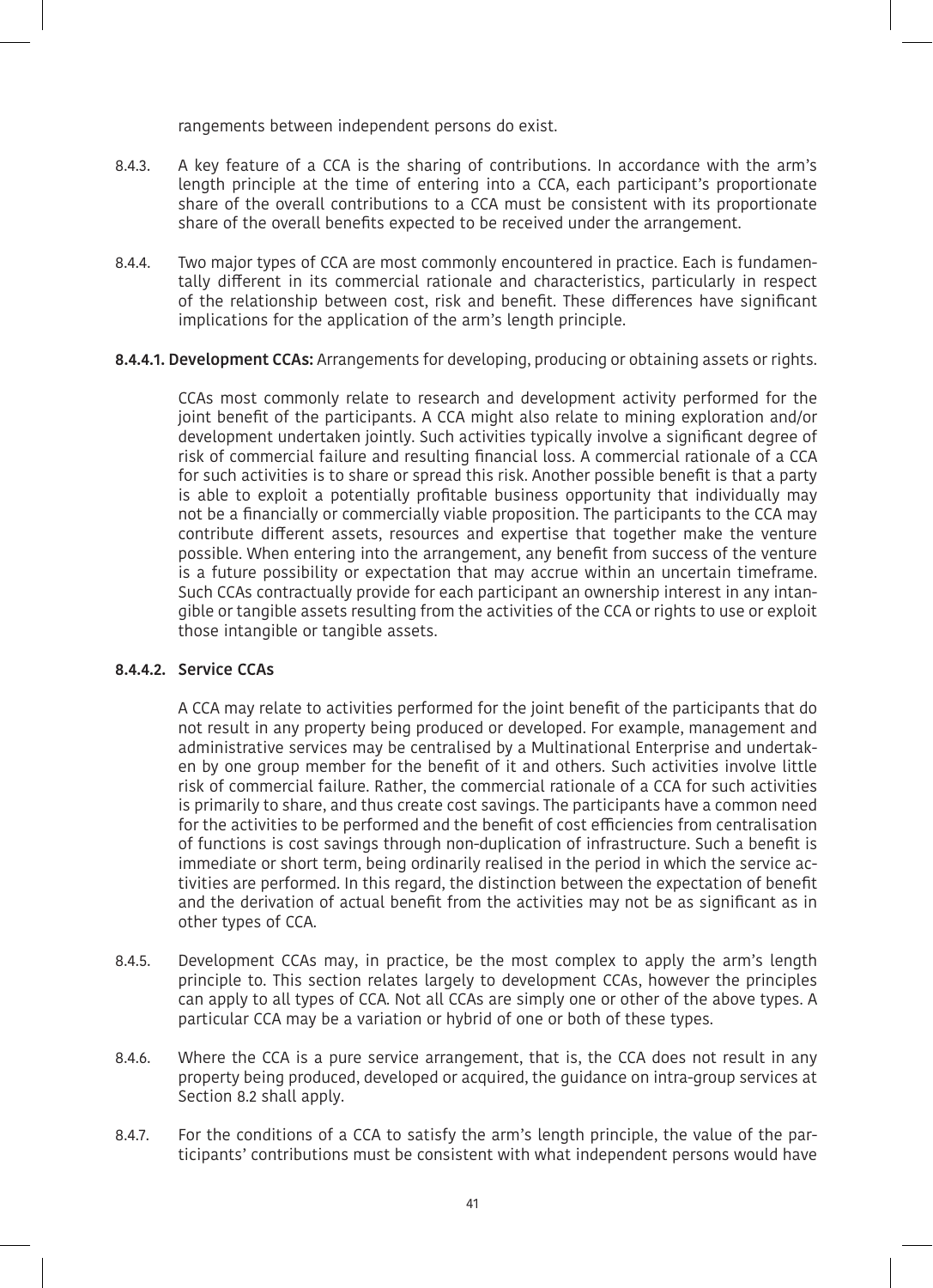rangements between independent persons do exist.

8.4.3. A key feature of a CCA is the sharing of contributions. In accordance with the arm's length principle at the time of entering into a CCA, each participant's proportionate share of the overall contributions to a CCA must be consistent with its proportionate share of the overall benefits expected to be received under the arrangement.

8.4.4. Two major types of CCA are most commonly encountered in practice. Each is fundamentally different in its commercial rationale and characteristics, particularly in respect of the relationship between cost, risk and benefit. These differences have significant implications for the application of the arm's length principle.

**8.4.4.1. Development CCAs:** Arrangements for developing, producing or obtaining assets or rights.

CCAs most commonly relate to research and development activity performed for the joint benefit of the participants. A CCA might also relate to mining exploration and/or development undertaken jointly. Such activities typically involve a significant degree of risk of commercial failure and resulting financial loss. A commercial rationale of a CCA for such activities is to share or spread this risk. Another possible benefit is that a party is able to exploit a potentially profitable business opportunity that individually may not be a financially or commercially viable proposition. The participants to the CCA may contribute different assets, resources and expertise that together make the venture possible. When entering into the arrangement, any benefit from success of the venture is a future possibility or expectation that may accrue within an uncertain timeframe. Such CCAs contractually provide for each participant an ownership interest in any intangible or tangible assets resulting from the activities of the CCA or rights to use or exploit those intangible or tangible assets.

**8.4.4.2. Service CCAs**

A CCA may relate to activities performed for the joint benefit of the participants that do not result in any property being produced or developed. For example, management and administrative services may be centralised by a Multinational Enterprise and undertaken by one group member for the benefit of it and others. Such activities involve little risk of commercial failure. Rather, the commercial rationale of a CCA for such activities is primarily to share, and thus create cost savings. The participants have a common need for the activities to be performed and the benefit of cost efficiencies from centralisation of functions is cost savings through non-duplication of infrastructure. Such a benefit is immediate or short term, being ordinarily realised in the period in which the service activities are performed. In this regard, the distinction between the expectation of benefit and the derivation of actual benefit from the activities may not be as significant as in other types of CCA.

8.4.5. Development CCAs may, in practice, be the most complex to apply the arm's length principle to. This section relates largely to development CCAs, however the principles can apply to all types of CCA. Not all CCAs are simply one or other of the above types. A particular CCA may be a variation or hybrid of one or both of these types.

8.4.6. Where the CCA is a pure service arrangement, that is, the CCA does not result in any property being produced, developed or acquired, the guidance on intra-group services at Section 8.2 shall apply.

8.4.7. For the conditions of a CCA to satisfy the arm's length principle, the value of the participants' contributions must be consistent with what independent persons would have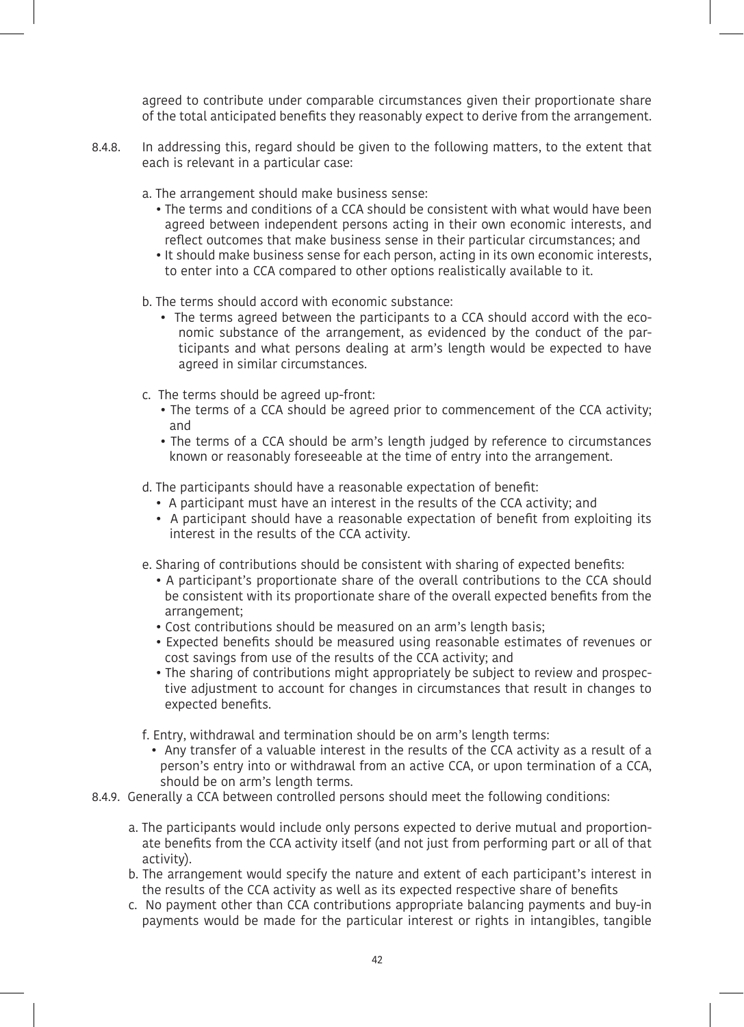agreed to contribute under comparable circumstances given their proportionate share of the total anticipated benefits they reasonably expect to derive from the arrangement.

8.4.8. In addressing this, regard should be given to the following matters, to the extent that each is relevant in a particular case:

a. The arrangement should make business sense:
- The terms and conditions of a CCA should be consistent with what would have been agreed between independent persons acting in their own economic interests, and reflect outcomes that make business sense in their particular circumstances; and
- It should make business sense for each person, acting in its own economic interests, to enter into a CCA compared to other options realistically available to it.

b. The terms should accord with economic substance:
- The terms agreed between the participants to a CCA should accord with the economic substance of the arrangement, as evidenced by the conduct of the participants and what persons dealing at arm's length would be expected to have agreed in similar circumstances.

c. The terms should be agreed up-front:
- The terms of a CCA should be agreed prior to commencement of the CCA activity; and
- The terms of a CCA should be arm's length judged by reference to circumstances known or reasonably foreseeable at the time of entry into the arrangement.

d. The participants should have a reasonable expectation of benefit:
- A participant must have an interest in the results of the CCA activity; and
- A participant should have a reasonable expectation of benefit from exploiting its interest in the results of the CCA activity.

e. Sharing of contributions should be consistent with sharing of expected benefits:
- A participant's proportionate share of the overall contributions to the CCA should be consistent with its proportionate share of the overall expected benefits from the arrangement;
- Cost contributions should be measured on an arm's length basis;
- Expected benefits should be measured using reasonable estimates of revenues or cost savings from use of the results of the CCA activity; and
- The sharing of contributions might appropriately be subject to review and prospective adjustment to account for changes in circumstances that result in changes to expected benefits.

f. Entry, withdrawal and termination should be on arm's length terms:
- Any transfer of a valuable interest in the results of the CCA activity as a result of a person's entry into or withdrawal from an active CCA, or upon termination of a CCA, should be on arm's length terms.

8.4.9. Generally a CCA between controlled persons should meet the following conditions:

a. The participants would include only persons expected to derive mutual and proportionate benefits from the CCA activity itself (and not just from performing part or all of that activity).
b. The arrangement would specify the nature and extent of each participant's interest in the results of the CCA activity as well as its expected respective share of benefits
c. No payment other than CCA contributions appropriate balancing payments and buy-in payments would be made for the particular interest or rights in intangibles, tangible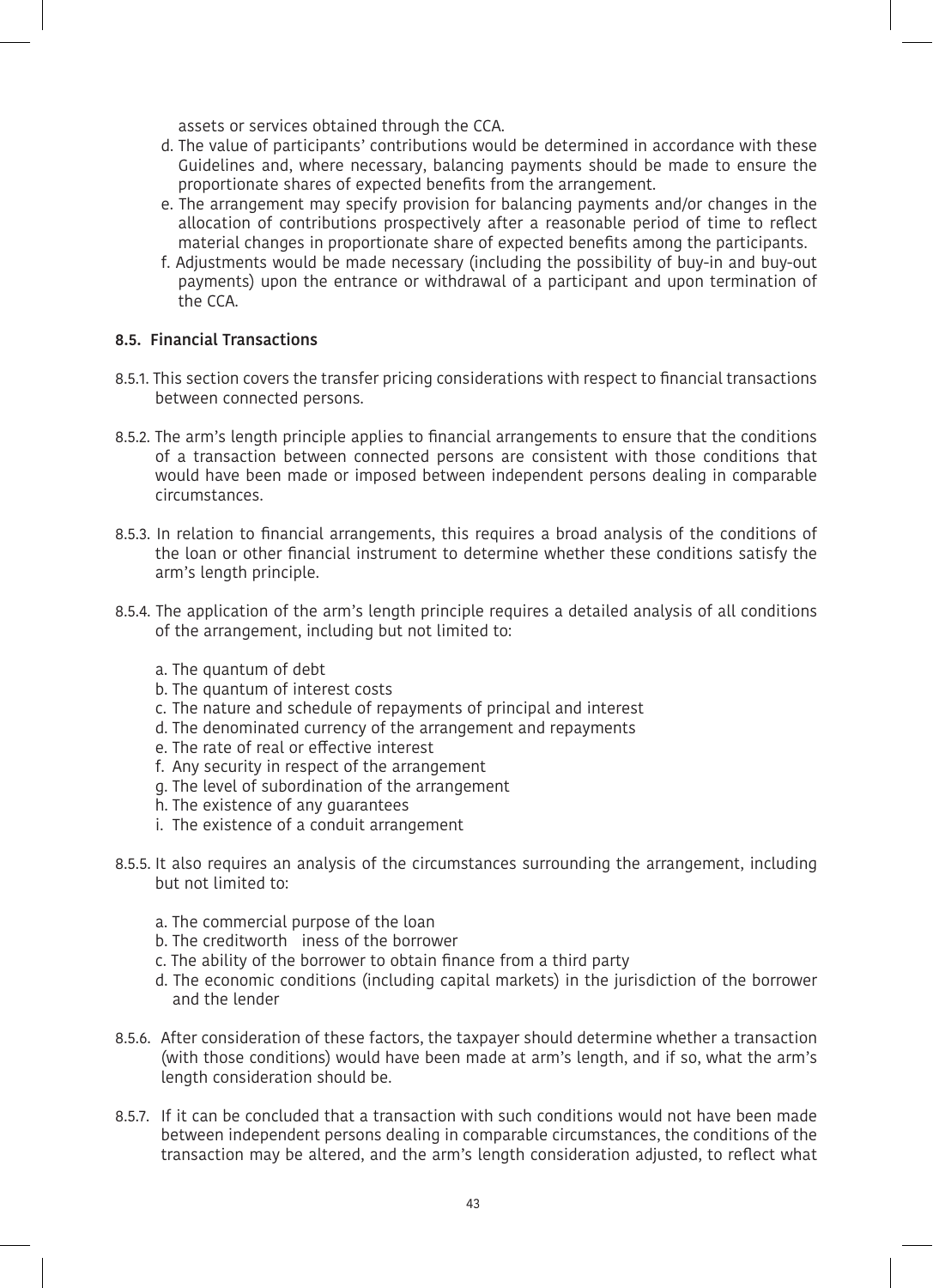assets or services obtained through the CCA.

d. The value of participants' contributions would be determined in accordance with these Guidelines and, where necessary, balancing payments should be made to ensure the proportionate shares of expected benefits from the arrangement.

e. The arrangement may specify provision for balancing payments and/or changes in the allocation of contributions prospectively after a reasonable period of time to reflect material changes in proportionate share of expected benefits among the participants.

f. Adjustments would be made necessary (including the possibility of buy-in and buy-out payments) upon the entrance or withdrawal of a participant and upon termination of the CCA.

### 8.5. Financial Transactions

8.5.1. This section covers the transfer pricing considerations with respect to financial transactions between connected persons.

8.5.2. The arm's length principle applies to financial arrangements to ensure that the conditions of a transaction between connected persons are consistent with those conditions that would have been made or imposed between independent persons dealing in comparable circumstances.

8.5.3. In relation to financial arrangements, this requires a broad analysis of the conditions of the loan or other financial instrument to determine whether these conditions satisfy the arm's length principle.

8.5.4. The application of the arm's length principle requires a detailed analysis of all conditions of the arrangement, including but not limited to:

a. The quantum of debt
b. The quantum of interest costs
c. The nature and schedule of repayments of principal and interest
d. The denominated currency of the arrangement and repayments
e. The rate of real or effective interest
f. Any security in respect of the arrangement
g. The level of subordination of the arrangement
h. The existence of any guarantees
i. The existence of a conduit arrangement

8.5.5. It also requires an analysis of the circumstances surrounding the arrangement, including but not limited to:

a. The commercial purpose of the loan
b. The creditworth iness of the borrower
c. The ability of the borrower to obtain finance from a third party
d. The economic conditions (including capital markets) in the jurisdiction of the borrower and the lender

8.5.6. After consideration of these factors, the taxpayer should determine whether a transaction (with those conditions) would have been made at arm's length, and if so, what the arm's length consideration should be.

8.5.7. If it can be concluded that a transaction with such conditions would not have been made between independent persons dealing in comparable circumstances, the conditions of the transaction may be altered, and the arm's length consideration adjusted, to reflect what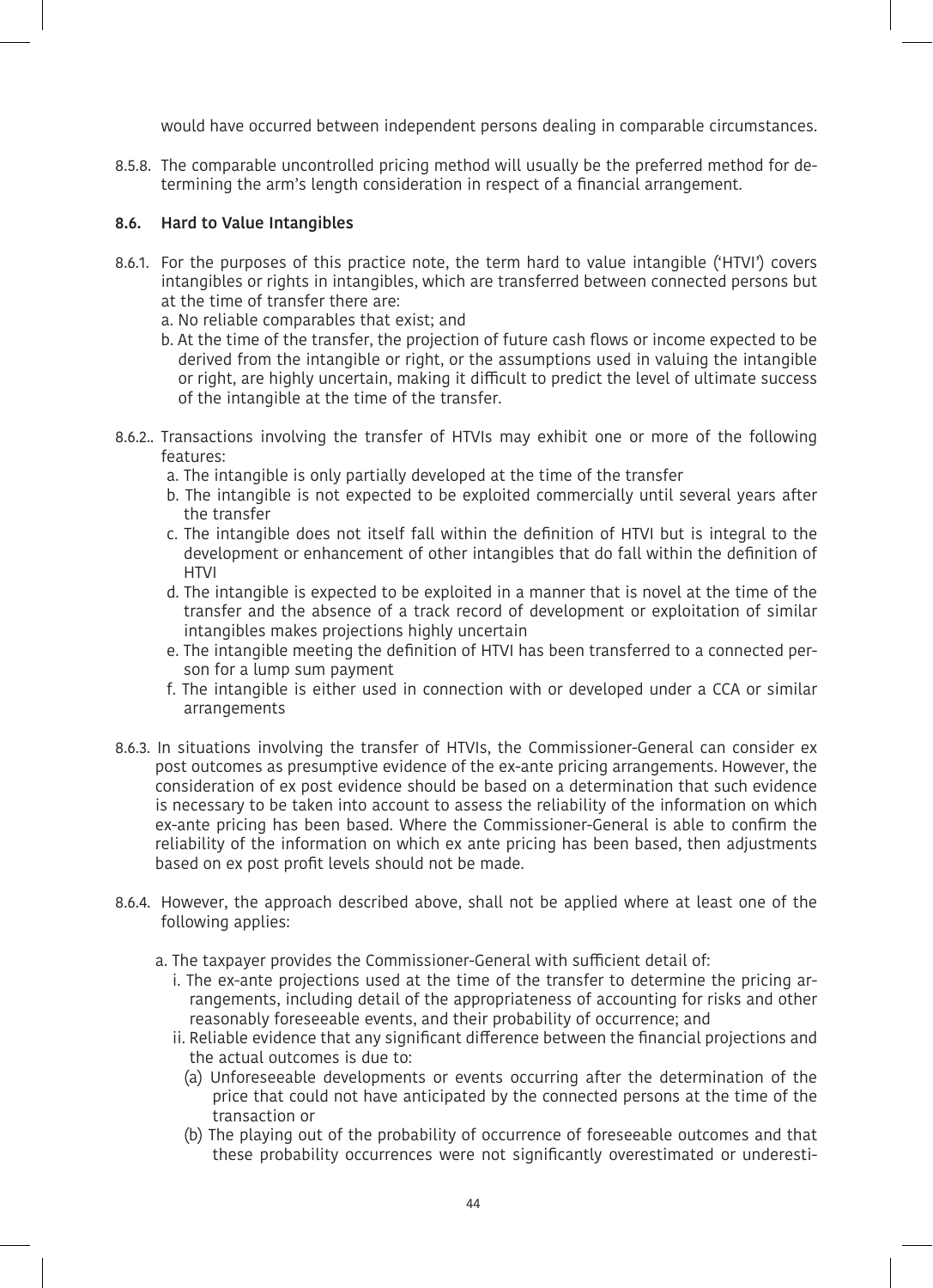would have occurred between independent persons dealing in comparable circumstances.

8.5.8. The comparable uncontrolled pricing method will usually be the preferred method for determining the arm's length consideration in respect of a financial arrangement.

### 8.6. Hard to Value Intangibles

8.6.1. For the purposes of this practice note, the term hard to value intangible ('HTVI') covers intangibles or rights in intangibles, which are transferred between connected persons but at the time of transfer there are:

a. No reliable comparables that exist; and

b. At the time of the transfer, the projection of future cash flows or income expected to be derived from the intangible or right, or the assumptions used in valuing the intangible or right, are highly uncertain, making it difficult to predict the level of ultimate success of the intangible at the time of the transfer.

8.6.2.. Transactions involving the transfer of HTVIs may exhibit one or more of the following features:

a. The intangible is only partially developed at the time of the transfer

b. The intangible is not expected to be exploited commercially until several years after the transfer

c. The intangible does not itself fall within the definition of HTVI but is integral to the development or enhancement of other intangibles that do fall within the definition of HTVI

d. The intangible is expected to be exploited in a manner that is novel at the time of the transfer and the absence of a track record of development or exploitation of similar intangibles makes projections highly uncertain

e. The intangible meeting the definition of HTVI has been transferred to a connected person for a lump sum payment

f. The intangible is either used in connection with or developed under a CCA or similar arrangements

8.6.3. In situations involving the transfer of HTVIs, the Commissioner-General can consider ex post outcomes as presumptive evidence of the ex-ante pricing arrangements. However, the consideration of ex post evidence should be based on a determination that such evidence is necessary to be taken into account to assess the reliability of the information on which ex-ante pricing has been based. Where the Commissioner-General is able to confirm the reliability of the information on which ex ante pricing has been based, then adjustments based on ex post profit levels should not be made.

8.6.4. However, the approach described above, shall not be applied where at least one of the following applies:

a. The taxpayer provides the Commissioner-General with sufficient detail of:

i. The ex-ante projections used at the time of the transfer to determine the pricing arrangements, including detail of the appropriateness of accounting for risks and other reasonably foreseeable events, and their probability of occurrence; and

ii. Reliable evidence that any significant difference between the financial projections and the actual outcomes is due to:

(a) Unforeseeable developments or events occurring after the determination of the price that could not have anticipated by the connected persons at the time of the transaction or

(b) The playing out of the probability of occurrence of foreseeable outcomes and that these probability occurrences were not significantly overestimated or underesti-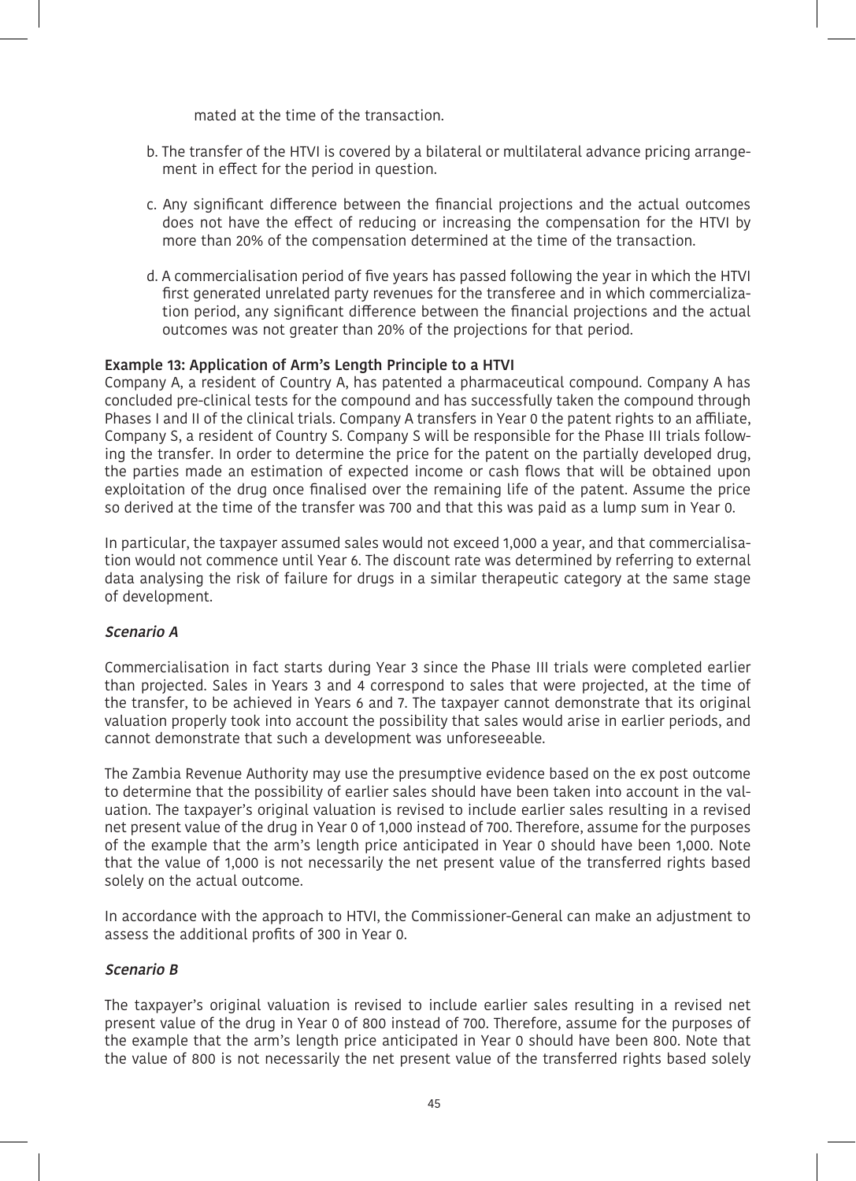mated at the time of the transaction.

b. The transfer of the HTVI is covered by a bilateral or multilateral advance pricing arrangement in effect for the period in question.

c. Any significant difference between the financial projections and the actual outcomes does not have the effect of reducing or increasing the compensation for the HTVI by more than 20% of the compensation determined at the time of the transaction.

d. A commercialisation period of five years has passed following the year in which the HTVI first generated unrelated party revenues for the transferee and in which commercialization period, any significant difference between the financial projections and the actual outcomes was not greater than 20% of the projections for that period.

**Example 13: Application of Arm's Length Principle to a HTVI**

Company A, a resident of Country A, has patented a pharmaceutical compound. Company A has concluded pre-clinical tests for the compound and has successfully taken the compound through Phases I and II of the clinical trials. Company A transfers in Year 0 the patent rights to an affiliate, Company S, a resident of Country S. Company S will be responsible for the Phase III trials following the transfer. In order to determine the price for the patent on the partially developed drug, the parties made an estimation of expected income or cash flows that will be obtained upon exploitation of the drug once finalised over the remaining life of the patent. Assume the price so derived at the time of the transfer was 700 and that this was paid as a lump sum in Year 0.

In particular, the taxpayer assumed sales would not exceed 1,000 a year, and that commercialisation would not commence until Year 6. The discount rate was determined by referring to external data analysing the risk of failure for drugs in a similar therapeutic category at the same stage of development.

***Scenario A***

Commercialisation in fact starts during Year 3 since the Phase III trials were completed earlier than projected. Sales in Years 3 and 4 correspond to sales that were projected, at the time of the transfer, to be achieved in Years 6 and 7. The taxpayer cannot demonstrate that its original valuation properly took into account the possibility that sales would arise in earlier periods, and cannot demonstrate that such a development was unforeseeable.

The Zambia Revenue Authority may use the presumptive evidence based on the ex post outcome to determine that the possibility of earlier sales should have been taken into account in the valuation. The taxpayer's original valuation is revised to include earlier sales resulting in a revised net present value of the drug in Year 0 of 1,000 instead of 700. Therefore, assume for the purposes of the example that the arm's length price anticipated in Year 0 should have been 1,000. Note that the value of 1,000 is not necessarily the net present value of the transferred rights based solely on the actual outcome.

In accordance with the approach to HTVI, the Commissioner-General can make an adjustment to assess the additional profits of 300 in Year 0.

***Scenario B***

The taxpayer's original valuation is revised to include earlier sales resulting in a revised net present value of the drug in Year 0 of 800 instead of 700. Therefore, assume for the purposes of the example that the arm's length price anticipated in Year 0 should have been 800. Note that the value of 800 is not necessarily the net present value of the transferred rights based solely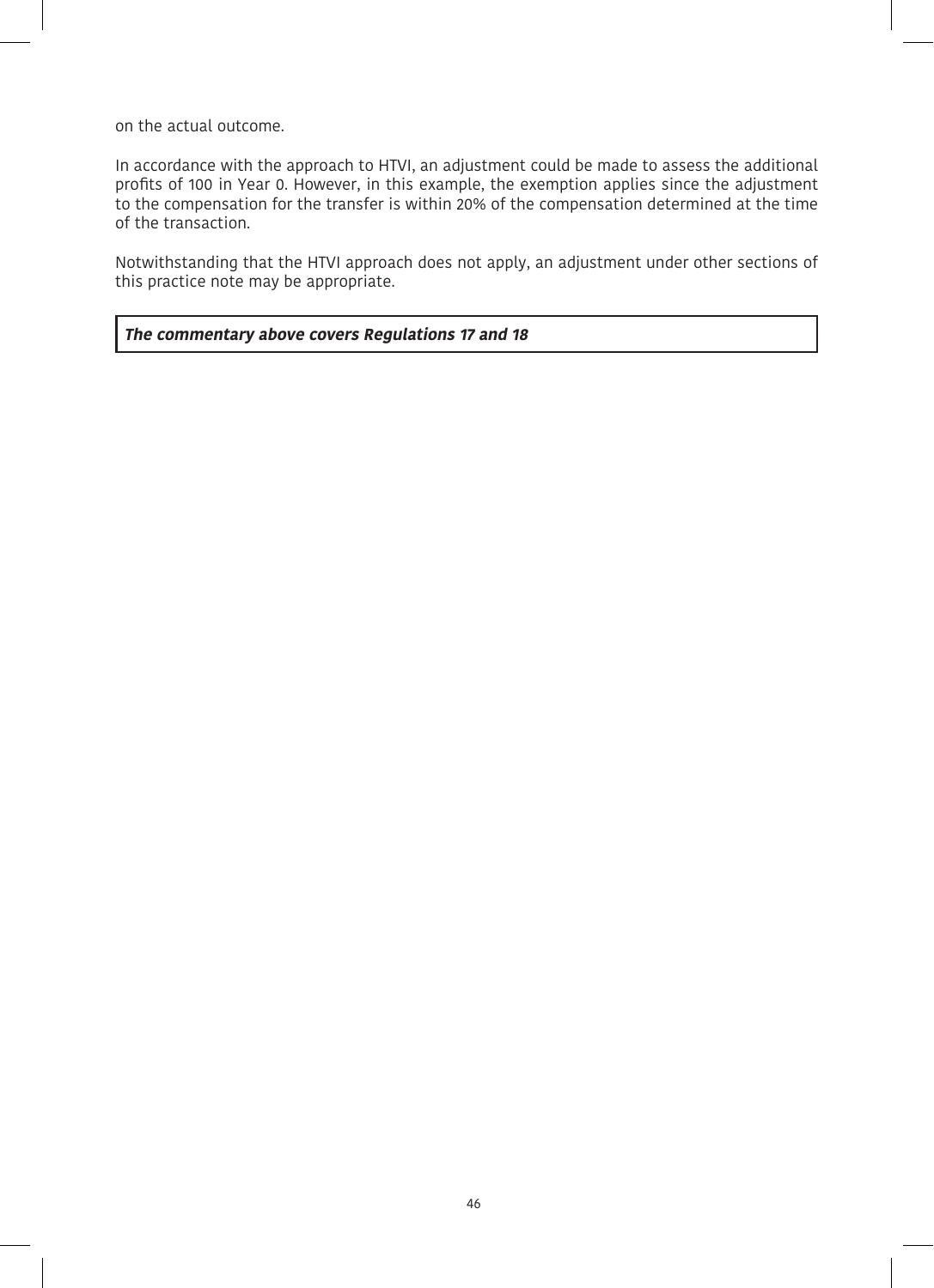on the actual outcome.

In accordance with the approach to HTVI, an adjustment could be made to assess the additional profits of 100 in Year 0. However, in this example, the exemption applies since the adjustment to the compensation for the transfer is within 20% of the compensation determined at the time of the transaction.

Notwithstanding that the HTVI approach does not apply, an adjustment under other sections of this practice note may be appropriate.

***The commentary above covers Regulations 17 and 18***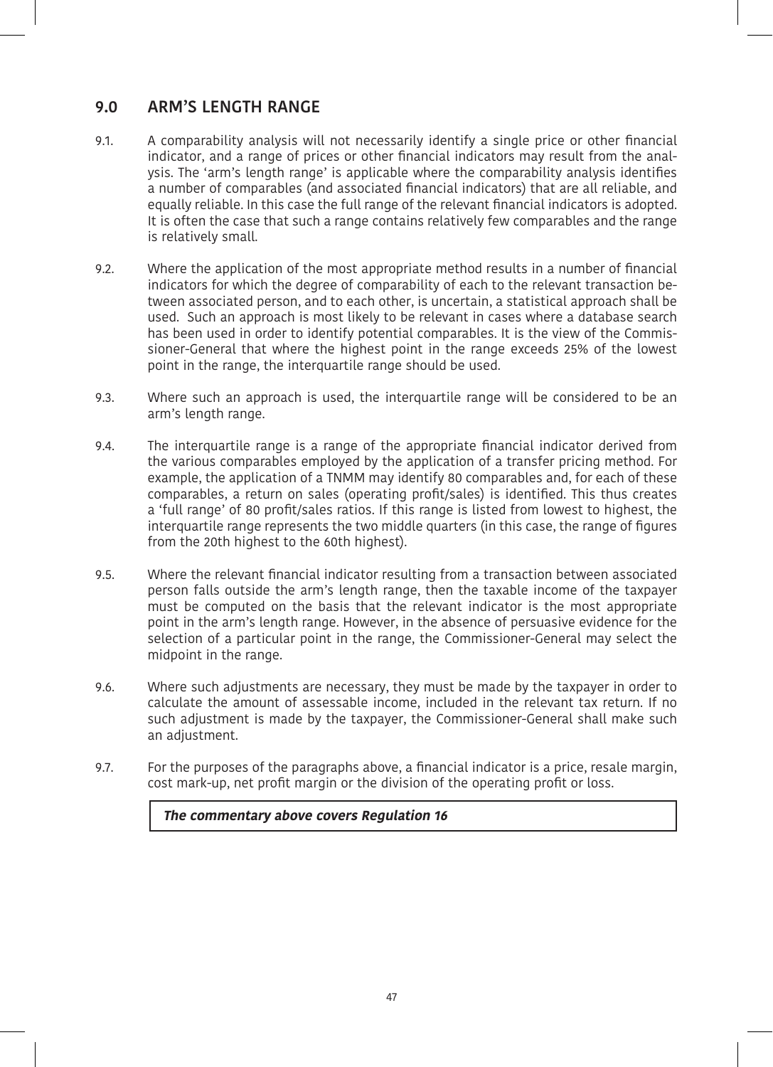## 9.0 ARM'S LENGTH RANGE

9.1. A comparability analysis will not necessarily identify a single price or other financial indicator, and a range of prices or other financial indicators may result from the analysis. The 'arm's length range' is applicable where the comparability analysis identifies a number of comparables (and associated financial indicators) that are all reliable, and equally reliable. In this case the full range of the relevant financial indicators is adopted. It is often the case that such a range contains relatively few comparables and the range is relatively small.

9.2. Where the application of the most appropriate method results in a number of financial indicators for which the degree of comparability of each to the relevant transaction between associated person, and to each other, is uncertain, a statistical approach shall be used. Such an approach is most likely to be relevant in cases where a database search has been used in order to identify potential comparables. It is the view of the Commissioner-General that where the highest point in the range exceeds 25% of the lowest point in the range, the interquartile range should be used.

9.3. Where such an approach is used, the interquartile range will be considered to be an arm's length range.

9.4. The interquartile range is a range of the appropriate financial indicator derived from the various comparables employed by the application of a transfer pricing method. For example, the application of a TNMM may identify 80 comparables and, for each of these comparables, a return on sales (operating profit/sales) is identified. This thus creates a 'full range' of 80 profit/sales ratios. If this range is listed from lowest to highest, the interquartile range represents the two middle quarters (in this case, the range of figures from the 20th highest to the 60th highest).

9.5. Where the relevant financial indicator resulting from a transaction between associated person falls outside the arm's length range, then the taxable income of the taxpayer must be computed on the basis that the relevant indicator is the most appropriate point in the arm's length range. However, in the absence of persuasive evidence for the selection of a particular point in the range, the Commissioner-General may select the midpoint in the range.

9.6. Where such adjustments are necessary, they must be made by the taxpayer in order to calculate the amount of assessable income, included in the relevant tax return. If no such adjustment is made by the taxpayer, the Commissioner-General shall make such an adjustment.

9.7. For the purposes of the paragraphs above, a financial indicator is a price, resale margin, cost mark-up, net profit margin or the division of the operating profit or loss.

***The commentary above covers Regulation 16***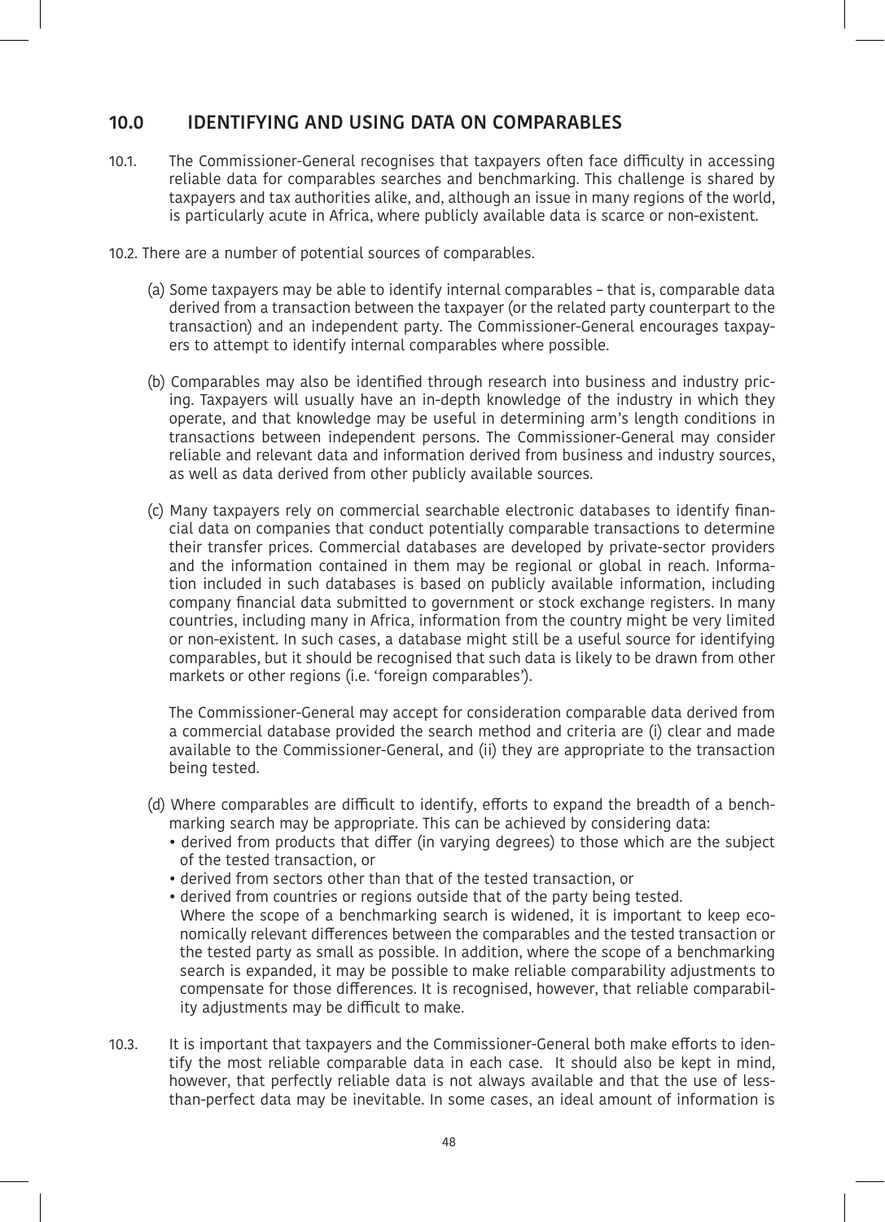## 10.0 IDENTIFYING AND USING DATA ON COMPARABLES

10.1. The Commissioner-General recognises that taxpayers often face difficulty in accessing reliable data for comparables searches and benchmarking. This challenge is shared by taxpayers and tax authorities alike, and, although an issue in many regions of the world, is particularly acute in Africa, where publicly available data is scarce or non-existent.

10.2. There are a number of potential sources of comparables.

(a) Some taxpayers may be able to identify internal comparables – that is, comparable data derived from a transaction between the taxpayer (or the related party counterpart to the transaction) and an independent party. The Commissioner-General encourages taxpayers to attempt to identify internal comparables where possible.

(b) Comparables may also be identified through research into business and industry pricing. Taxpayers will usually have an in-depth knowledge of the industry in which they operate, and that knowledge may be useful in determining arm's length conditions in transactions between independent persons. The Commissioner-General may consider reliable and relevant data and information derived from business and industry sources, as well as data derived from other publicly available sources.

(c) Many taxpayers rely on commercial searchable electronic databases to identify financial data on companies that conduct potentially comparable transactions to determine their transfer prices. Commercial databases are developed by private-sector providers and the information contained in them may be regional or global in reach. Information included in such databases is based on publicly available information, including company financial data submitted to government or stock exchange registers. In many countries, including many in Africa, information from the country might be very limited or non-existent. In such cases, a database might still be a useful source for identifying comparables, but it should be recognised that such data is likely to be drawn from other markets or other regions (i.e. 'foreign comparables').

The Commissioner-General may accept for consideration comparable data derived from a commercial database provided the search method and criteria are (i) clear and made available to the Commissioner-General, and (ii) they are appropriate to the transaction being tested.

(d) Where comparables are difficult to identify, efforts to expand the breadth of a benchmarking search may be appropriate. This can be achieved by considering data:
- derived from products that differ (in varying degrees) to those which are the subject of the tested transaction, or
- derived from sectors other than that of the tested transaction, or
- derived from countries or regions outside that of the party being tested.

Where the scope of a benchmarking search is widened, it is important to keep economically relevant differences between the comparables and the tested transaction or the tested party as small as possible. In addition, where the scope of a benchmarking search is expanded, it may be possible to make reliable comparability adjustments to compensate for those differences. It is recognised, however, that reliable comparability adjustments may be difficult to make.

10.3. It is important that taxpayers and the Commissioner-General both make efforts to identify the most reliable comparable data in each case. It should also be kept in mind, however, that perfectly reliable data is not always available and that the use of less-than-perfect data may be inevitable. In some cases, an ideal amount of information is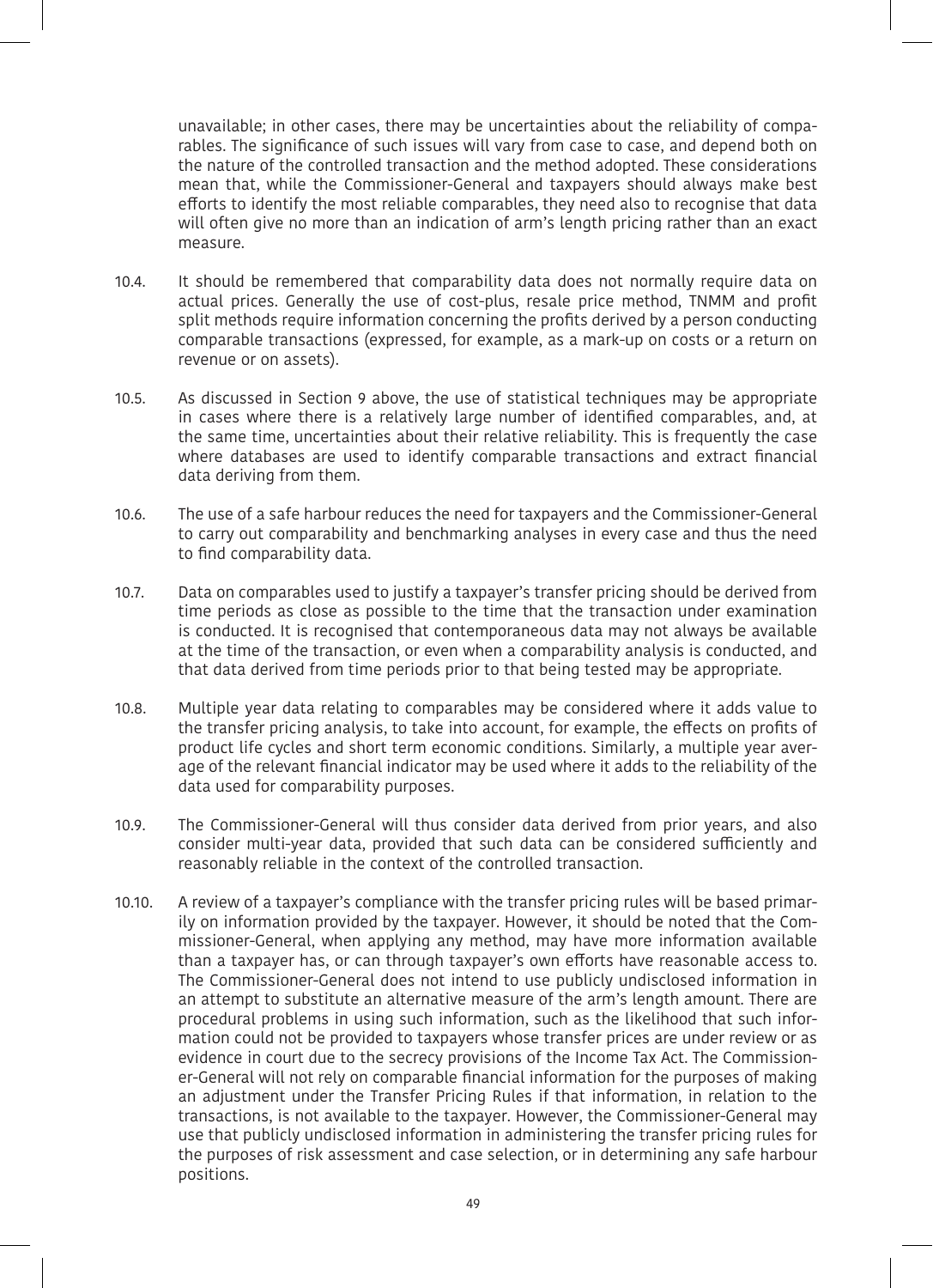unavailable; in other cases, there may be uncertainties about the reliability of comparables. The significance of such issues will vary from case to case, and depend both on the nature of the controlled transaction and the method adopted. These considerations mean that, while the Commissioner-General and taxpayers should always make best efforts to identify the most reliable comparables, they need also to recognise that data will often give no more than an indication of arm's length pricing rather than an exact measure.

10.4. It should be remembered that comparability data does not normally require data on actual prices. Generally the use of cost-plus, resale price method, TNMM and profit split methods require information concerning the profits derived by a person conducting comparable transactions (expressed, for example, as a mark-up on costs or a return on revenue or on assets).

10.5. As discussed in Section 9 above, the use of statistical techniques may be appropriate in cases where there is a relatively large number of identified comparables, and, at the same time, uncertainties about their relative reliability. This is frequently the case where databases are used to identify comparable transactions and extract financial data deriving from them.

10.6. The use of a safe harbour reduces the need for taxpayers and the Commissioner-General to carry out comparability and benchmarking analyses in every case and thus the need to find comparability data.

10.7. Data on comparables used to justify a taxpayer's transfer pricing should be derived from time periods as close as possible to the time that the transaction under examination is conducted. It is recognised that contemporaneous data may not always be available at the time of the transaction, or even when a comparability analysis is conducted, and that data derived from time periods prior to that being tested may be appropriate.

10.8. Multiple year data relating to comparables may be considered where it adds value to the transfer pricing analysis, to take into account, for example, the effects on profits of product life cycles and short term economic conditions. Similarly, a multiple year average of the relevant financial indicator may be used where it adds to the reliability of the data used for comparability purposes.

10.9. The Commissioner-General will thus consider data derived from prior years, and also consider multi-year data, provided that such data can be considered sufficiently and reasonably reliable in the context of the controlled transaction.

10.10. A review of a taxpayer's compliance with the transfer pricing rules will be based primarily on information provided by the taxpayer. However, it should be noted that the Commissioner-General, when applying any method, may have more information available than a taxpayer has, or can through taxpayer's own efforts have reasonable access to. The Commissioner-General does not intend to use publicly undisclosed information in an attempt to substitute an alternative measure of the arm's length amount. There are procedural problems in using such information, such as the likelihood that such information could not be provided to taxpayers whose transfer prices are under review or as evidence in court due to the secrecy provisions of the Income Tax Act. The Commissioner-General will not rely on comparable financial information for the purposes of making an adjustment under the Transfer Pricing Rules if that information, in relation to the transactions, is not available to the taxpayer. However, the Commissioner-General may use that publicly undisclosed information in administering the transfer pricing rules for the purposes of risk assessment and case selection, or in determining any safe harbour positions.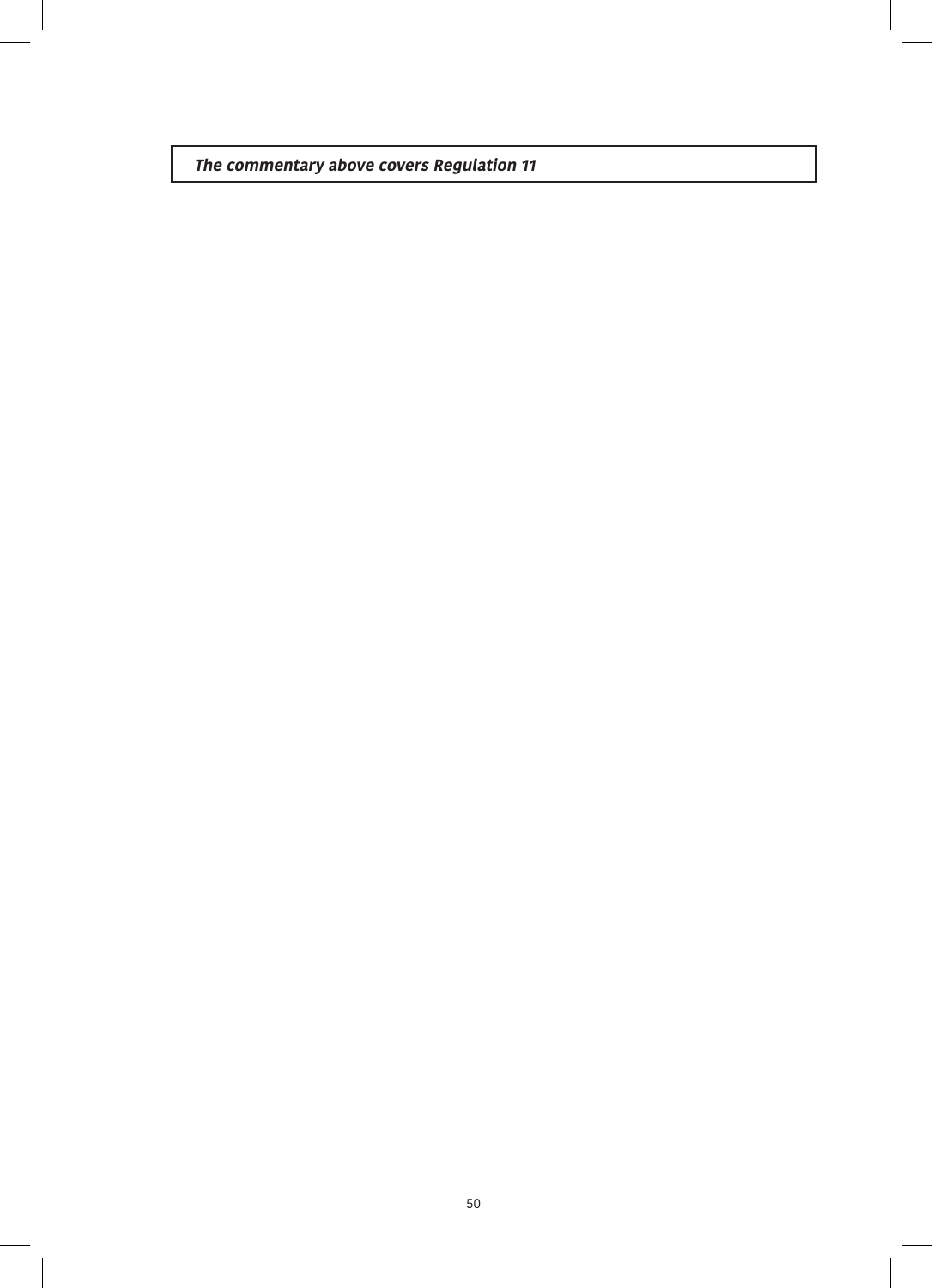***The commentary above covers Regulation 11***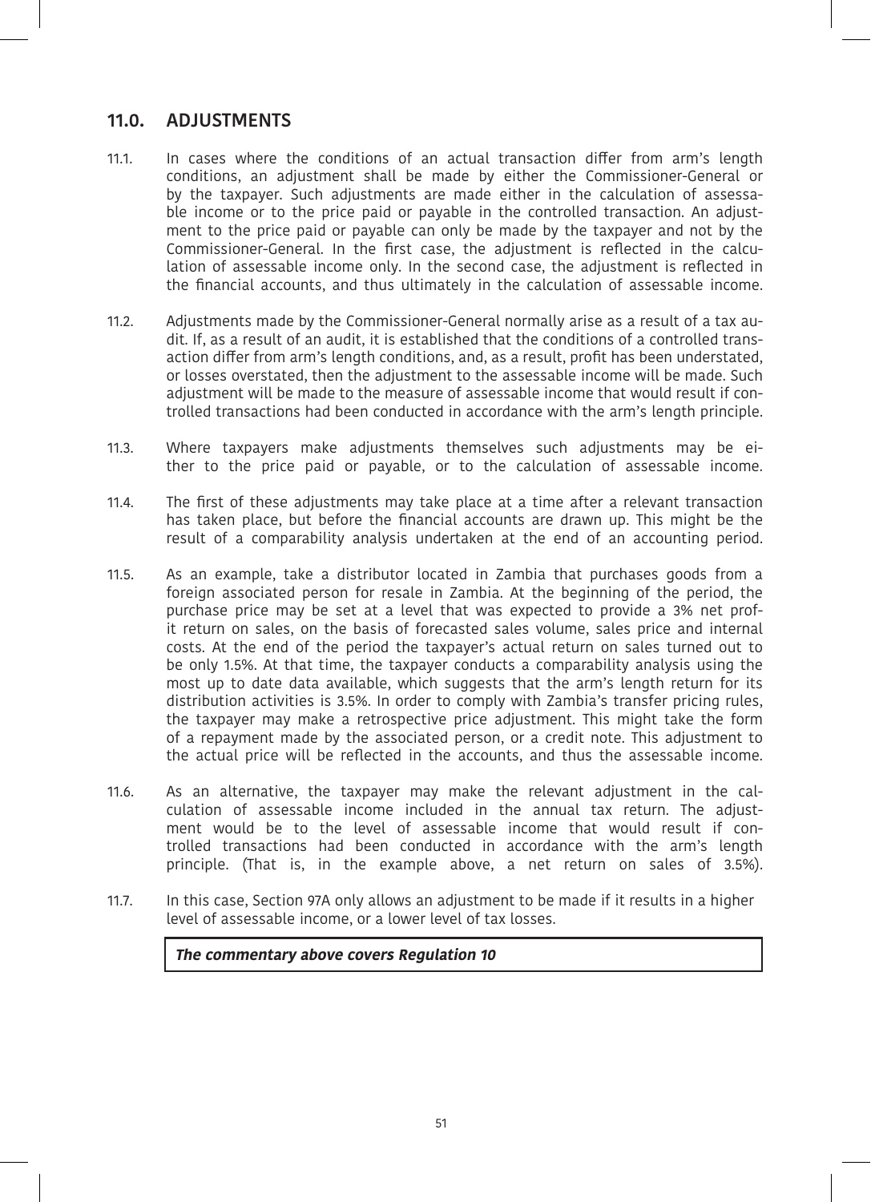## 11.0. ADJUSTMENTS

11.1. In cases where the conditions of an actual transaction differ from arm's length conditions, an adjustment shall be made by either the Commissioner-General or by the taxpayer. Such adjustments are made either in the calculation of assessable income or to the price paid or payable in the controlled transaction. An adjustment to the price paid or payable can only be made by the taxpayer and not by the Commissioner-General. In the first case, the adjustment is reflected in the calculation of assessable income only. In the second case, the adjustment is reflected in the financial accounts, and thus ultimately in the calculation of assessable income.

11.2. Adjustments made by the Commissioner-General normally arise as a result of a tax audit. If, as a result of an audit, it is established that the conditions of a controlled transaction differ from arm's length conditions, and, as a result, profit has been understated, or losses overstated, then the adjustment to the assessable income will be made. Such adjustment will be made to the measure of assessable income that would result if controlled transactions had been conducted in accordance with the arm's length principle.

11.3. Where taxpayers make adjustments themselves such adjustments may be either to the price paid or payable, or to the calculation of assessable income.

11.4. The first of these adjustments may take place at a time after a relevant transaction has taken place, but before the financial accounts are drawn up. This might be the result of a comparability analysis undertaken at the end of an accounting period.

11.5. As an example, take a distributor located in Zambia that purchases goods from a foreign associated person for resale in Zambia. At the beginning of the period, the purchase price may be set at a level that was expected to provide a 3% net profit return on sales, on the basis of forecasted sales volume, sales price and internal costs. At the end of the period the taxpayer's actual return on sales turned out to be only 1.5%. At that time, the taxpayer conducts a comparability analysis using the most up to date data available, which suggests that the arm's length return for its distribution activities is 3.5%. In order to comply with Zambia's transfer pricing rules, the taxpayer may make a retrospective price adjustment. This might take the form of a repayment made by the associated person, or a credit note. This adjustment to the actual price will be reflected in the accounts, and thus the assessable income.

11.6. As an alternative, the taxpayer may make the relevant adjustment in the calculation of assessable income included in the annual tax return. The adjustment would be to the level of assessable income that would result if controlled transactions had been conducted in accordance with the arm's length principle. (That is, in the example above, a net return on sales of 3.5%).

11.7. In this case, Section 97A only allows an adjustment to be made if it results in a higher level of assessable income, or a lower level of tax losses.

***The commentary above covers Regulation 10***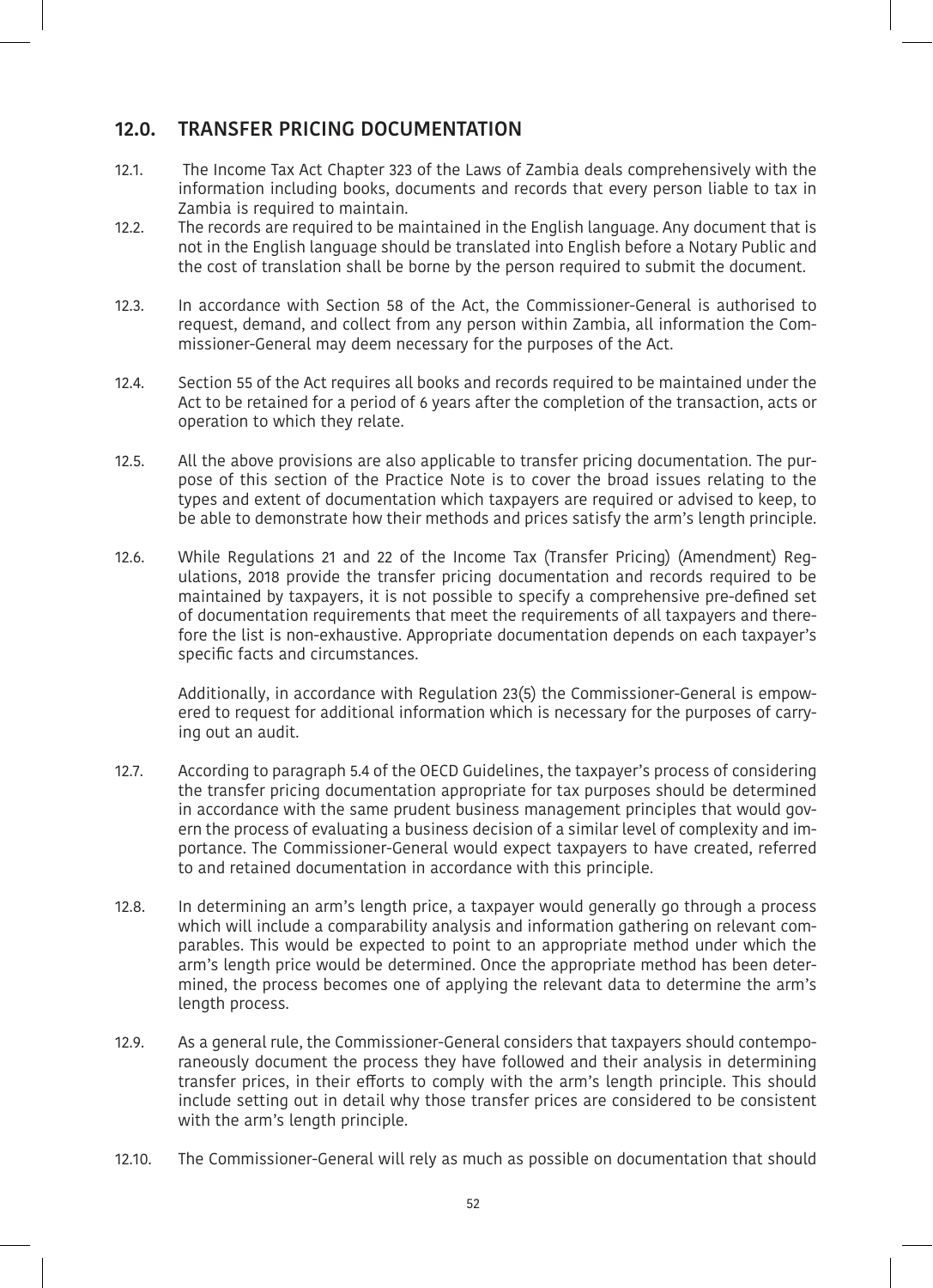## 12.0. TRANSFER PRICING DOCUMENTATION

12.1. The Income Tax Act Chapter 323 of the Laws of Zambia deals comprehensively with the information including books, documents and records that every person liable to tax in Zambia is required to maintain.

12.2. The records are required to be maintained in the English language. Any document that is not in the English language should be translated into English before a Notary Public and the cost of translation shall be borne by the person required to submit the document.

12.3. In accordance with Section 58 of the Act, the Commissioner-General is authorised to request, demand, and collect from any person within Zambia, all information the Commissioner-General may deem necessary for the purposes of the Act.

12.4. Section 55 of the Act requires all books and records required to be maintained under the Act to be retained for a period of 6 years after the completion of the transaction, acts or operation to which they relate.

12.5. All the above provisions are also applicable to transfer pricing documentation. The purpose of this section of the Practice Note is to cover the broad issues relating to the types and extent of documentation which taxpayers are required or advised to keep, to be able to demonstrate how their methods and prices satisfy the arm's length principle.

12.6. While Regulations 21 and 22 of the Income Tax (Transfer Pricing) (Amendment) Regulations, 2018 provide the transfer pricing documentation and records required to be maintained by taxpayers, it is not possible to specify a comprehensive pre-defined set of documentation requirements that meet the requirements of all taxpayers and therefore the list is non-exhaustive. Appropriate documentation depends on each taxpayer's specific facts and circumstances.

Additionally, in accordance with Regulation 23(5) the Commissioner-General is empowered to request for additional information which is necessary for the purposes of carrying out an audit.

12.7. According to paragraph 5.4 of the OECD Guidelines, the taxpayer's process of considering the transfer pricing documentation appropriate for tax purposes should be determined in accordance with the same prudent business management principles that would govern the process of evaluating a business decision of a similar level of complexity and importance. The Commissioner-General would expect taxpayers to have created, referred to and retained documentation in accordance with this principle.

12.8. In determining an arm's length price, a taxpayer would generally go through a process which will include a comparability analysis and information gathering on relevant comparables. This would be expected to point to an appropriate method under which the arm's length price would be determined. Once the appropriate method has been determined, the process becomes one of applying the relevant data to determine the arm's length process.

12.9. As a general rule, the Commissioner-General considers that taxpayers should contemporaneously document the process they have followed and their analysis in determining transfer prices, in their efforts to comply with the arm's length principle. This should include setting out in detail why those transfer prices are considered to be consistent with the arm's length principle.

12.10. The Commissioner-General will rely as much as possible on documentation that should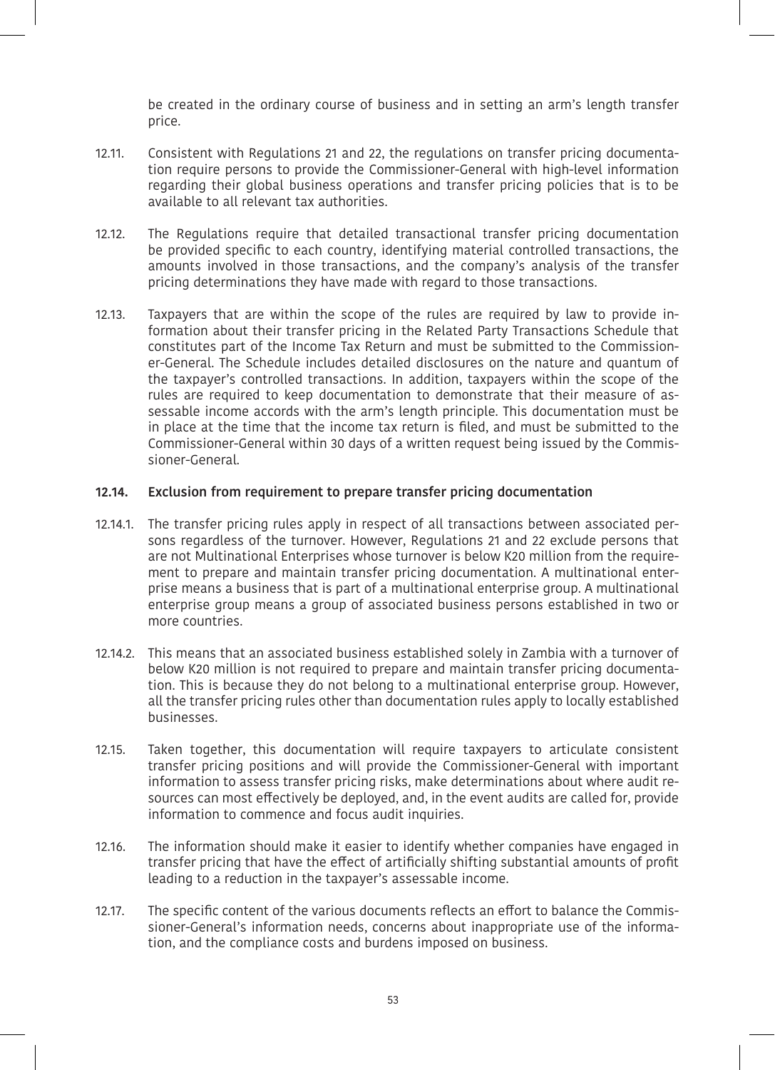be created in the ordinary course of business and in setting an arm's length transfer price.

12.11. Consistent with Regulations 21 and 22, the regulations on transfer pricing documentation require persons to provide the Commissioner-General with high-level information regarding their global business operations and transfer pricing policies that is to be available to all relevant tax authorities.

12.12. The Regulations require that detailed transactional transfer pricing documentation be provided specific to each country, identifying material controlled transactions, the amounts involved in those transactions, and the company's analysis of the transfer pricing determinations they have made with regard to those transactions.

12.13. Taxpayers that are within the scope of the rules are required by law to provide information about their transfer pricing in the Related Party Transactions Schedule that constitutes part of the Income Tax Return and must be submitted to the Commissioner-General. The Schedule includes detailed disclosures on the nature and quantum of the taxpayer's controlled transactions. In addition, taxpayers within the scope of the rules are required to keep documentation to demonstrate that their measure of assessable income accords with the arm's length principle. This documentation must be in place at the time that the income tax return is filed, and must be submitted to the Commissioner-General within 30 days of a written request being issued by the Commissioner-General.

**12.14. Exclusion from requirement to prepare transfer pricing documentation**

12.14.1. The transfer pricing rules apply in respect of all transactions between associated persons regardless of the turnover. However, Regulations 21 and 22 exclude persons that are not Multinational Enterprises whose turnover is below K20 million from the requirement to prepare and maintain transfer pricing documentation. A multinational enterprise means a business that is part of a multinational enterprise group. A multinational enterprise group means a group of associated business persons established in two or more countries.

12.14.2. This means that an associated business established solely in Zambia with a turnover of below K20 million is not required to prepare and maintain transfer pricing documentation. This is because they do not belong to a multinational enterprise group. However, all the transfer pricing rules other than documentation rules apply to locally established businesses.

12.15. Taken together, this documentation will require taxpayers to articulate consistent transfer pricing positions and will provide the Commissioner-General with important information to assess transfer pricing risks, make determinations about where audit resources can most effectively be deployed, and, in the event audits are called for, provide information to commence and focus audit inquiries.

12.16. The information should make it easier to identify whether companies have engaged in transfer pricing that have the effect of artificially shifting substantial amounts of profit leading to a reduction in the taxpayer's assessable income.

12.17. The specific content of the various documents reflects an effort to balance the Commissioner-General's information needs, concerns about inappropriate use of the information, and the compliance costs and burdens imposed on business.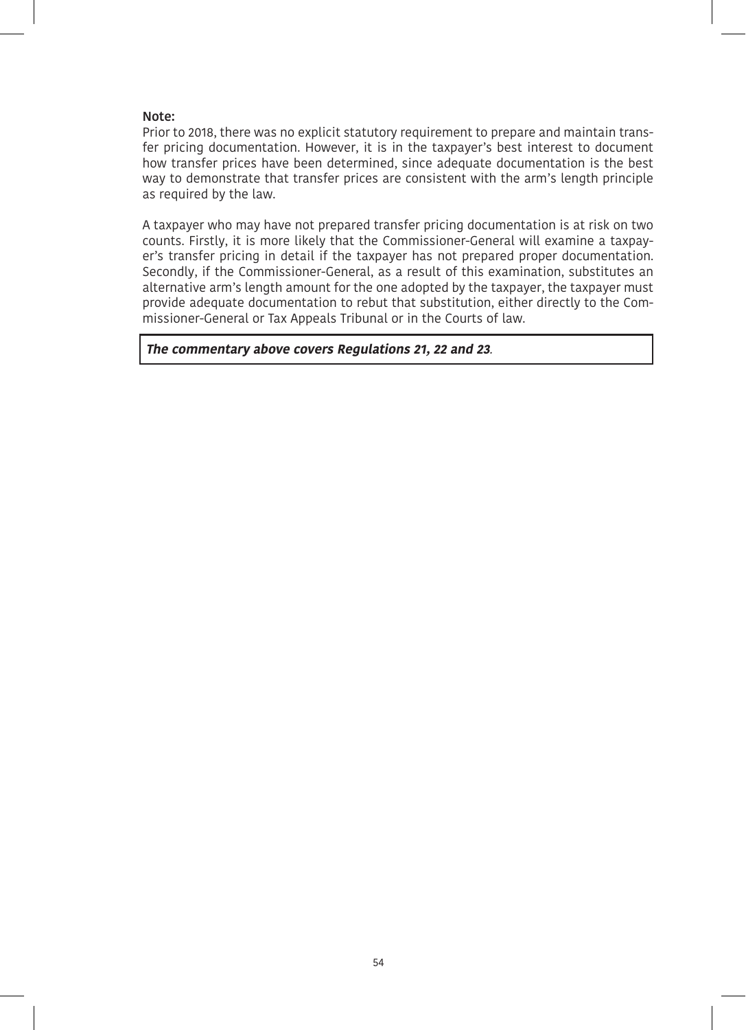**Note:**

Prior to 2018, there was no explicit statutory requirement to prepare and maintain transfer pricing documentation. However, it is in the taxpayer's best interest to document how transfer prices have been determined, since adequate documentation is the best way to demonstrate that transfer prices are consistent with the arm's length principle as required by the law.

A taxpayer who may have not prepared transfer pricing documentation is at risk on two counts. Firstly, it is more likely that the Commissioner-General will examine a taxpayer's transfer pricing in detail if the taxpayer has not prepared proper documentation. Secondly, if the Commissioner-General, as a result of this examination, substitutes an alternative arm's length amount for the one adopted by the taxpayer, the taxpayer must provide adequate documentation to rebut that substitution, either directly to the Commissioner-General or Tax Appeals Tribunal or in the Courts of law.

***The commentary above covers Regulations 21, 22 and 23.***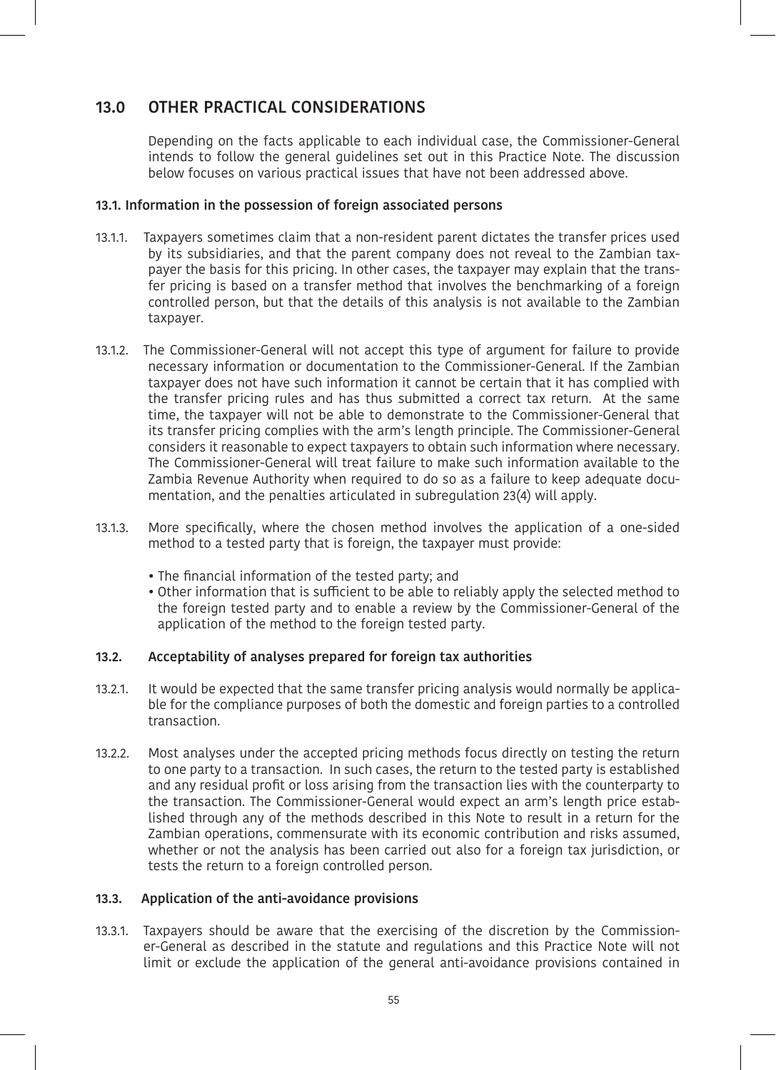## 13.0 OTHER PRACTICAL CONSIDERATIONS

Depending on the facts applicable to each individual case, the Commissioner-General intends to follow the general guidelines set out in this Practice Note. The discussion below focuses on various practical issues that have not been addressed above.

### 13.1. Information in the possession of foreign associated persons

13.1.1. Taxpayers sometimes claim that a non-resident parent dictates the transfer prices used by its subsidiaries, and that the parent company does not reveal to the Zambian taxpayer the basis for this pricing. In other cases, the taxpayer may explain that the transfer pricing is based on a transfer method that involves the benchmarking of a foreign controlled person, but that the details of this analysis is not available to the Zambian taxpayer.

13.1.2. The Commissioner-General will not accept this type of argument for failure to provide necessary information or documentation to the Commissioner-General. If the Zambian taxpayer does not have such information it cannot be certain that it has complied with the transfer pricing rules and has thus submitted a correct tax return. At the same time, the taxpayer will not be able to demonstrate to the Commissioner-General that its transfer pricing complies with the arm's length principle. The Commissioner-General considers it reasonable to expect taxpayers to obtain such information where necessary. The Commissioner-General will treat failure to make such information available to the Zambia Revenue Authority when required to do so as a failure to keep adequate documentation, and the penalties articulated in subregulation 23(4) will apply.

13.1.3. More specifically, where the chosen method involves the application of a one-sided method to a tested party that is foreign, the taxpayer must provide:

- The financial information of the tested party; and
- Other information that is sufficient to be able to reliably apply the selected method to the foreign tested party and to enable a review by the Commissioner-General of the application of the method to the foreign tested party.

### 13.2. Acceptability of analyses prepared for foreign tax authorities

13.2.1. It would be expected that the same transfer pricing analysis would normally be applicable for the compliance purposes of both the domestic and foreign parties to a controlled transaction.

13.2.2. Most analyses under the accepted pricing methods focus directly on testing the return to one party to a transaction. In such cases, the return to the tested party is established and any residual profit or loss arising from the transaction lies with the counterparty to the transaction. The Commissioner-General would expect an arm's length price established through any of the methods described in this Note to result in a return for the Zambian operations, commensurate with its economic contribution and risks assumed, whether or not the analysis has been carried out also for a foreign tax jurisdiction, or tests the return to a foreign controlled person.

### 13.3. Application of the anti-avoidance provisions

13.3.1. Taxpayers should be aware that the exercising of the discretion by the Commissioner-General as described in the statute and regulations and this Practice Note will not limit or exclude the application of the general anti-avoidance provisions contained in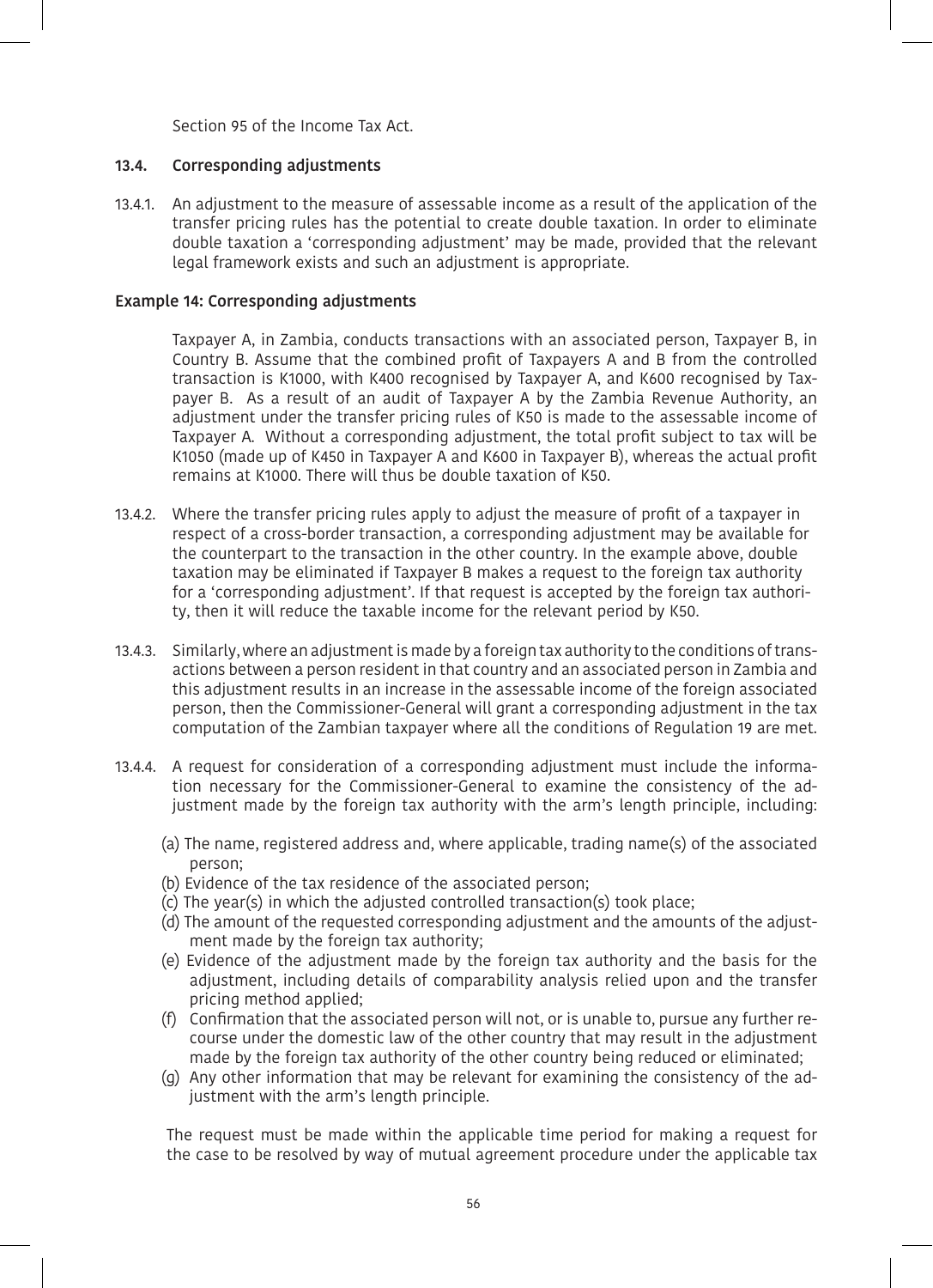Section 95 of the Income Tax Act.

### 13.4. Corresponding adjustments

13.4.1. An adjustment to the measure of assessable income as a result of the application of the transfer pricing rules has the potential to create double taxation. In order to eliminate double taxation a 'corresponding adjustment' may be made, provided that the relevant legal framework exists and such an adjustment is appropriate.

**Example 14: Corresponding adjustments**

Taxpayer A, in Zambia, conducts transactions with an associated person, Taxpayer B, in Country B. Assume that the combined profit of Taxpayers A and B from the controlled transaction is K1000, with K400 recognised by Taxpayer A, and K600 recognised by Taxpayer B. As a result of an audit of Taxpayer A by the Zambia Revenue Authority, an adjustment under the transfer pricing rules of K50 is made to the assessable income of Taxpayer A. Without a corresponding adjustment, the total profit subject to tax will be K1050 (made up of K450 in Taxpayer A and K600 in Taxpayer B), whereas the actual profit remains at K1000. There will thus be double taxation of K50.

13.4.2. Where the transfer pricing rules apply to adjust the measure of profit of a taxpayer in respect of a cross-border transaction, a corresponding adjustment may be available for the counterpart to the transaction in the other country. In the example above, double taxation may be eliminated if Taxpayer B makes a request to the foreign tax authority for a 'corresponding adjustment'. If that request is accepted by the foreign tax authority, then it will reduce the taxable income for the relevant period by K50.

13.4.3. Similarly, where an adjustment is made by a foreign tax authority to the conditions of transactions between a person resident in that country and an associated person in Zambia and this adjustment results in an increase in the assessable income of the foreign associated person, then the Commissioner-General will grant a corresponding adjustment in the tax computation of the Zambian taxpayer where all the conditions of Regulation 19 are met.

13.4.4. A request for consideration of a corresponding adjustment must include the information necessary for the Commissioner-General to examine the consistency of the adjustment made by the foreign tax authority with the arm's length principle, including:

(a) The name, registered address and, where applicable, trading name(s) of the associated person;
(b) Evidence of the tax residence of the associated person;
(c) The year(s) in which the adjusted controlled transaction(s) took place;
(d) The amount of the requested corresponding adjustment and the amounts of the adjustment made by the foreign tax authority;
(e) Evidence of the adjustment made by the foreign tax authority and the basis for the adjustment, including details of comparability analysis relied upon and the transfer pricing method applied;
(f) Confirmation that the associated person will not, or is unable to, pursue any further recourse under the domestic law of the other country that may result in the adjustment made by the foreign tax authority of the other country being reduced or eliminated;
(g) Any other information that may be relevant for examining the consistency of the adjustment with the arm's length principle.

The request must be made within the applicable time period for making a request for the case to be resolved by way of mutual agreement procedure under the applicable tax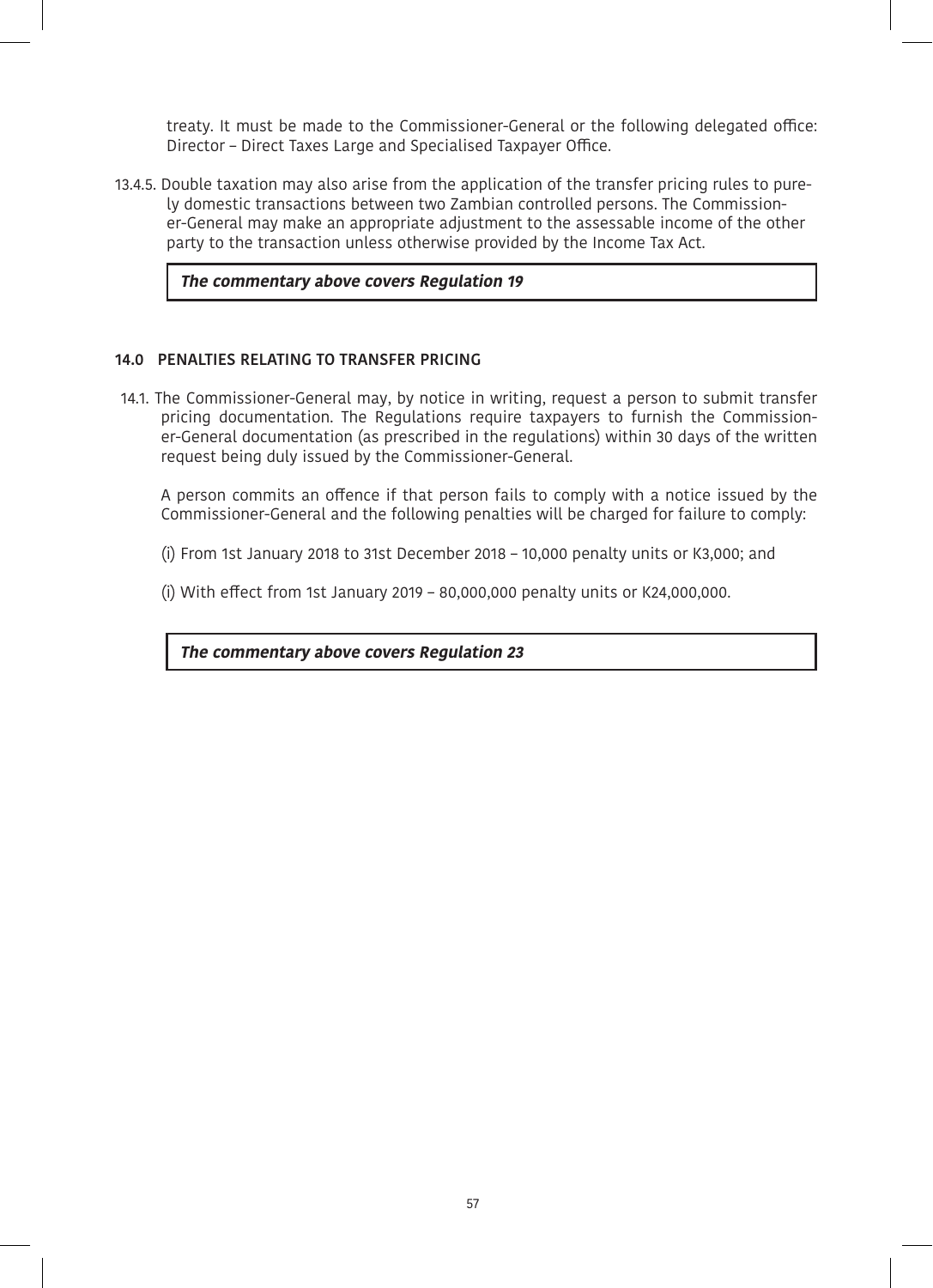treaty. It must be made to the Commissioner-General or the following delegated office: Director – Direct Taxes Large and Specialised Taxpayer Office.

13.4.5. Double taxation may also arise from the application of the transfer pricing rules to purely domestic transactions between two Zambian controlled persons. The Commissioner-General may make an appropriate adjustment to the assessable income of the other party to the transaction unless otherwise provided by the Income Tax Act.

***The commentary above covers Regulation 19***

## 14.0 PENALTIES RELATING TO TRANSFER PRICING

14.1. The Commissioner-General may, by notice in writing, request a person to submit transfer pricing documentation. The Regulations require taxpayers to furnish the Commissioner-General documentation (as prescribed in the regulations) within 30 days of the written request being duly issued by the Commissioner-General.

A person commits an offence if that person fails to comply with a notice issued by the Commissioner-General and the following penalties will be charged for failure to comply:

(i) From 1st January 2018 to 31st December 2018 – 10,000 penalty units or K3,000; and

(i) With effect from 1st January 2019 – 80,000,000 penalty units or K24,000,000.

***The commentary above covers Regulation 23***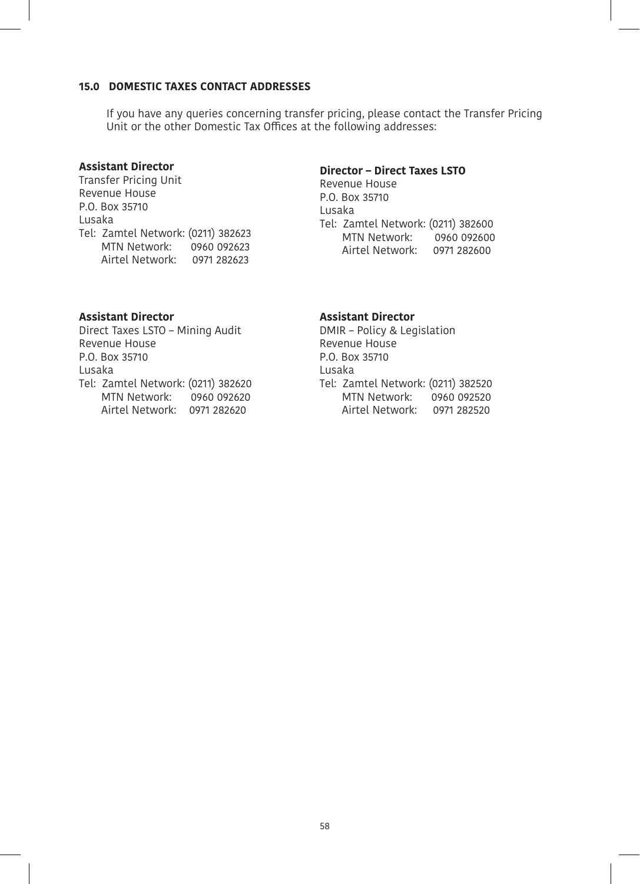## 15.0 DOMESTIC TAXES CONTACT ADDRESSES

If you have any queries concerning transfer pricing, please contact the Transfer Pricing Unit or the other Domestic Tax Offices at the following addresses:

**Assistant Director**
Transfer Pricing Unit
Revenue House
P.O. Box 35710
Lusaka
Tel: Zamtel Network: (0211) 382623
MTN Network: 0960 092623
Airtel Network: 0971 282623

**Director – Direct Taxes LSTO**
Revenue House
P.O. Box 35710
Lusaka
Tel: Zamtel Network: (0211) 382600
MTN Network: 0960 092600
Airtel Network: 0971 282600

**Assistant Director**
Direct Taxes LSTO – Mining Audit
Revenue House
P.O. Box 35710
Lusaka
Tel: Zamtel Network: (0211) 382620
MTN Network: 0960 092620
Airtel Network: 0971 282620

**Assistant Director**
DMIR – Policy & Legislation
Revenue House
P.O. Box 35710
Lusaka
Tel: Zamtel Network: (0211) 382520
MTN Network: 0960 092520
Airtel Network: 0971 282520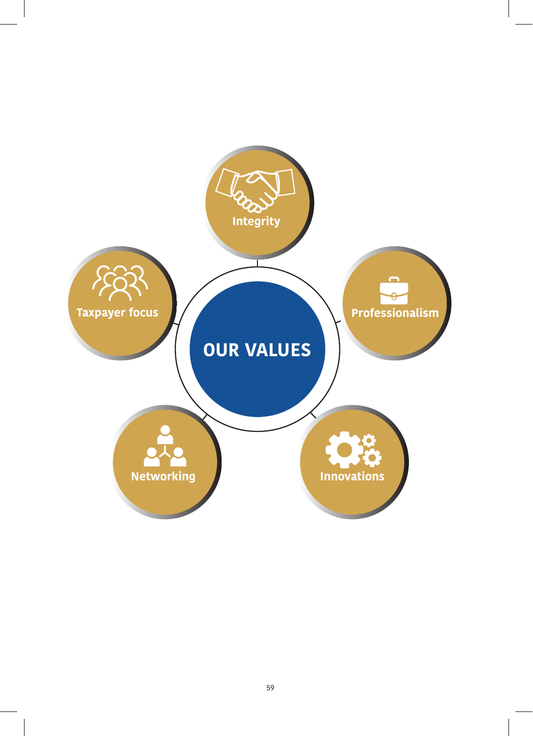# OUR VALUES

- Integrity
- Professionalism
- Innovations
- Networking
- Taxpayer focus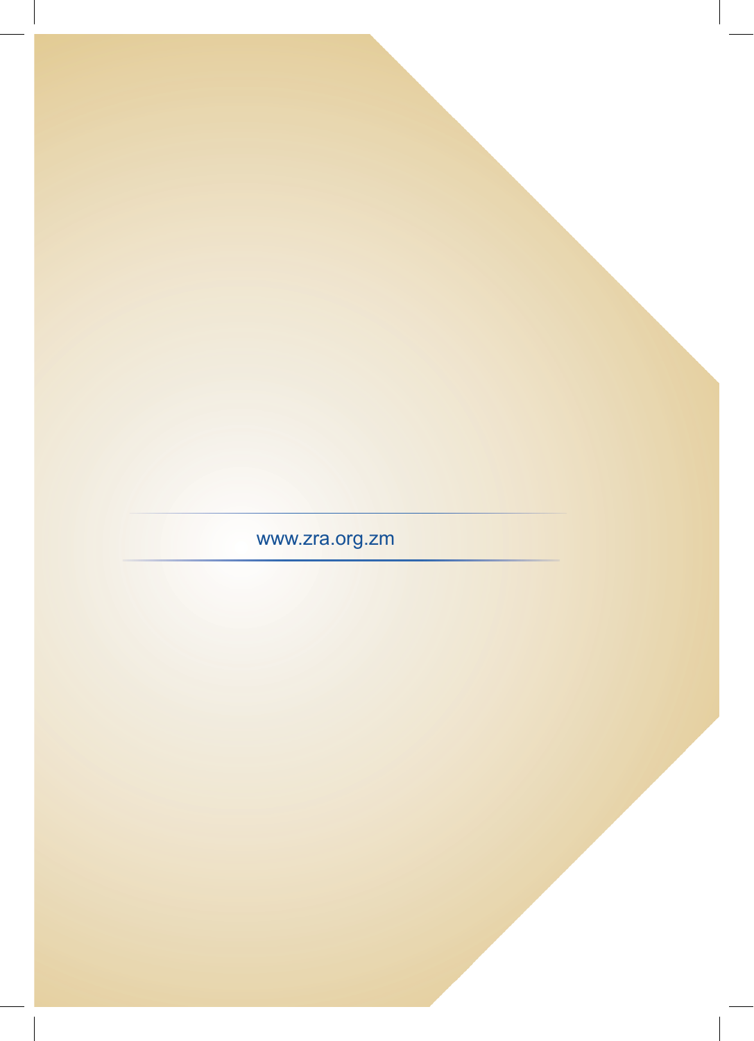www.zra.org.zm